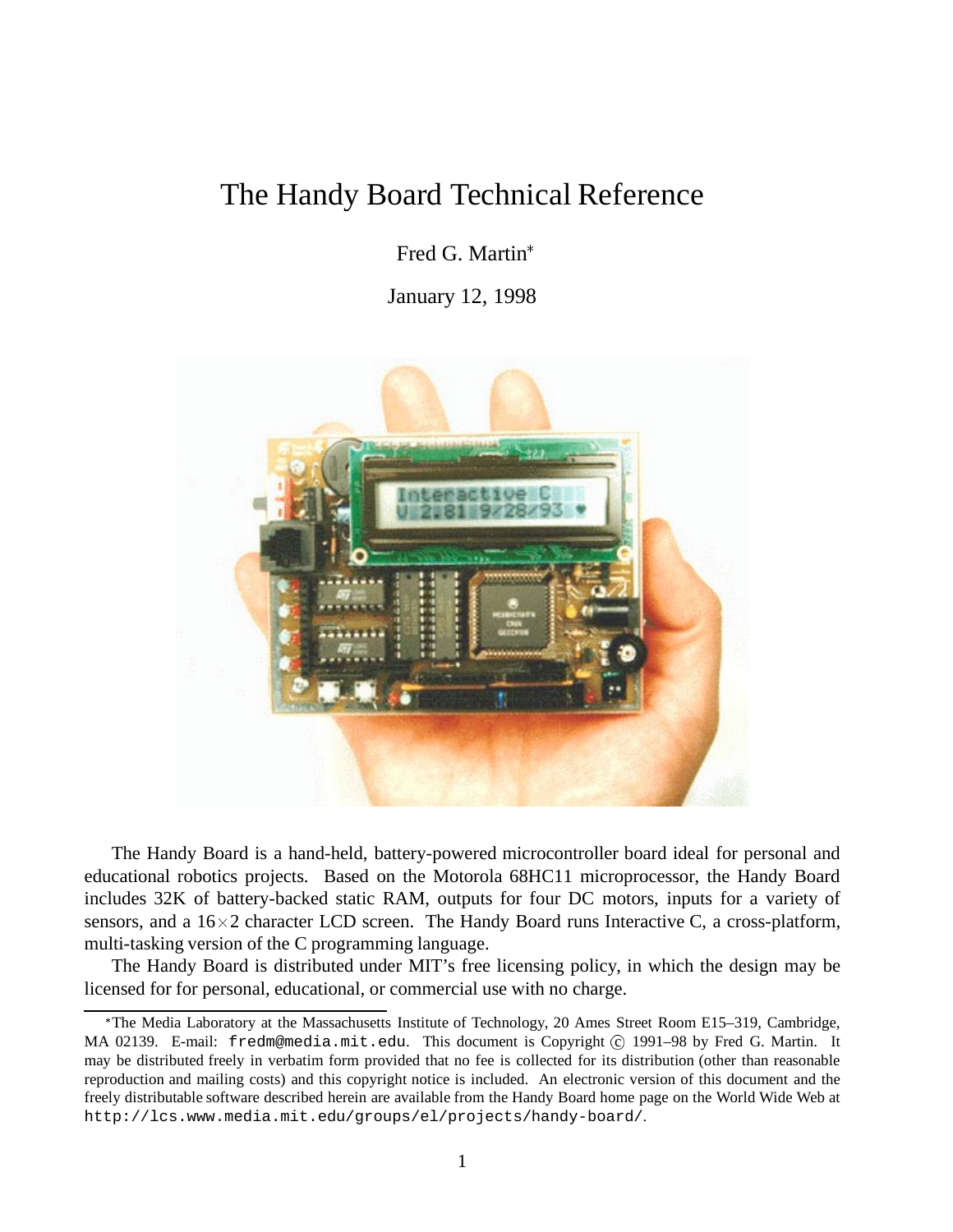# The Handy Board Technical Reference

Fred G. Martin*

January 12, 1998

The Handy Board is a hand-held, battery-powered microcontroller board ideal for personal and educational robotics projects. Based on the Motorola 68HC11 microprocessor, the Handy Board includes 32K of battery-backed static RAM, outputs for four DC motors, inputs for a variety of sensors, and a $16 \times 2$ character LCD screen. The Handy Board runs Interactive C, a cross-platform, multi-tasking version of the C programming language.

The Handy Board is distributed under MIT's free licensing policy, in which the design may be licensed for for personal, educational, or commercial use with no charge.

---

*The Media Laboratory at the Massachusetts Institute of Technology, 20 Ames Street Room E15–319, Cambridge, MA 02139. E-mail: `fredm@media.mit.edu`. This document is Copyright © 1991–98 by Fred G. Martin. It may be distributed freely in verbatim form provided that no fee is collected for its distribution (other than reasonable reproduction and mailing costs) and this copyright notice is included. An electronic version of this document and the freely distributable software described herein are available from the Handy Board home page on the World Wide Web at `http://lcs.www.media.mit.edu/groups/el/projects/handy-board/`.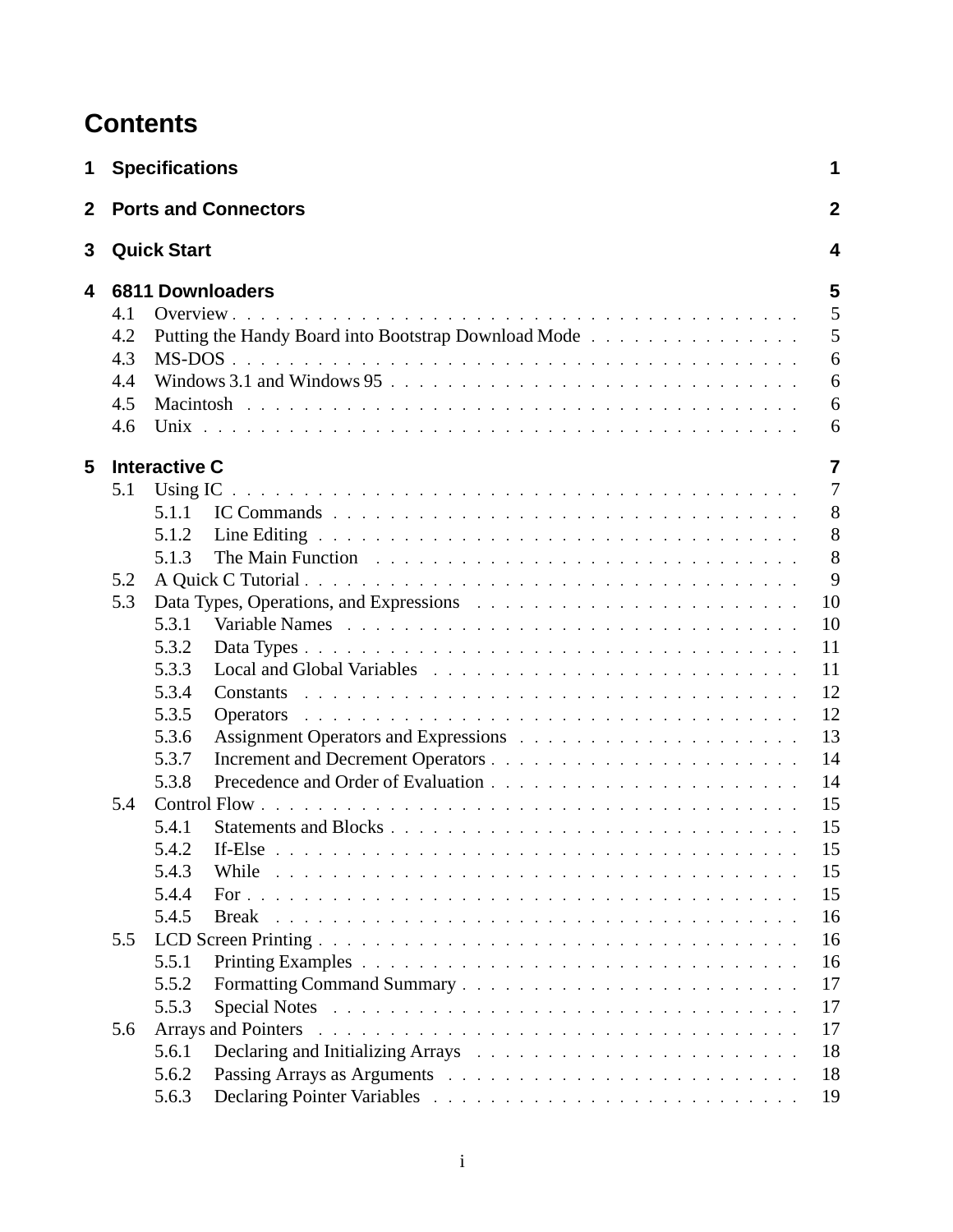# Contents

**1 Specifications** **1**

**2 Ports and Connectors** **2**

**3 Quick Start** **4**

**4 6811 Downloaders** **5**

- 4.1 Overview . . . . . . . . . . 5
- 4.2 Putting the Handy Board into Bootstrap Download Mode . . . . . . . . . . 5
- 4.3 MS-DOS . . . . . . . . . . 6
- 4.4 Windows 3.1 and Windows 95 . . . . . . . . . . 6
- 4.5 Macintosh . . . . . . . . . . 6
- 4.6 Unix . . . . . . . . . . 6

**5 Interactive C** **7**

- 5.1 Using IC . . . . . . . . . . 7
  - 5.1.1 IC Commands . . . . . . . . . . 8
  - 5.1.2 Line Editing . . . . . . . . . . 8
  - 5.1.3 The Main Function . . . . . . . . . . 8
- 5.2 A Quick C Tutorial . . . . . . . . . . 9
- 5.3 Data Types, Operations, and Expressions . . . . . . . . . . 10
  - 5.3.1 Variable Names . . . . . . . . . . 10
  - 5.3.2 Data Types . . . . . . . . . . 11
  - 5.3.3 Local and Global Variables . . . . . . . . . . 11
  - 5.3.4 Constants . . . . . . . . . . 12
  - 5.3.5 Operators . . . . . . . . . . 12
  - 5.3.6 Assignment Operators and Expressions . . . . . . . . . . 13
  - 5.3.7 Increment and Decrement Operators . . . . . . . . . . 14
  - 5.3.8 Precedence and Order of Evaluation . . . . . . . . . . 14
- 5.4 Control Flow . . . . . . . . . . 15
  - 5.4.1 Statements and Blocks . . . . . . . . . . 15
  - 5.4.2 If-Else . . . . . . . . . . 15
  - 5.4.3 While . . . . . . . . . . 15
  - 5.4.4 For . . . . . . . . . . 15
  - 5.4.5 Break . . . . . . . . . . 16
- 5.5 LCD Screen Printing . . . . . . . . . . 16
  - 5.5.1 Printing Examples . . . . . . . . . . 16
  - 5.5.2 Formatting Command Summary . . . . . . . . . . 17
  - 5.5.3 Special Notes . . . . . . . . . . 17
- 5.6 Arrays and Pointers . . . . . . . . . . 17
  - 5.6.1 Declaring and Initializing Arrays . . . . . . . . . . 18
  - 5.6.2 Passing Arrays as Arguments . . . . . . . . . . 18
  - 5.6.3 Declaring Pointer Variables . . . . . . . . . . 19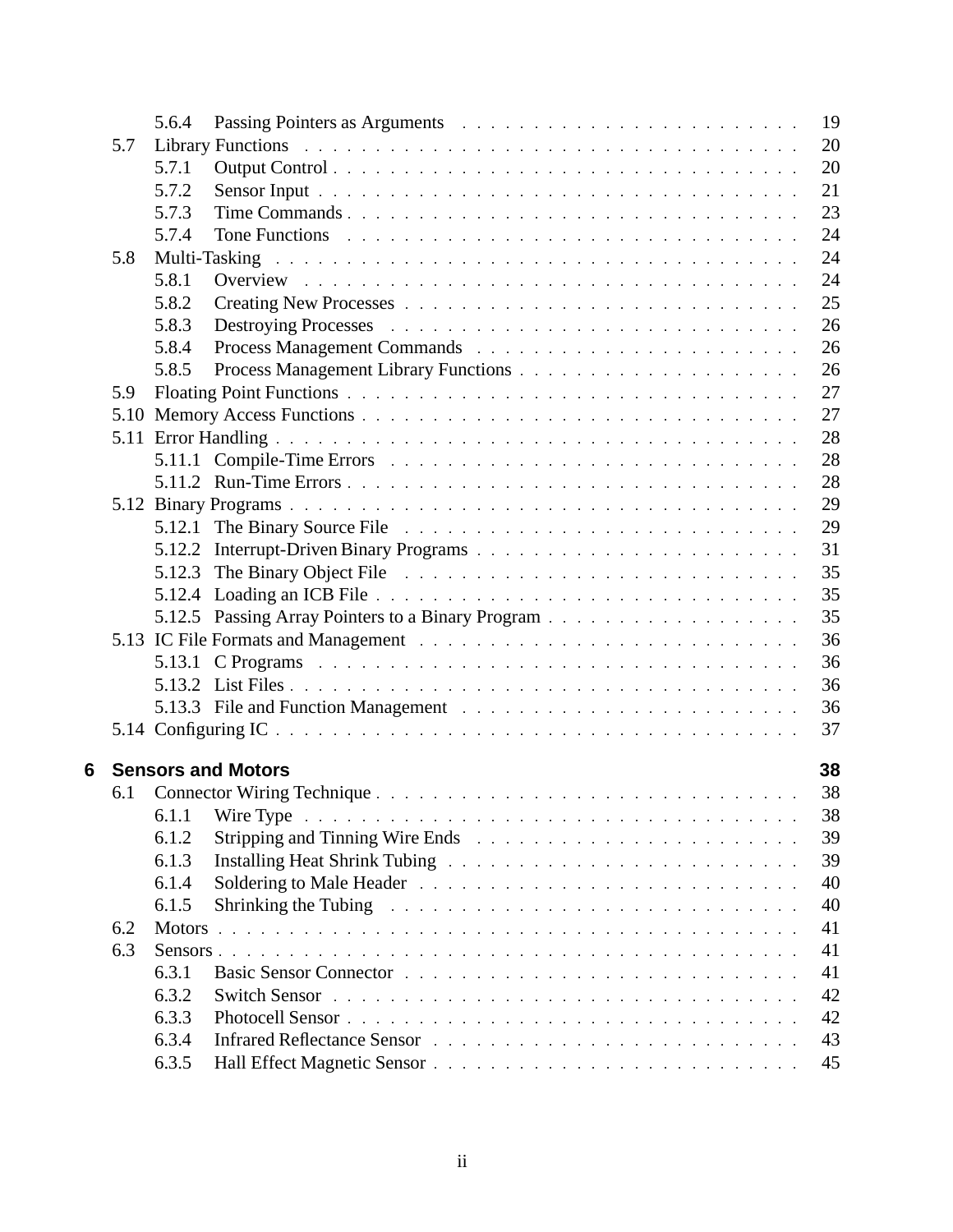5.6.4 Passing Pointers as Arguments . . . . . . . . . . . . . . . . . . . . . . . 19

5.7 Library Functions . . . . . . . . . . . . . . . . . . . . . . . . . . . . . . . 20

5.7.1 Output Control . . . . . . . . . . . . . . . . . . . . . . . . . . . . . 20

5.7.2 Sensor Input . . . . . . . . . . . . . . . . . . . . . . . . . . . . . . 21

5.7.3 Time Commands . . . . . . . . . . . . . . . . . . . . . . . . . . . . 23

5.7.4 Tone Functions . . . . . . . . . . . . . . . . . . . . . . . . . . . . . 24

5.8 Multi-Tasking . . . . . . . . . . . . . . . . . . . . . . . . . . . . . . . . . 24

5.8.1 Overview . . . . . . . . . . . . . . . . . . . . . . . . . . . . . . . . 24

5.8.2 Creating New Processes . . . . . . . . . . . . . . . . . . . . . . . . 25

5.8.3 Destroying Processes . . . . . . . . . . . . . . . . . . . . . . . . . . 26

5.8.4 Process Management Commands . . . . . . . . . . . . . . . . . . . . 26

5.8.5 Process Management Library Functions . . . . . . . . . . . . . . . . . 26

5.9 Floating Point Functions . . . . . . . . . . . . . . . . . . . . . . . . . . . . 27

5.10 Memory Access Functions . . . . . . . . . . . . . . . . . . . . . . . . . . . 27

5.11 Error Handling . . . . . . . . . . . . . . . . . . . . . . . . . . . . . . . . . 28

5.11.1 Compile-Time Errors . . . . . . . . . . . . . . . . . . . . . . . . . . 28

5.11.2 Run-Time Errors . . . . . . . . . . . . . . . . . . . . . . . . . . . . 28

5.12 Binary Programs . . . . . . . . . . . . . . . . . . . . . . . . . . . . . . . . 29

5.12.1 The Binary Source File . . . . . . . . . . . . . . . . . . . . . . . . . 29

5.12.2 Interrupt-Driven Binary Programs . . . . . . . . . . . . . . . . . . . . 31

5.12.3 The Binary Object File . . . . . . . . . . . . . . . . . . . . . . . . . 35

5.12.4 Loading an ICB File . . . . . . . . . . . . . . . . . . . . . . . . . . 35

5.12.5 Passing Array Pointers to a Binary Program . . . . . . . . . . . . . . . 35

5.13 IC File Formats and Management . . . . . . . . . . . . . . . . . . . . . . . 36

5.13.1 C Programs . . . . . . . . . . . . . . . . . . . . . . . . . . . . . . . 36

5.13.2 List Files . . . . . . . . . . . . . . . . . . . . . . . . . . . . . . . . 36

5.13.3 File and Function Management . . . . . . . . . . . . . . . . . . . . . 36

5.14 Configuring IC . . . . . . . . . . . . . . . . . . . . . . . . . . . . . . . . . 37

**6 Sensors and Motors** **38**

6.1 Connector Wiring Technique . . . . . . . . . . . . . . . . . . . . . . . . . . 38

6.1.1 Wire Type . . . . . . . . . . . . . . . . . . . . . . . . . . . . . . . . 38

6.1.2 Stripping and Tinning Wire Ends . . . . . . . . . . . . . . . . . . . . 39

6.1.3 Installing Heat Shrink Tubing . . . . . . . . . . . . . . . . . . . . . . 39

6.1.4 Soldering to Male Header . . . . . . . . . . . . . . . . . . . . . . . . 40

6.1.5 Shrinking the Tubing . . . . . . . . . . . . . . . . . . . . . . . . . . 40

6.2 Motors . . . . . . . . . . . . . . . . . . . . . . . . . . . . . . . . . . . . . 41

6.3 Sensors . . . . . . . . . . . . . . . . . . . . . . . . . . . . . . . . . . . . . 41

6.3.1 Basic Sensor Connector . . . . . . . . . . . . . . . . . . . . . . . . . 41

6.3.2 Switch Sensor . . . . . . . . . . . . . . . . . . . . . . . . . . . . . . 42

6.3.3 Photocell Sensor . . . . . . . . . . . . . . . . . . . . . . . . . . . . . 42

6.3.4 Infrared Reflectance Sensor . . . . . . . . . . . . . . . . . . . . . . . 43

6.3.5 Hall Effect Magnetic Sensor . . . . . . . . . . . . . . . . . . . . . . . 45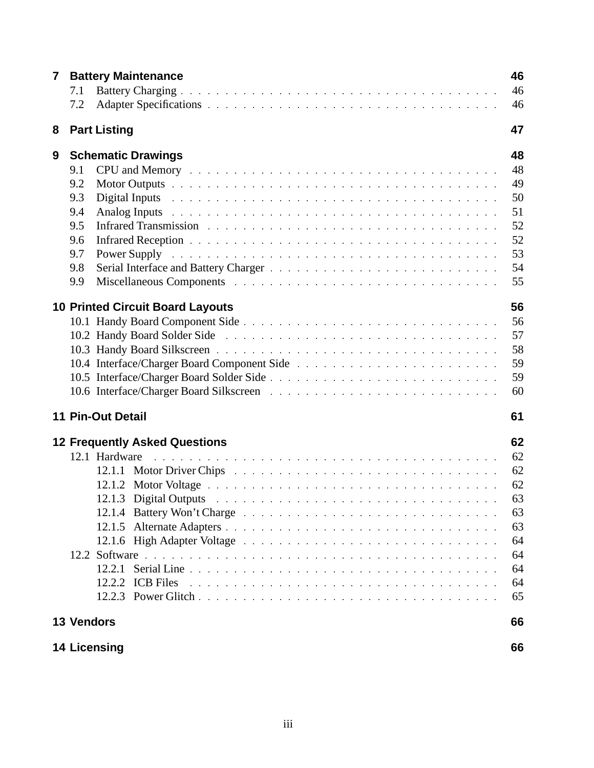**7 Battery Maintenance** **46**

7.1 Battery Charging . . . . . 46
7.2 Adapter Specifications . . . . . 46

**8 Part Listing** **47**

**9 Schematic Drawings** **48**

9.1 CPU and Memory . . . . . 48
9.2 Motor Outputs . . . . . 49
9.3 Digital Inputs . . . . . 50
9.4 Analog Inputs . . . . . 51
9.5 Infrared Transmission . . . . . 52
9.6 Infrared Reception . . . . . 52
9.7 Power Supply . . . . . 53
9.8 Serial Interface and Battery Charger . . . . . 54
9.9 Miscellaneous Components . . . . . 55

**10 Printed Circuit Board Layouts** **56**

10.1 Handy Board Component Side . . . . . 56
10.2 Handy Board Solder Side . . . . . 57
10.3 Handy Board Silkscreen . . . . . 58
10.4 Interface/Charger Board Component Side . . . . . 59
10.5 Interface/Charger Board Solder Side . . . . . 59
10.6 Interface/Charger Board Silkscreen . . . . . 60

**11 Pin-Out Detail** **61**

**12 Frequently Asked Questions** **62**

12.1 Hardware . . . . . 62
 12.1.1 Motor Driver Chips . . . . . 62
 12.1.2 Motor Voltage . . . . . 62
 12.1.3 Digital Outputs . . . . . 63
 12.1.4 Battery Won't Charge . . . . . 63
 12.1.5 Alternate Adapters . . . . . 63
 12.1.6 High Adapter Voltage . . . . . 64
12.2 Software . . . . . 64
 12.2.1 Serial Line . . . . . 64
 12.2.2 ICB Files . . . . . 64
 12.2.3 Power Glitch . . . . . 65

**13 Vendors** **66**

**14 Licensing** **66**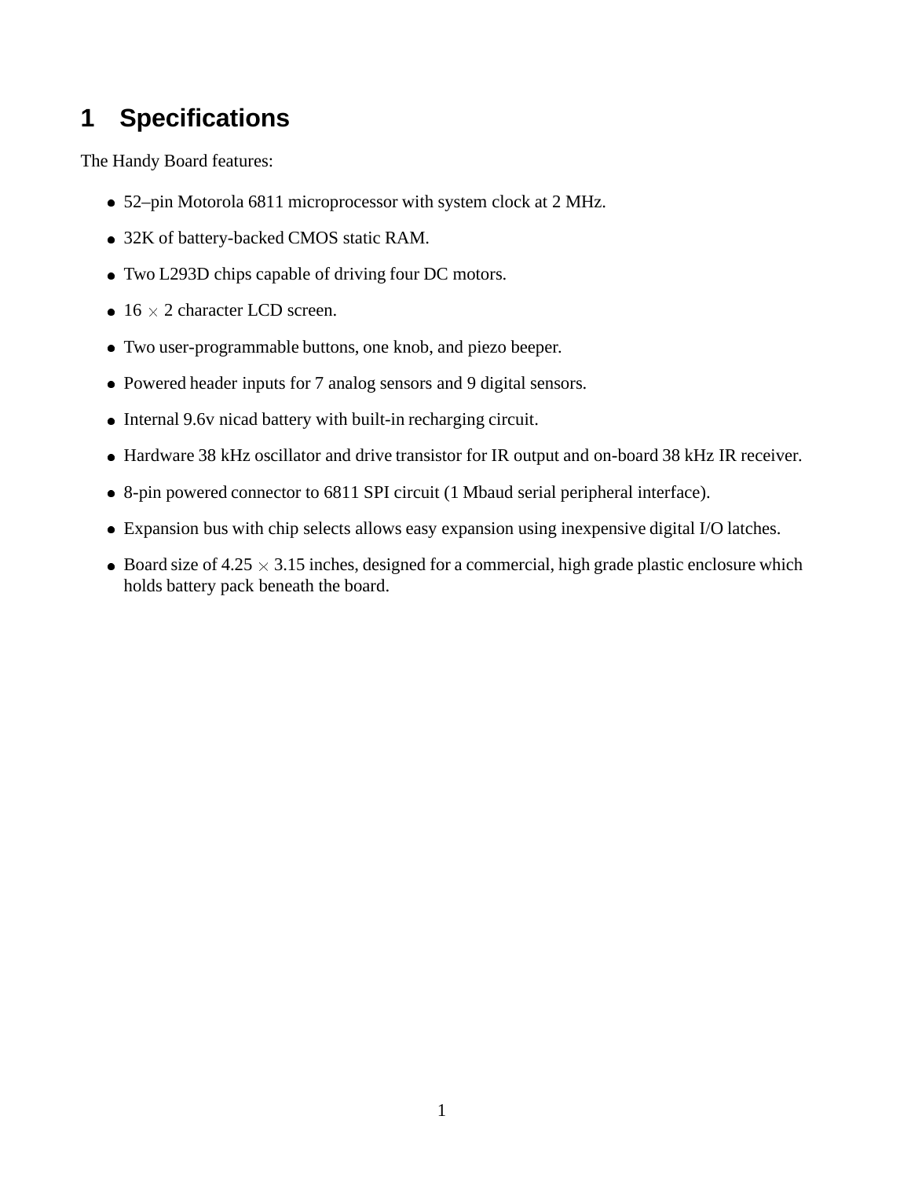# 1 Specifications

The Handy Board features:

- 52–pin Motorola 6811 microprocessor with system clock at 2 MHz.
- 32K of battery-backed CMOS static RAM.
- Two L293D chips capable of driving four DC motors.
- 16 $\times$ 2 character LCD screen.
- Two user-programmable buttons, one knob, and piezo beeper.
- Powered header inputs for 7 analog sensors and 9 digital sensors.
- Internal 9.6v nicad battery with built-in recharging circuit.
- Hardware 38 kHz oscillator and drive transistor for IR output and on-board 38 kHz IR receiver.
- 8-pin powered connector to 6811 SPI circuit (1 Mbaud serial peripheral interface).
- Expansion bus with chip selects allows easy expansion using inexpensive digital I/O latches.
- Board size of 4.25 $\times$ 3.15 inches, designed for a commercial, high grade plastic enclosure which holds battery pack beneath the board.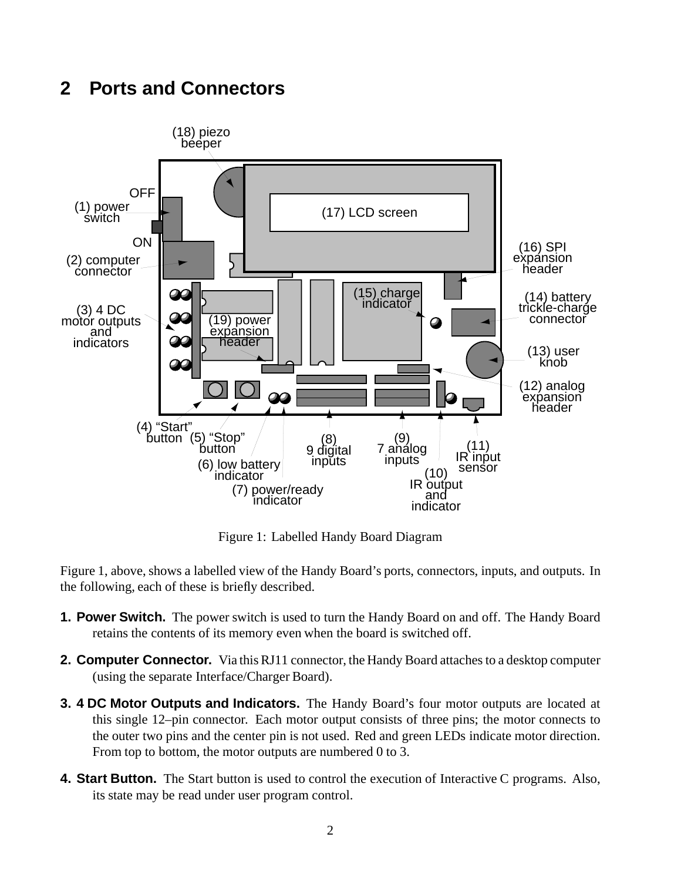## 2 Ports and Connectors

Figure 1: Labelled Handy Board Diagram

Figure 1, above, shows a labelled view of the Handy Board's ports, connectors, inputs, and outputs. In the following, each of these is briefly described.

1. **Power Switch.** The power switch is used to turn the Handy Board on and off. The Handy Board retains the contents of its memory even when the board is switched off.

2. **Computer Connector.** Via this RJ11 connector, the Handy Board attaches to a desktop computer (using the separate Interface/Charger Board).

3. **4 DC Motor Outputs and Indicators.** The Handy Board's four motor outputs are located at this single 12–pin connector. Each motor output consists of three pins; the motor connects to the outer two pins and the center pin is not used. Red and green LEDs indicate motor direction. From top to bottom, the motor outputs are numbered 0 to 3.

4. **Start Button.** The Start button is used to control the execution of Interactive C programs. Also, its state may be read under user program control.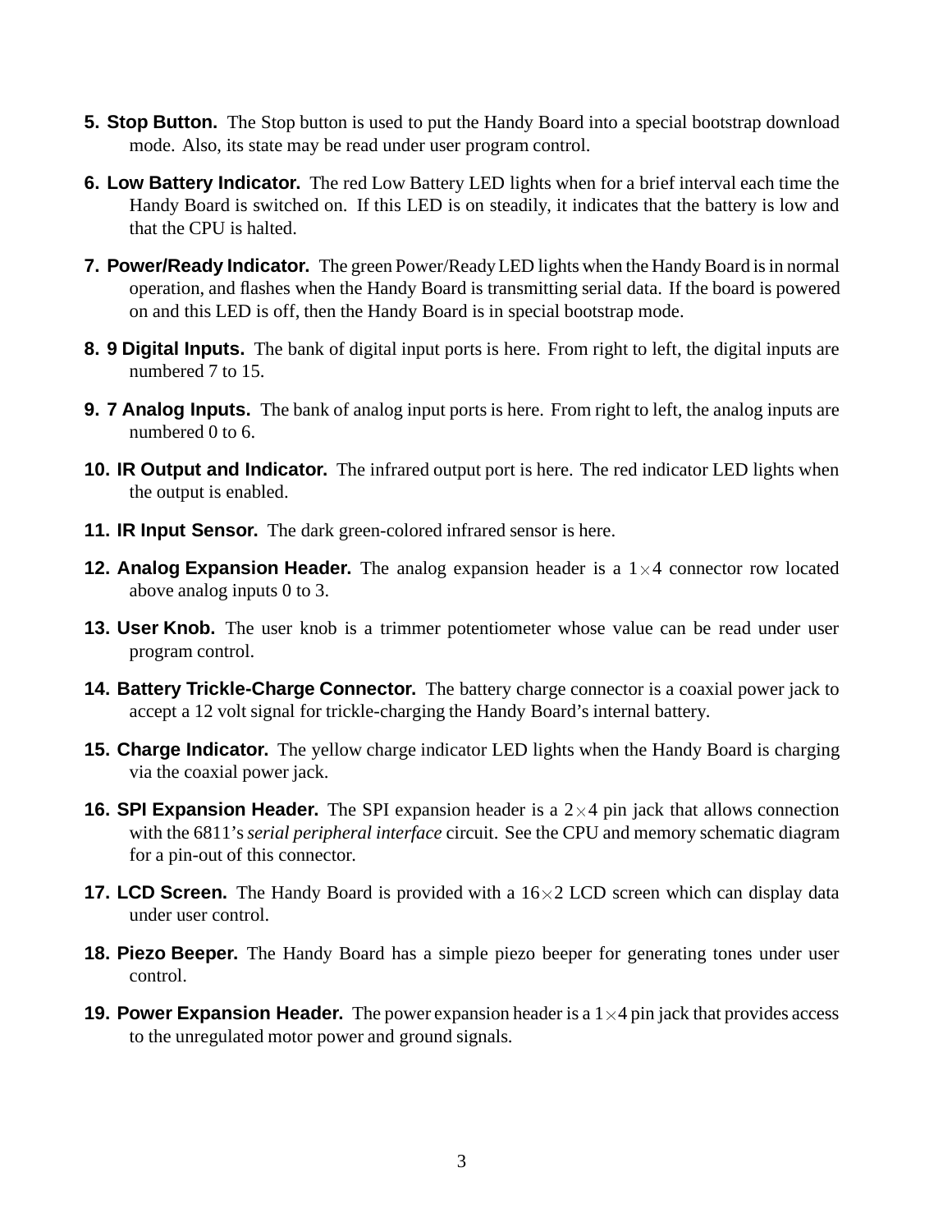5. **Stop Button.** The Stop button is used to put the Handy Board into a special bootstrap download mode. Also, its state may be read under user program control.

6. **Low Battery Indicator.** The red Low Battery LED lights when for a brief interval each time the Handy Board is switched on. If this LED is on steadily, it indicates that the battery is low and that the CPU is halted.

7. **Power/Ready Indicator.** The green Power/Ready LED lights when the Handy Board is in normal operation, and flashes when the Handy Board is transmitting serial data. If the board is powered on and this LED is off, then the Handy Board is in special bootstrap mode.

8. **9 Digital Inputs.** The bank of digital input ports is here. From right to left, the digital inputs are numbered 7 to 15.

9. **7 Analog Inputs.** The bank of analog input ports is here. From right to left, the analog inputs are numbered 0 to 6.

10. **IR Output and Indicator.** The infrared output port is here. The red indicator LED lights when the output is enabled.

11. **IR Input Sensor.** The dark green-colored infrared sensor is here.

12. **Analog Expansion Header.** The analog expansion header is a $1 \times 4$ connector row located above analog inputs 0 to 3.

13. **User Knob.** The user knob is a trimmer potentiometer whose value can be read under user program control.

14. **Battery Trickle-Charge Connector.** The battery charge connector is a coaxial power jack to accept a 12 volt signal for trickle-charging the Handy Board's internal battery.

15. **Charge Indicator.** The yellow charge indicator LED lights when the Handy Board is charging via the coaxial power jack.

16. **SPI Expansion Header.** The SPI expansion header is a $2 \times 4$ pin jack that allows connection with the 6811's *serial peripheral interface* circuit. See the CPU and memory schematic diagram for a pin-out of this connector.

17. **LCD Screen.** The Handy Board is provided with a $16 \times 2$ LCD screen which can display data under user control.

18. **Piezo Beeper.** The Handy Board has a simple piezo beeper for generating tones under user control.

19. **Power Expansion Header.** The power expansion header is a $1 \times 4$ pin jack that provides access to the unregulated motor power and ground signals.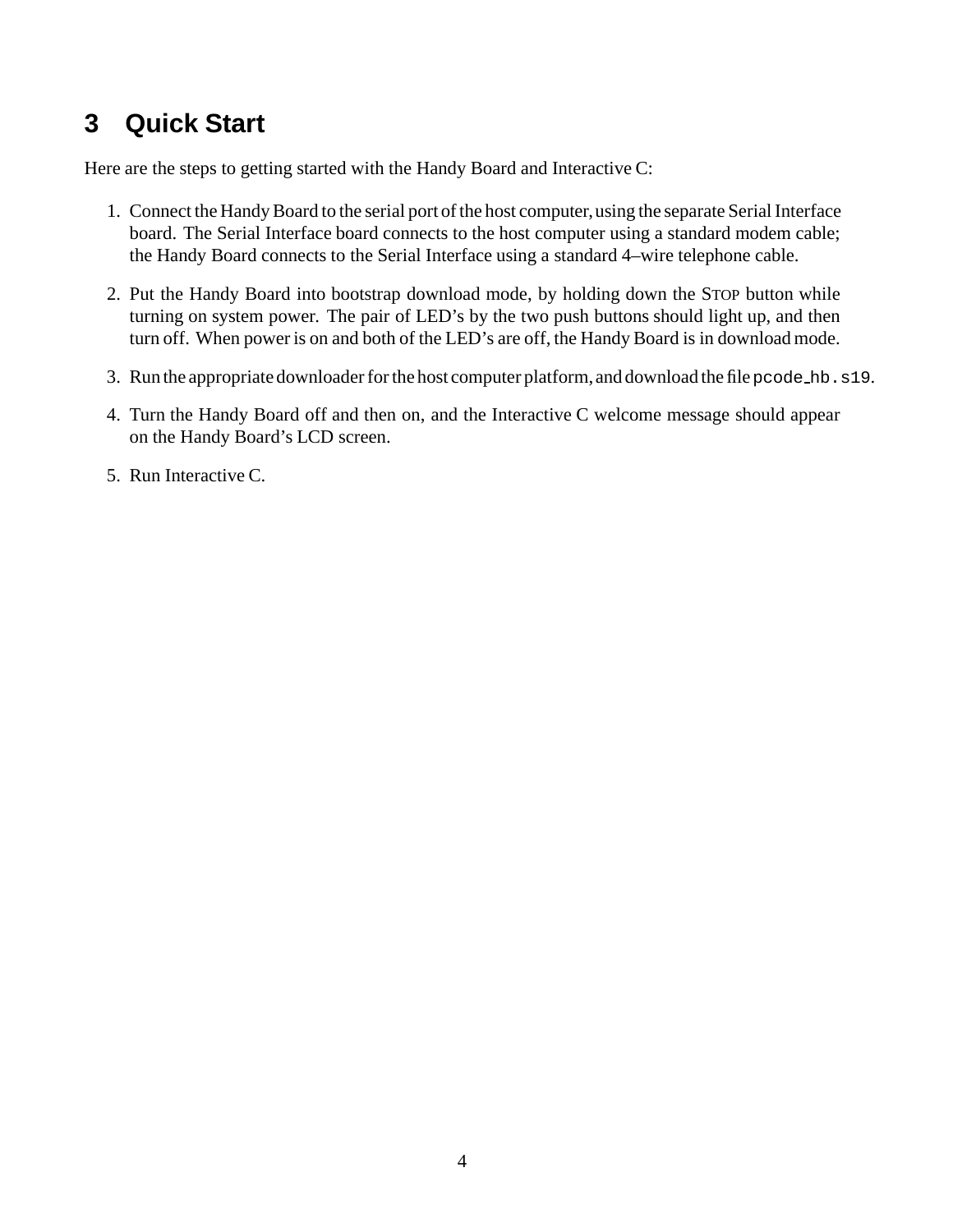## 3 Quick Start

Here are the steps to getting started with the Handy Board and Interactive C:

1. Connect the Handy Board to the serial port of the host computer, using the separate Serial Interface board. The Serial Interface board connects to the host computer using a standard modem cable; the Handy Board connects to the Serial Interface using a standard 4–wire telephone cable.
2. Put the Handy Board into bootstrap download mode, by holding down the STOP button while turning on system power. The pair of LED's by the two push buttons should light up, and then turn off. When power is on and both of the LED's are off, the Handy Board is in download mode.
3. Run the appropriate downloader for the host computer platform, and download the file `pcode_hb.s19`.
4. Turn the Handy Board off and then on, and the Interactive C welcome message should appear on the Handy Board's LCD screen.
5. Run Interactive C.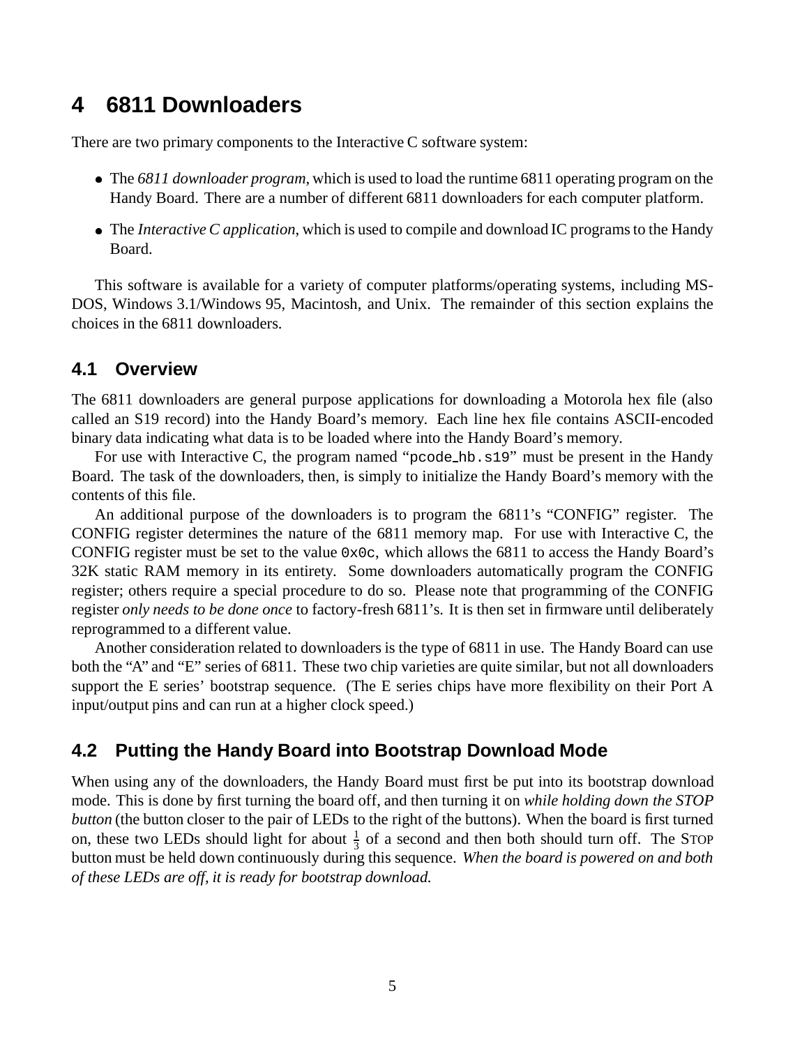# 4 6811 Downloaders

There are two primary components to the Interactive C software system:

- The *6811 downloader program*, which is used to load the runtime 6811 operating program on the Handy Board. There are a number of different 6811 downloaders for each computer platform.
- The *Interactive C application*, which is used to compile and download IC programs to the Handy Board.

This software is available for a variety of computer platforms/operating systems, including MS-DOS, Windows 3.1/Windows 95, Macintosh, and Unix. The remainder of this section explains the choices in the 6811 downloaders.

## 4.1 Overview

The 6811 downloaders are general purpose applications for downloading a Motorola hex file (also called an S19 record) into the Handy Board's memory. Each line hex file contains ASCII-encoded binary data indicating what data is to be loaded where into the Handy Board's memory.

For use with Interactive C, the program named "`pcode_hb.s19`" must be present in the Handy Board. The task of the downloaders, then, is simply to initialize the Handy Board's memory with the contents of this file.

An additional purpose of the downloaders is to program the 6811's "CONFIG" register. The CONFIG register determines the nature of the 6811 memory map. For use with Interactive C, the CONFIG register must be set to the value `0x0c`, which allows the 6811 to access the Handy Board's 32K static RAM memory in its entirety. Some downloaders automatically program the CONFIG register; others require a special procedure to do so. Please note that programming of the CONFIG register *only needs to be done once* to factory-fresh 6811's. It is then set in firmware until deliberately reprogrammed to a different value.

Another consideration related to downloaders is the type of 6811 in use. The Handy Board can use both the "A" and "E" series of 6811. These two chip varieties are quite similar, but not all downloaders support the E series' bootstrap sequence. (The E series chips have more flexibility on their Port A input/output pins and can run at a higher clock speed.)

## 4.2 Putting the Handy Board into Bootstrap Download Mode

When using any of the downloaders, the Handy Board must first be put into its bootstrap download mode. This is done by first turning the board off, and then turning it on *while holding down the STOP button* (the button closer to the pair of LEDs to the right of the buttons). When the board is first turned on, these two LEDs should light for about $\frac{1}{3}$ of a second and then both should turn off. The STOP button must be held down continuously during this sequence. *When the board is powered on and both of these LEDs are off, it is ready for bootstrap download.*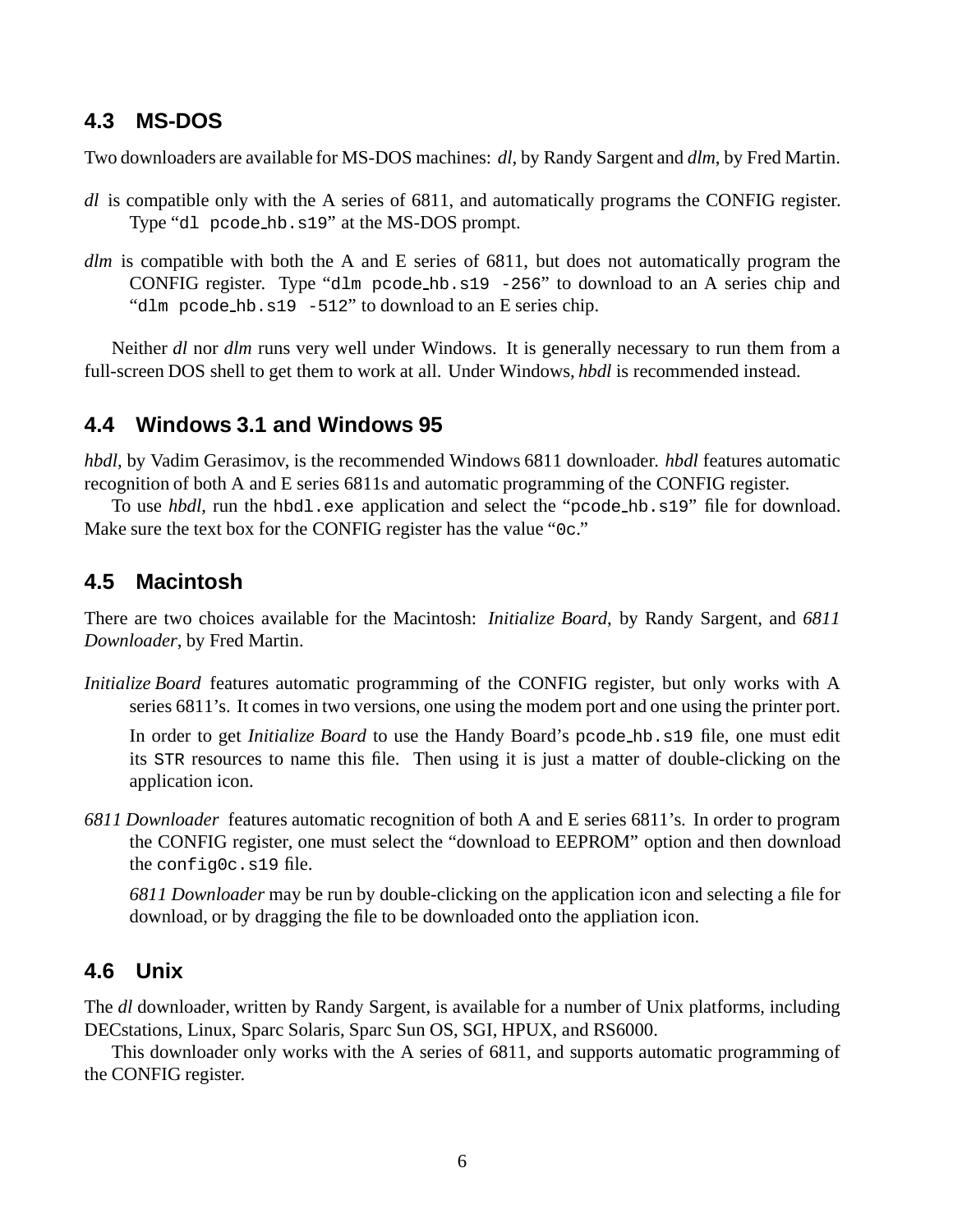## 4.3 MS-DOS

Two downloaders are available for MS-DOS machines: *dl*, by Randy Sargent and *dlm*, by Fred Martin.

*dl* is compatible only with the A series of 6811, and automatically programs the CONFIG register. Type "`dl pcode_hb.s19`" at the MS-DOS prompt.

*dlm* is compatible with both the A and E series of 6811, but does not automatically program the CONFIG register. Type "`dlm pcode_hb.s19 -256`" to download to an A series chip and "`dlm pcode_hb.s19 -512`" to download to an E series chip.

Neither *dl* nor *dlm* runs very well under Windows. It is generally necessary to run them from a full-screen DOS shell to get them to work at all. Under Windows, *hbdl* is recommended instead.

## 4.4 Windows 3.1 and Windows 95

*hbdl*, by Vadim Gerasimov, is the recommended Windows 6811 downloader. *hbdl* features automatic recognition of both A and E series 6811s and automatic programming of the CONFIG register.

To use *hbdl*, run the `hbdl.exe` application and select the "`pcode_hb.s19`" file for download. Make sure the text box for the CONFIG register has the value "`0c`."

## 4.5 Macintosh

There are two choices available for the Macintosh: *Initialize Board*, by Randy Sargent, and *6811 Downloader*, by Fred Martin.

*Initialize Board* features automatic programming of the CONFIG register, but only works with A series 6811's. It comes in two versions, one using the modem port and one using the printer port.

In order to get *Initialize Board* to use the Handy Board's `pcode_hb.s19` file, one must edit its `STR` resources to name this file. Then using it is just a matter of double-clicking on the application icon.

*6811 Downloader* features automatic recognition of both A and E series 6811's. In order to program the CONFIG register, one must select the "download to EEPROM" option and then download the `config0c.s19` file.

*6811 Downloader* may be run by double-clicking on the application icon and selecting a file for download, or by dragging the file to be downloaded onto the appliation icon.

## 4.6 Unix

The *dl* downloader, written by Randy Sargent, is available for a number of Unix platforms, including DECstations, Linux, Sparc Solaris, Sparc Sun OS, SGI, HPUX, and RS6000.

This downloader only works with the A series of 6811, and supports automatic programming of the CONFIG register.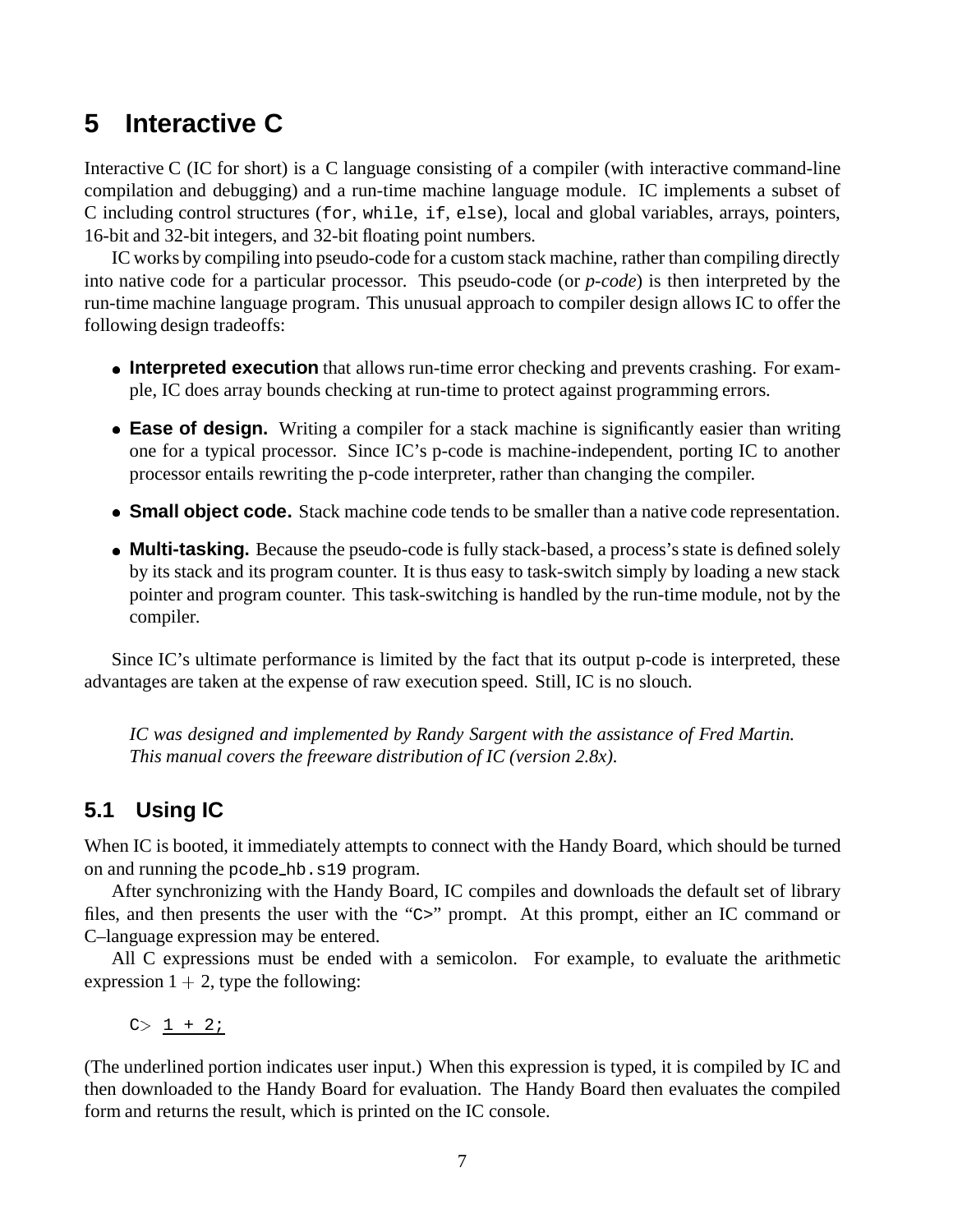# 5 Interactive C

Interactive C (IC for short) is a C language consisting of a compiler (with interactive command-line compilation and debugging) and a run-time machine language module. IC implements a subset of C including control structures (`for`, `while`, `if`, `else`), local and global variables, arrays, pointers, 16-bit and 32-bit integers, and 32-bit floating point numbers.

IC works by compiling into pseudo-code for a custom stack machine, rather than compiling directly into native code for a particular processor. This pseudo-code (or *p-code*) is then interpreted by the run-time machine language program. This unusual approach to compiler design allows IC to offer the following design tradeoffs:

- **Interpreted execution** that allows run-time error checking and prevents crashing. For example, IC does array bounds checking at run-time to protect against programming errors.
- **Ease of design.** Writing a compiler for a stack machine is significantly easier than writing one for a typical processor. Since IC's p-code is machine-independent, porting IC to another processor entails rewriting the p-code interpreter, rather than changing the compiler.
- **Small object code.** Stack machine code tends to be smaller than a native code representation.
- **Multi-tasking.** Because the pseudo-code is fully stack-based, a process's state is defined solely by its stack and its program counter. It is thus easy to task-switch simply by loading a new stack pointer and program counter. This task-switching is handled by the run-time module, not by the compiler.

Since IC's ultimate performance is limited by the fact that its output p-code is interpreted, these advantages are taken at the expense of raw execution speed. Still, IC is no slouch.

*IC was designed and implemented by Randy Sargent with the assistance of Fred Martin.*
*This manual covers the freeware distribution of IC (version 2.8x).*

## 5.1 Using IC

When IC is booted, it immediately attempts to connect with the Handy Board, which should be turned on and running the `pcode_hb.s19` program.

After synchronizing with the Handy Board, IC compiles and downloads the default set of library files, and then presents the user with the "`C>`" prompt. At this prompt, either an IC command or C–language expression may be entered.

All C expressions must be ended with a semicolon. For example, to evaluate the arithmetic expression $1 + 2$, type the following:

```
C> 1 + 2;
```

(The underlined portion indicates user input.) When this expression is typed, it is compiled by IC and then downloaded to the Handy Board for evaluation. The Handy Board then evaluates the compiled form and returns the result, which is printed on the IC console.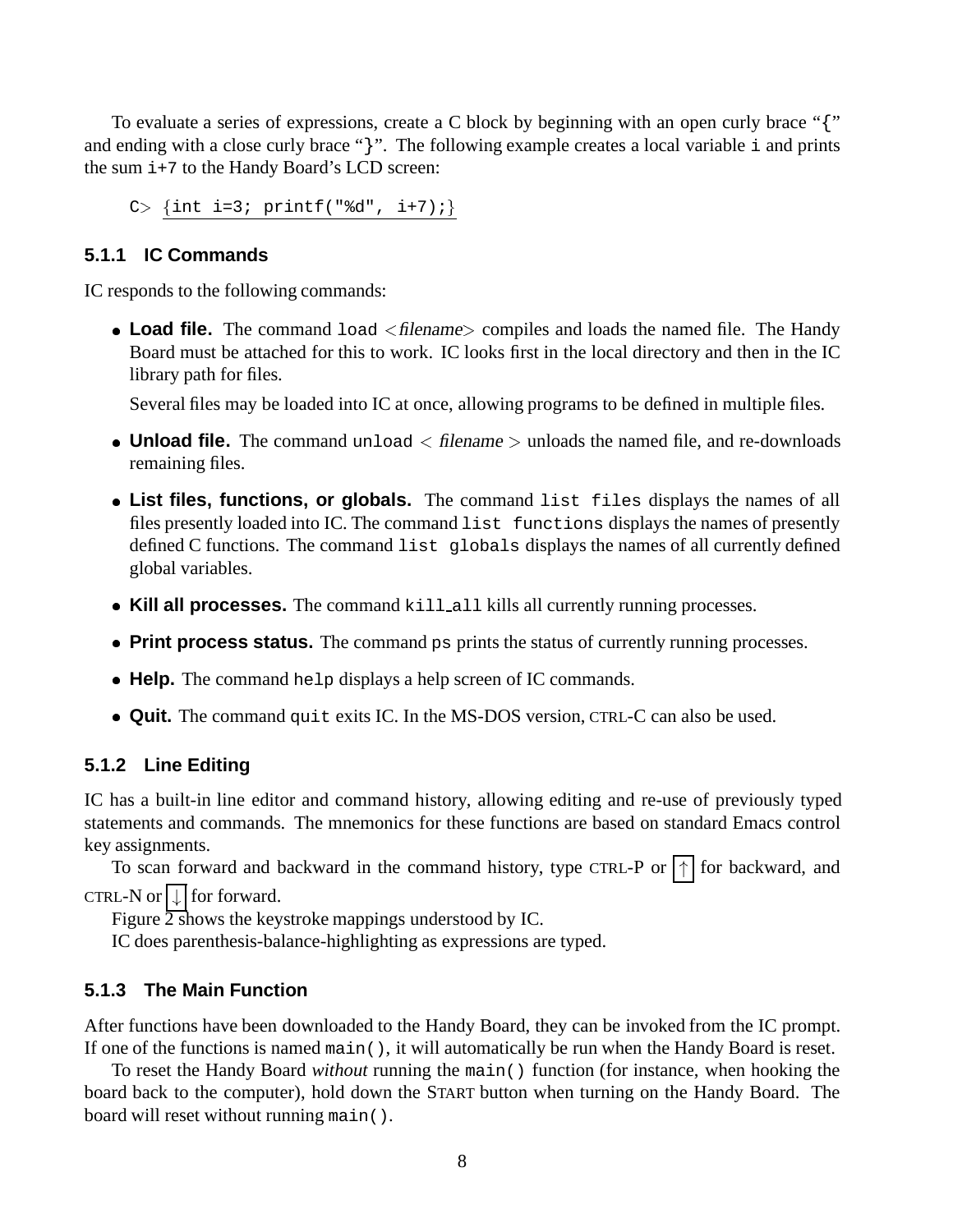To evaluate a series of expressions, create a C block by beginning with an open curly brace "{" and ending with a close curly brace "}". The following example creates a local variable `i` and prints the sum `i+7` to the Handy Board's LCD screen:

```
C> {int i=3; printf("%d", i+7);}
```

### 5.1.1 IC Commands

IC responds to the following commands:

- **Load file.** The command `load <filename>` compiles and loads the named file. The Handy Board must be attached for this to work. IC looks first in the local directory and then in the IC library path for files.

  Several files may be loaded into IC at once, allowing programs to be defined in multiple files.

- **Unload file.** The command `unload < filename >` unloads the named file, and re-downloads remaining files.

- **List files, functions, or globals.** The command `list files` displays the names of all files presently loaded into IC. The command `list functions` displays the names of presently defined C functions. The command `list globals` displays the names of all currently defined global variables.

- **Kill all processes.** The command `kill_all` kills all currently running processes.

- **Print process status.** The command `ps` prints the status of currently running processes.

- **Help.** The command `help` displays a help screen of IC commands.

- **Quit.** The command `quit` exits IC. In the MS-DOS version, CTRL-C can also be used.

### 5.1.2 Line Editing

IC has a built-in line editor and command history, allowing editing and re-use of previously typed statements and commands. The mnemonics for these functions are based on standard Emacs control key assignments.

To scan forward and backward in the command history, type CTRL-P or ↑ for backward, and CTRL-N or ↓ for forward.

Figure 2 shows the keystroke mappings understood by IC.

IC does parenthesis-balance-highlighting as expressions are typed.

### 5.1.3 The Main Function

After functions have been downloaded to the Handy Board, they can be invoked from the IC prompt. If one of the functions is named `main()`, it will automatically be run when the Handy Board is reset.

To reset the Handy Board *without* running the `main()` function (for instance, when hooking the board back to the computer), hold down the START button when turning on the Handy Board. The board will reset without running `main()`.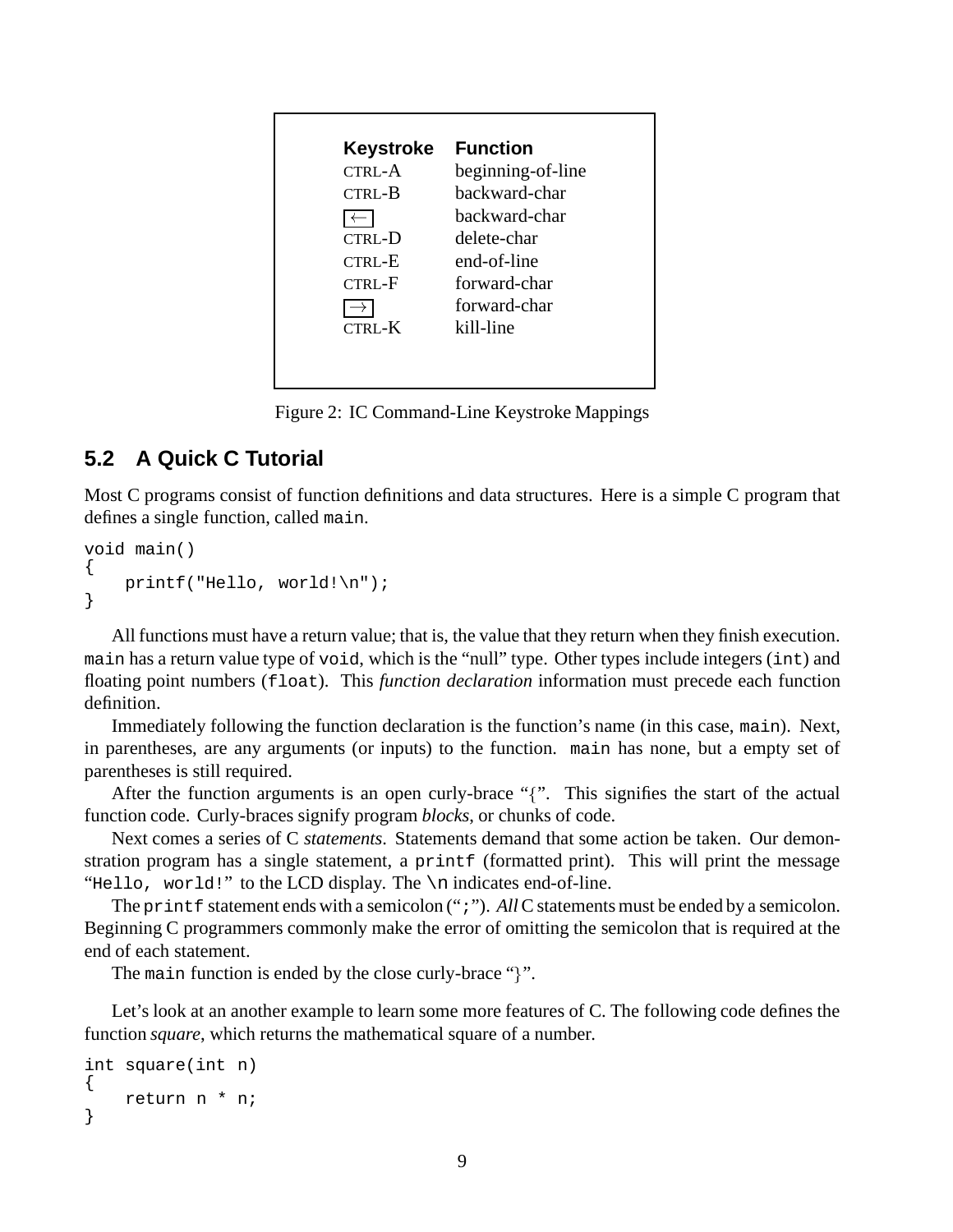| Keystroke | Function |
| --- | --- |
| CTRL-A | beginning-of-line |
| CTRL-B | backward-char |
| ← | backward-char |
| CTRL-D | delete-char |
| CTRL-E | end-of-line |
| CTRL-F | forward-char |
| → | forward-char |
| CTRL-K | kill-line |

Figure 2: IC Command-Line Keystroke Mappings

## 5.2 A Quick C Tutorial

Most C programs consist of function definitions and data structures. Here is a simple C program that defines a single function, called `main`.

```
void main()
{
    printf("Hello, world!\n");
}
```

All functions must have a return value; that is, the value that they return when they finish execution. `main` has a return value type of `void`, which is the "null" type. Other types include integers (`int`) and floating point numbers (`float`). This *function declaration* information must precede each function definition.

Immediately following the function declaration is the function's name (in this case, `main`). Next, in parentheses, are any arguments (or inputs) to the function. `main` has none, but a empty set of parentheses is still required.

After the function arguments is an open curly-brace "{". This signifies the start of the actual function code. Curly-braces signify program *blocks*, or chunks of code.

Next comes a series of C *statements*. Statements demand that some action be taken. Our demonstration program has a single statement, a `printf` (formatted print). This will print the message "`Hello, world!`" to the LCD display. The `\n` indicates end-of-line.

The `printf` statement ends with a semicolon ("`;`"). *All* C statements must be ended by a semicolon. Beginning C programmers commonly make the error of omitting the semicolon that is required at the end of each statement.

The `main` function is ended by the close curly-brace "}".

Let's look at an another example to learn some more features of C. The following code defines the function *square*, which returns the mathematical square of a number.

```
int square(int n)
{
    return n * n;
}
```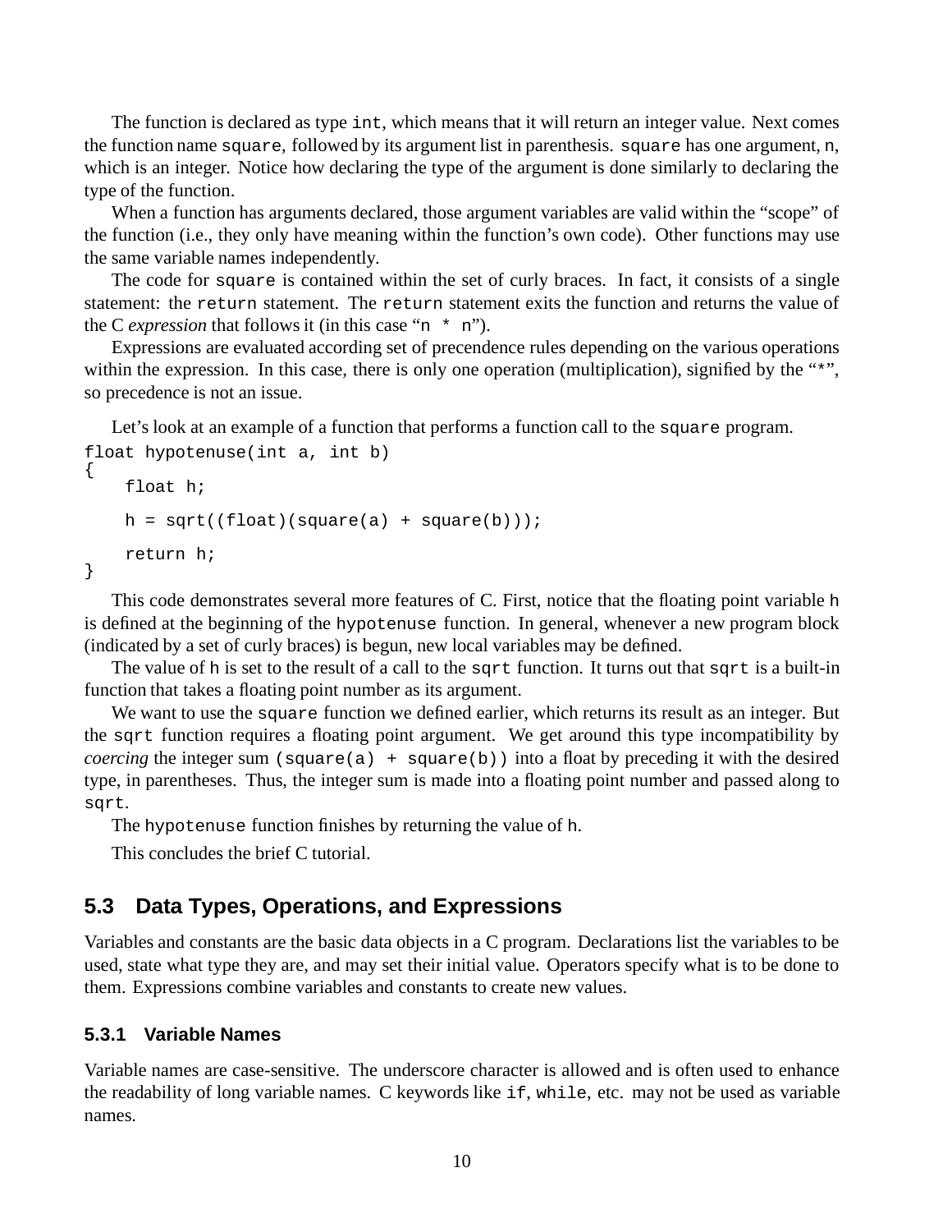The function is declared as type `int`, which means that it will return an integer value. Next comes the function name `square`, followed by its argument list in parenthesis. `square` has one argument, `n`, which is an integer. Notice how declaring the type of the argument is done similarly to declaring the type of the function.

When a function has arguments declared, those argument variables are valid within the "scope" of the function (i.e., they only have meaning within the function's own code). Other functions may use the same variable names independently.

The code for `square` is contained within the set of curly braces. In fact, it consists of a single statement: the `return` statement. The `return` statement exits the function and returns the value of the C *expression* that follows it (in this case "`n * n`").

Expressions are evaluated according set of precendence rules depending on the various operations within the expression. In this case, there is only one operation (multiplication), signified by the "`*`", so precedence is not an issue.

Let's look at an example of a function that performs a function call to the `square` program.

```
float hypotenuse(int a, int b)
{
    float h;

    h = sqrt((float)(square(a) + square(b)));

    return h;
}
```

This code demonstrates several more features of C. First, notice that the floating point variable `h` is defined at the beginning of the `hypotenuse` function. In general, whenever a new program block (indicated by a set of curly braces) is begun, new local variables may be defined.

The value of `h` is set to the result of a call to the `sqrt` function. It turns out that `sqrt` is a built-in function that takes a floating point number as its argument.

We want to use the `square` function we defined earlier, which returns its result as an integer. But the `sqrt` function requires a floating point argument. We get around this type incompatibility by *coercing* the integer sum `(square(a) + square(b))` into a float by preceding it with the desired type, in parentheses. Thus, the integer sum is made into a floating point number and passed along to `sqrt`.

The `hypotenuse` function finishes by returning the value of `h`.

This concludes the brief C tutorial.

## 5.3 Data Types, Operations, and Expressions

Variables and constants are the basic data objects in a C program. Declarations list the variables to be used, state what type they are, and may set their initial value. Operators specify what is to be done to them. Expressions combine variables and constants to create new values.

### 5.3.1 Variable Names

Variable names are case-sensitive. The underscore character is allowed and is often used to enhance the readability of long variable names. C keywords like `if`, `while`, etc. may not be used as variable names.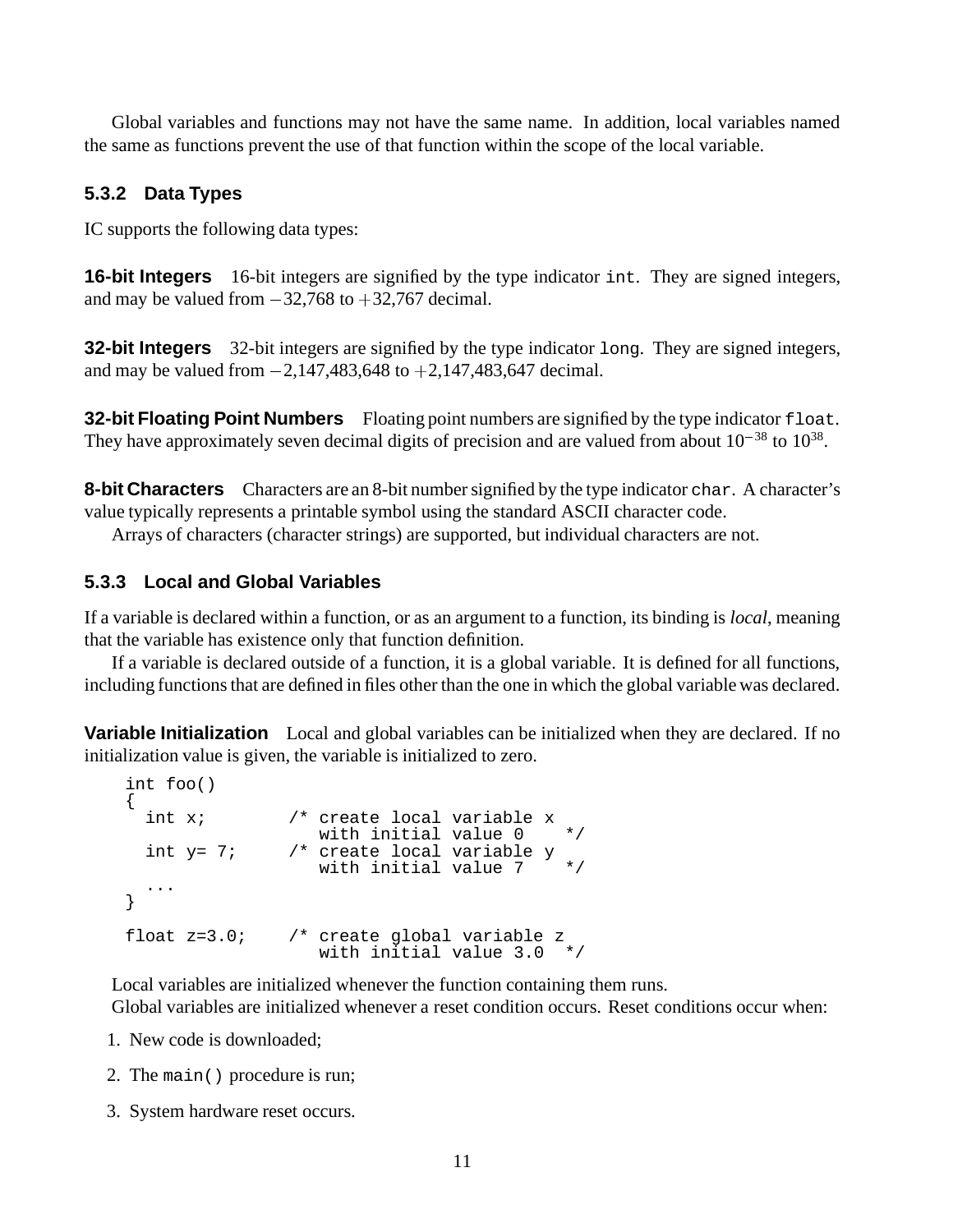Global variables and functions may not have the same name. In addition, local variables named the same as functions prevent the use of that function within the scope of the local variable.

### 5.3.2 Data Types

IC supports the following data types:

**16-bit Integers** 16-bit integers are signified by the type indicator `int`. They are signed integers, and may be valued from $-32{,}768$ to $+32{,}767$ decimal.

**32-bit Integers** 32-bit integers are signified by the type indicator `long`. They are signed integers, and may be valued from $-2{,}147{,}483{,}648$ to $+2{,}147{,}483{,}647$ decimal.

**32-bit Floating Point Numbers** Floating point numbers are signified by the type indicator `float`. They have approximately seven decimal digits of precision and are valued from about $10^{-38}$ to $10^{38}$.

**8-bit Characters** Characters are an 8-bit number signified by the type indicator `char`. A character's value typically represents a printable symbol using the standard ASCII character code.

Arrays of characters (character strings) are supported, but individual characters are not.

### 5.3.3 Local and Global Variables

If a variable is declared within a function, or as an argument to a function, its binding is *local*, meaning that the variable has existence only that function definition.

If a variable is declared outside of a function, it is a global variable. It is defined for all functions, including functions that are defined in files other than the one in which the global variable was declared.

**Variable Initialization** Local and global variables can be initialized when they are declared. If no initialization value is given, the variable is initialized to zero.

```
int foo()
{
  int x;          /* create local variable x
                     with initial value 0    */
  int y= 7;       /* create local variable y
                     with initial value 7    */
  ...
}

float z=3.0;      /* create global variable z
                     with initial value 3.0  */
```

Local variables are initialized whenever the function containing them runs.

Global variables are initialized whenever a reset condition occurs. Reset conditions occur when:

1. New code is downloaded;
2. The `main()` procedure is run;
3. System hardware reset occurs.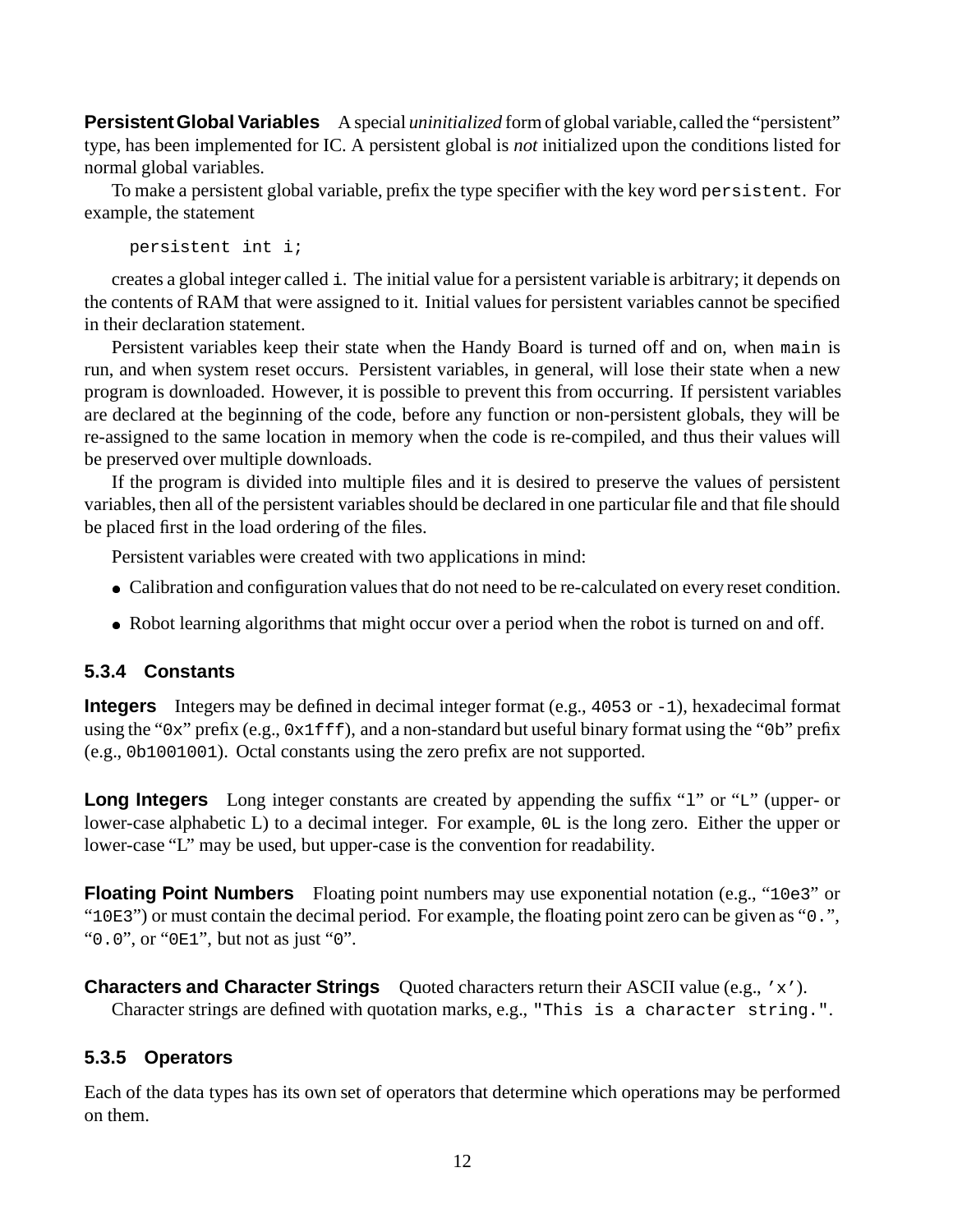**Persistent Global Variables** A special *uninitialized* form of global variable, called the "persistent" type, has been implemented for IC. A persistent global is *not* initialized upon the conditions listed for normal global variables.

To make a persistent global variable, prefix the type specifier with the key word `persistent`. For example, the statement

```
persistent int i;
```

creates a global integer called `i`. The initial value for a persistent variable is arbitrary; it depends on the contents of RAM that were assigned to it. Initial values for persistent variables cannot be specified in their declaration statement.

Persistent variables keep their state when the Handy Board is turned off and on, when `main` is run, and when system reset occurs. Persistent variables, in general, will lose their state when a new program is downloaded. However, it is possible to prevent this from occurring. If persistent variables are declared at the beginning of the code, before any function or non-persistent globals, they will be re-assigned to the same location in memory when the code is re-compiled, and thus their values will be preserved over multiple downloads.

If the program is divided into multiple files and it is desired to preserve the values of persistent variables, then all of the persistent variables should be declared in one particular file and that file should be placed first in the load ordering of the files.

Persistent variables were created with two applications in mind:

- Calibration and configuration values that do not need to be re-calculated on every reset condition.
- Robot learning algorithms that might occur over a period when the robot is turned on and off.

### 5.3.4 Constants

**Integers** Integers may be defined in decimal integer format (e.g., `4053` or `-1`), hexadecimal format using the "`0x`" prefix (e.g., `0x1fff`), and a non-standard but useful binary format using the "`0b`" prefix (e.g., `0b1001001`). Octal constants using the zero prefix are not supported.

**Long Integers** Long integer constants are created by appending the suffix "`l`" or "`L`" (upper- or lower-case alphabetic L) to a decimal integer. For example, `0L` is the long zero. Either the upper or lower-case "L" may be used, but upper-case is the convention for readability.

**Floating Point Numbers** Floating point numbers may use exponential notation (e.g., "`10e3`" or "`10E3`") or must contain the decimal period. For example, the floating point zero can be given as "`0.`", "`0.0`", or "`0E1`", but not as just "`0`".

**Characters and Character Strings** Quoted characters return their ASCII value (e.g., `'x'`).

Character strings are defined with quotation marks, e.g., `"This is a character string."`.

### 5.3.5 Operators

Each of the data types has its own set of operators that determine which operations may be performed on them.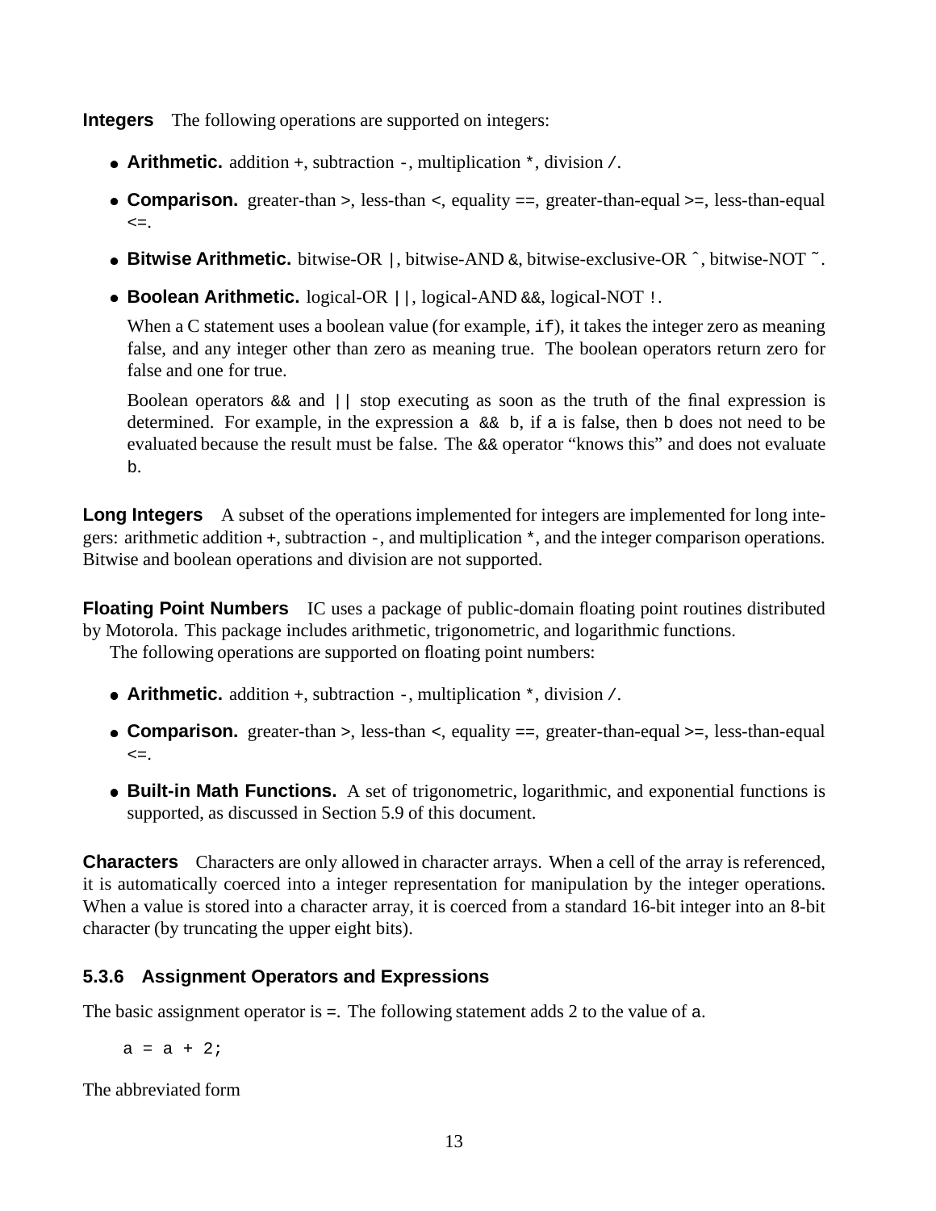**Integers** The following operations are supported on integers:

- **Arithmetic.** addition `+`, subtraction `-`, multiplication `*`, division `/`.
- **Comparison.** greater-than `>`, less-than `<`, equality `==`, greater-than-equal `>=`, less-than-equal `<=`.
- **Bitwise Arithmetic.** bitwise-OR `|`, bitwise-AND `&`, bitwise-exclusive-OR `^`, bitwise-NOT `~`.
- **Boolean Arithmetic.** logical-OR `||`, logical-AND `&&`, logical-NOT `!`.

  When a C statement uses a boolean value (for example, `if`), it takes the integer zero as meaning false, and any integer other than zero as meaning true. The boolean operators return zero for false and one for true.

  Boolean operators `&&` and `||` stop executing as soon as the truth of the final expression is determined. For example, in the expression `a && b`, if `a` is false, then `b` does not need to be evaluated because the result must be false. The `&&` operator "knows this" and does not evaluate `b`.

**Long Integers** A subset of the operations implemented for integers are implemented for long integers: arithmetic addition `+`, subtraction `-`, and multiplication `*`, and the integer comparison operations. Bitwise and boolean operations and division are not supported.

**Floating Point Numbers** IC uses a package of public-domain floating point routines distributed by Motorola. This package includes arithmetic, trigonometric, and logarithmic functions.

The following operations are supported on floating point numbers:

- **Arithmetic.** addition `+`, subtraction `-`, multiplication `*`, division `/`.
- **Comparison.** greater-than `>`, less-than `<`, equality `==`, greater-than-equal `>=`, less-than-equal `<=`.
- **Built-in Math Functions.** A set of trigonometric, logarithmic, and exponential functions is supported, as discussed in Section 5.9 of this document.

**Characters** Characters are only allowed in character arrays. When a cell of the array is referenced, it is automatically coerced into a integer representation for manipulation by the integer operations. When a value is stored into a character array, it is coerced from a standard 16-bit integer into an 8-bit character (by truncating the upper eight bits).

### 5.3.6 Assignment Operators and Expressions

The basic assignment operator is `=`. The following statement adds 2 to the value of `a`.

```
a = a + 2;
```

The abbreviated form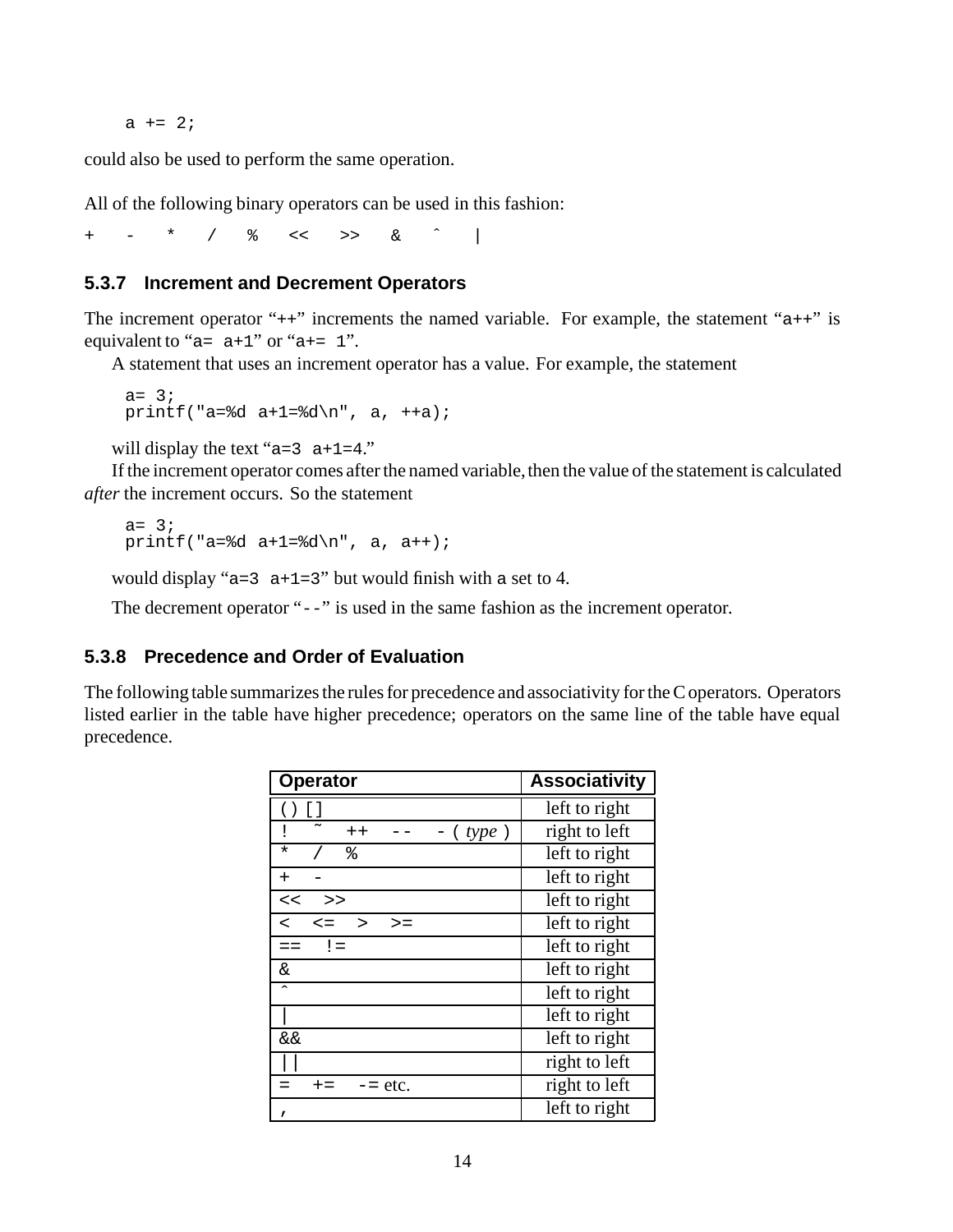```
a += 2;
```

could also be used to perform the same operation.

All of the following binary operators can be used in this fashion:

`+ - * / % << >> & ˆ |`

### 5.3.7 Increment and Decrement Operators

The increment operator "`++`" increments the named variable. For example, the statement "`a++`" is equivalent to "`a= a+1`" or "`a+= 1`".

A statement that uses an increment operator has a value. For example, the statement

```
a= 3;
printf("a=%d a+1=%d\n", a, ++a);
```

will display the text "`a=3 a+1=4`."

If the increment operator comes after the named variable, then the value of the statement is calculated *after* the increment occurs. So the statement

```
a= 3;
printf("a=%d a+1=%d\n", a, a++);
```

would display "`a=3 a+1=3`" but would finish with `a` set to 4.

The decrement operator "`--`" is used in the same fashion as the increment operator.

### 5.3.8 Precedence and Order of Evaluation

The following table summarizes the rules for precedence and associativity for the C operators. Operators listed earlier in the table have higher precedence; operators on the same line of the table have equal precedence.

| **Operator** | **Associativity** |
|---|---|
| `() []` | left to right |
| `! ˜ ++ -- - (` *type* `)` | right to left |
| `* / %` | left to right |
| `+ -` | left to right |
| `<< >>` | left to right |
| `< <= > >=` | left to right |
| `== !=` | left to right |
| `&` | left to right |
| `ˆ` | left to right |
| `\|` | left to right |
| `&&` | left to right |
| `\|\|` | right to left |
| `= += -=` etc. | right to left |
| `,` | left to right |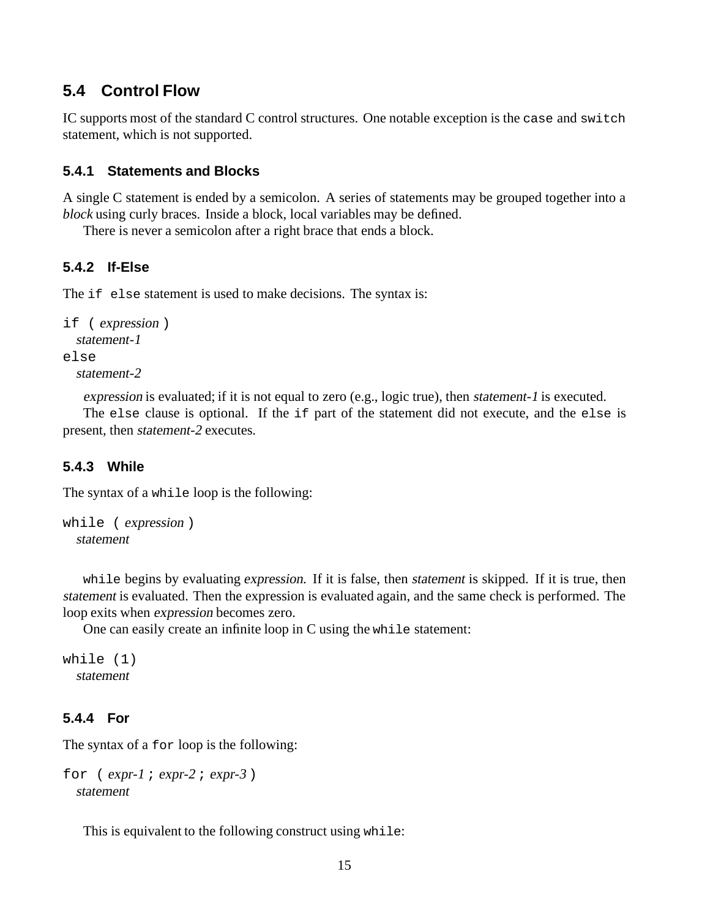## 5.4 Control Flow

IC supports most of the standard C control structures. One notable exception is the `case` and `switch` statement, which is not supported.

### 5.4.1 Statements and Blocks

A single C statement is ended by a semicolon. A series of statements may be grouped together into a *block* using curly braces. Inside a block, local variables may be defined.

There is never a semicolon after a right brace that ends a block.

### 5.4.2 If-Else

The `if else` statement is used to make decisions. The syntax is:

```
if ( expression )
  statement-1
else
  statement-2
```

*expression* is evaluated; if it is not equal to zero (e.g., logic true), then *statement-1* is executed.

The `else` clause is optional. If the `if` part of the statement did not execute, and the `else` is present, then *statement-2* executes.

### 5.4.3 While

The syntax of a `while` loop is the following:

```
while ( expression )
  statement
```

`while` begins by evaluating *expression*. If it is false, then *statement* is skipped. If it is true, then *statement* is evaluated. Then the expression is evaluated again, and the same check is performed. The loop exits when *expression* becomes zero.

One can easily create an infinite loop in C using the `while` statement:

```
while (1)
  statement
```

### 5.4.4 For

The syntax of a `for` loop is the following:

```
for ( expr-1 ; expr-2 ; expr-3 )
  statement
```

This is equivalent to the following construct using `while`: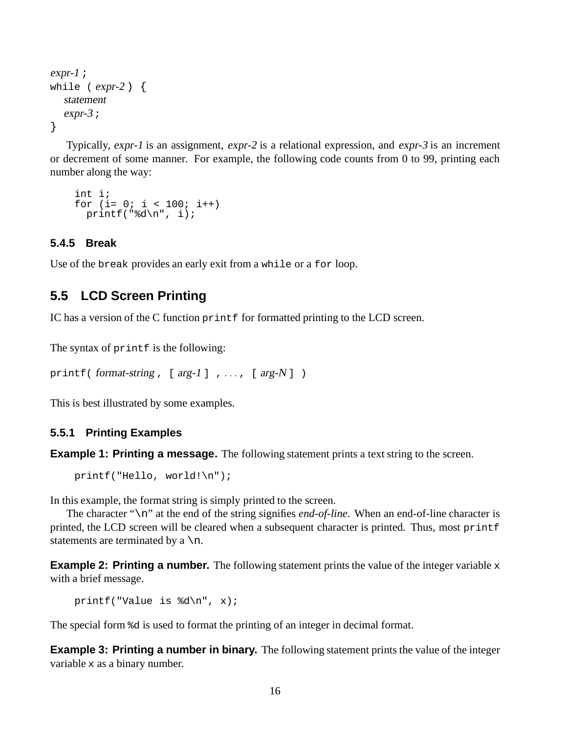```
expr-1 ;
while ( expr-2 ) {
   statement
   expr-3 ;
}
```

Typically, *expr-1* is an assignment, *expr-2* is a relational expression, and *expr-3* is an increment or decrement of some manner. For example, the following code counts from 0 to 99, printing each number along the way:

```
int i;
for (i= 0; i < 100; i++)
  printf("%d\n", i);
```

### 5.4.5 Break

Use of the `break` provides an early exit from a `while` or a `for` loop.

## 5.5 LCD Screen Printing

IC has a version of the C function `printf` for formatted printing to the LCD screen.

The syntax of `printf` is the following:

`printf(` *format-string* `, [` *arg-1* `] , . . . , [` *arg-N* `] )`

This is best illustrated by some examples.

### 5.5.1 Printing Examples

**Example 1: Printing a message.** The following statement prints a text string to the screen.

```
printf("Hello, world!\n");
```

In this example, the format string is simply printed to the screen.

The character "`\n`" at the end of the string signifies *end-of-line*. When an end-of-line character is printed, the LCD screen will be cleared when a subsequent character is printed. Thus, most `printf` statements are terminated by a `\n`.

**Example 2: Printing a number.** The following statement prints the value of the integer variable `x` with a brief message.

```
printf("Value is %d\n", x);
```

The special form `%d` is used to format the printing of an integer in decimal format.

**Example 3: Printing a number in binary.** The following statement prints the value of the integer variable `x` as a binary number.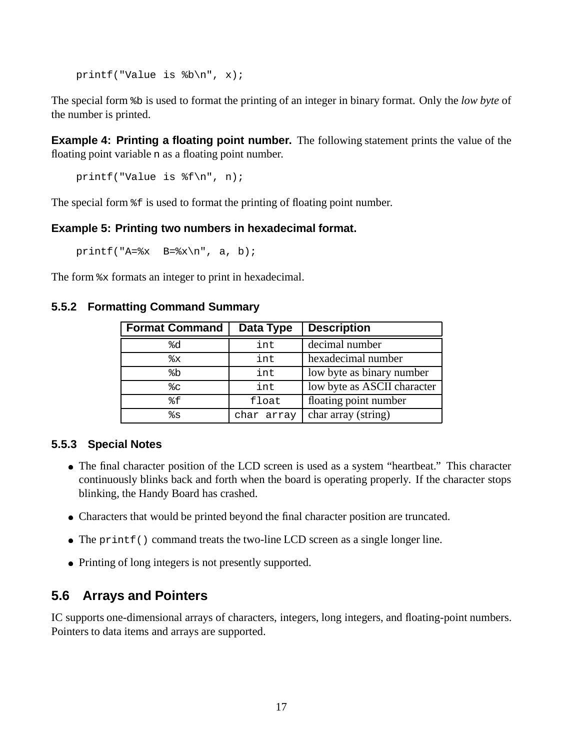```
printf("Value is %b\n", x);
```

The special form `%b` is used to format the printing of an integer in binary format. Only the *low byte* of the number is printed.

**Example 4: Printing a floating point number.** The following statement prints the value of the floating point variable `n` as a floating point number.

```
printf("Value is %f\n", n);
```

The special form `%f` is used to format the printing of floating point number.

**Example 5: Printing two numbers in hexadecimal format.**

```
printf("A=%x  B=%x\n", a, b);
```

The form `%x` formats an integer to print in hexadecimal.

### 5.5.2 Formatting Command Summary

| Format Command | Data Type | Description |
|---|---|---|
| `%d` | `int` | decimal number |
| `%x` | `int` | hexadecimal number |
| `%b` | `int` | low byte as binary number |
| `%c` | `int` | low byte as ASCII character |
| `%f` | `float` | floating point number |
| `%s` | `char array` | char array (string) |

### 5.5.3 Special Notes

- The final character position of the LCD screen is used as a system "heartbeat." This character continuously blinks back and forth when the board is operating properly. If the character stops blinking, the Handy Board has crashed.
- Characters that would be printed beyond the final character position are truncated.
- The `printf()` command treats the two-line LCD screen as a single longer line.
- Printing of long integers is not presently supported.

## 5.6 Arrays and Pointers

IC supports one-dimensional arrays of characters, integers, long integers, and floating-point numbers. Pointers to data items and arrays are supported.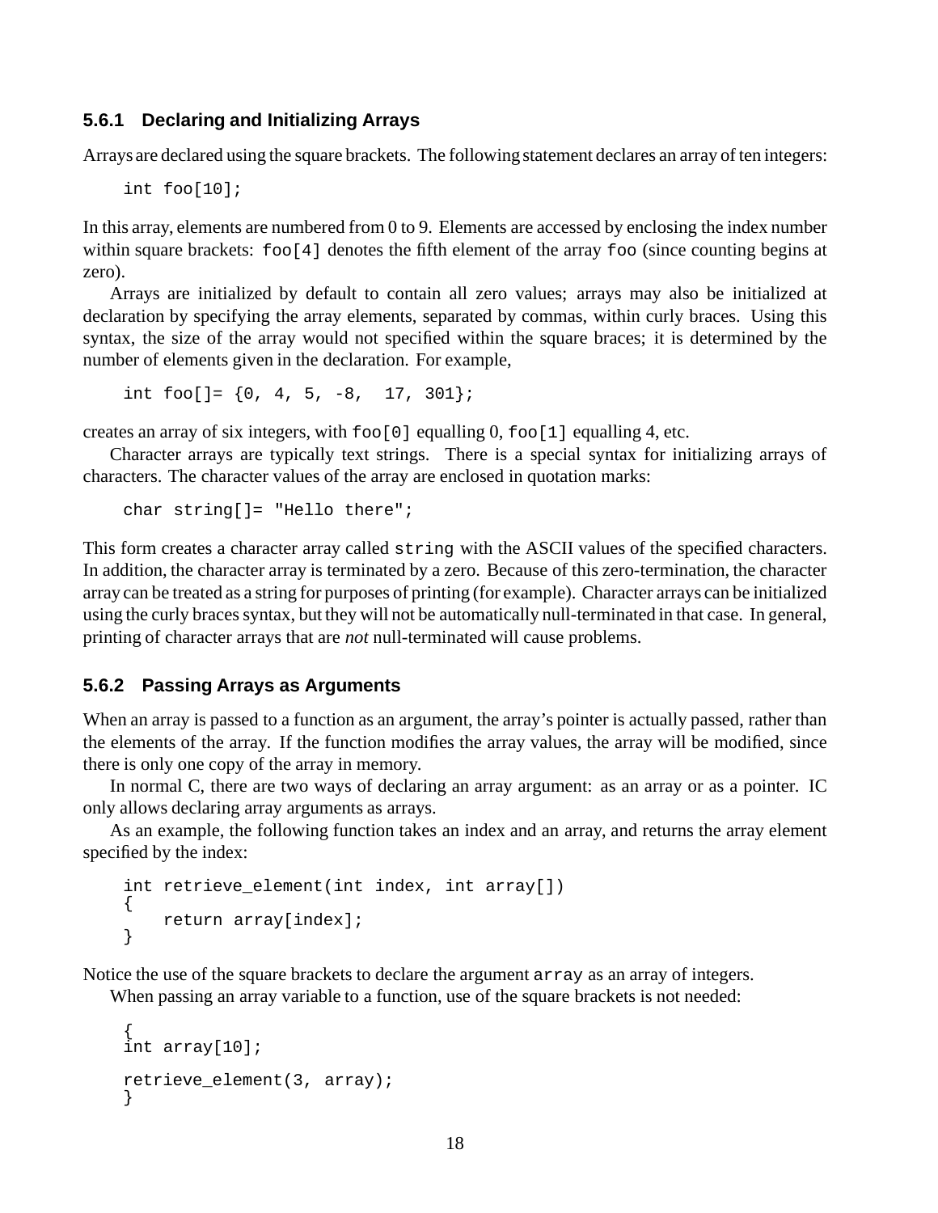### 5.6.1 Declaring and Initializing Arrays

Arrays are declared using the square brackets. The following statement declares an array of ten integers:

```
int foo[10];
```

In this array, elements are numbered from 0 to 9. Elements are accessed by enclosing the index number within square brackets: `foo[4]` denotes the fifth element of the array `foo` (since counting begins at zero).

Arrays are initialized by default to contain all zero values; arrays may also be initialized at declaration by specifying the array elements, separated by commas, within curly braces. Using this syntax, the size of the array would not specified within the square braces; it is determined by the number of elements given in the declaration. For example,

```
int foo[]= {0, 4, 5, -8,  17, 301};
```

creates an array of six integers, with `foo[0]` equalling 0, `foo[1]` equalling 4, etc.

Character arrays are typically text strings. There is a special syntax for initializing arrays of characters. The character values of the array are enclosed in quotation marks:

```
char string[]= "Hello there";
```

This form creates a character array called `string` with the ASCII values of the specified characters. In addition, the character array is terminated by a zero. Because of this zero-termination, the character array can be treated as a string for purposes of printing (for example). Character arrays can be initialized using the curly braces syntax, but they will not be automatically null-terminated in that case. In general, printing of character arrays that are *not* null-terminated will cause problems.

### 5.6.2 Passing Arrays as Arguments

When an array is passed to a function as an argument, the array's pointer is actually passed, rather than the elements of the array. If the function modifies the array values, the array will be modified, since there is only one copy of the array in memory.

In normal C, there are two ways of declaring an array argument: as an array or as a pointer. IC only allows declaring array arguments as arrays.

As an example, the following function takes an index and an array, and returns the array element specified by the index:

```
int retrieve_element(int index, int array[])
{
    return array[index];
}
```

Notice the use of the square brackets to declare the argument `array` as an array of integers.

When passing an array variable to a function, use of the square brackets is not needed:

```
{
int array[10];

retrieve_element(3, array);
}
```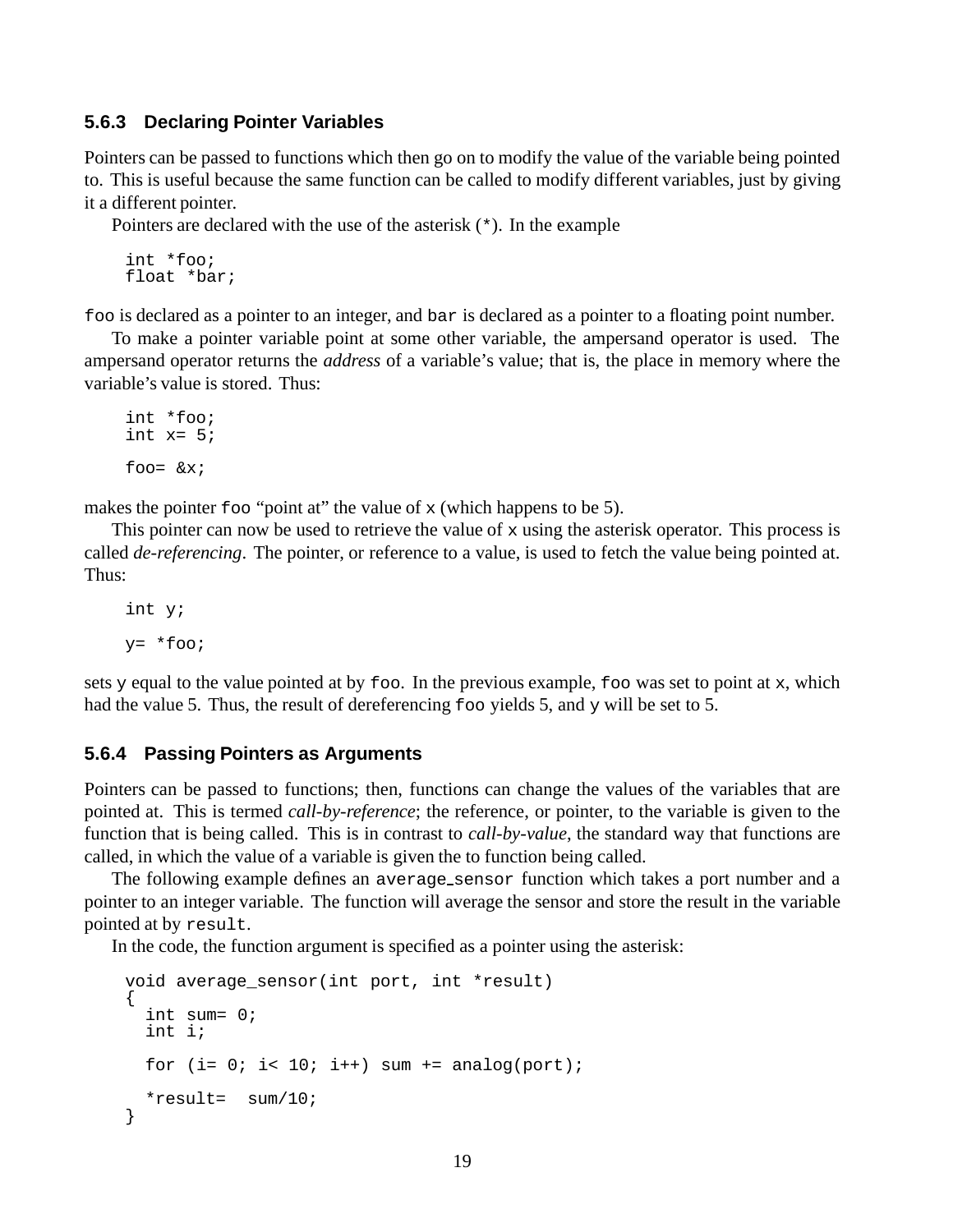### 5.6.3 Declaring Pointer Variables

Pointers can be passed to functions which then go on to modify the value of the variable being pointed to. This is useful because the same function can be called to modify different variables, just by giving it a different pointer.

Pointers are declared with the use of the asterisk (`*`). In the example

```
int *foo;
float *bar;
```

`foo` is declared as a pointer to an integer, and `bar` is declared as a pointer to a floating point number.

To make a pointer variable point at some other variable, the ampersand operator is used. The ampersand operator returns the *address* of a variable's value; that is, the place in memory where the variable's value is stored. Thus:

```
int *foo;
int x= 5;

foo= &x;
```

makes the pointer `foo` "point at" the value of `x` (which happens to be 5).

This pointer can now be used to retrieve the value of `x` using the asterisk operator. This process is called *de-referencing*. The pointer, or reference to a value, is used to fetch the value being pointed at. Thus:

```
int y;

y= *foo;
```

sets `y` equal to the value pointed at by `foo`. In the previous example, `foo` was set to point at `x`, which had the value 5. Thus, the result of dereferencing `foo` yields 5, and `y` will be set to 5.

### 5.6.4 Passing Pointers as Arguments

Pointers can be passed to functions; then, functions can change the values of the variables that are pointed at. This is termed *call-by-reference*; the reference, or pointer, to the variable is given to the function that is being called. This is in contrast to *call-by-value*, the standard way that functions are called, in which the value of a variable is given the to function being called.

The following example defines an `average_sensor` function which takes a port number and a pointer to an integer variable. The function will average the sensor and store the result in the variable pointed at by `result`.

In the code, the function argument is specified as a pointer using the asterisk:

```
void average_sensor(int port, int *result)
{
  int sum= 0;
  int i;

  for (i= 0; i< 10; i++) sum += analog(port);

  *result=  sum/10;
}
```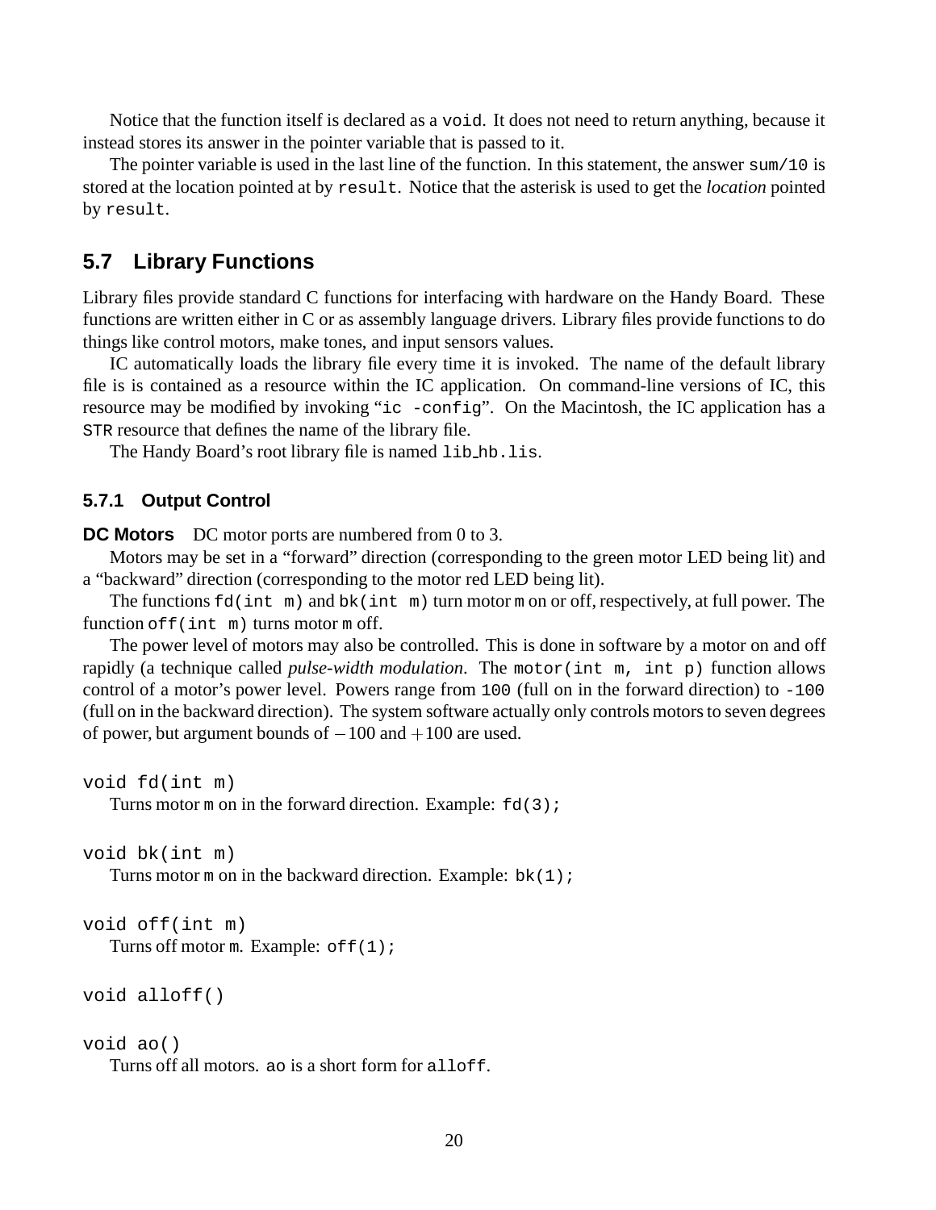Notice that the function itself is declared as a `void`. It does not need to return anything, because it instead stores its answer in the pointer variable that is passed to it.

The pointer variable is used in the last line of the function. In this statement, the answer `sum/10` is stored at the location pointed at by `result`. Notice that the asterisk is used to get the *location* pointed by `result`.

## 5.7 Library Functions

Library files provide standard C functions for interfacing with hardware on the Handy Board. These functions are written either in C or as assembly language drivers. Library files provide functions to do things like control motors, make tones, and input sensors values.

IC automatically loads the library file every time it is invoked. The name of the default library file is is contained as a resource within the IC application. On command-line versions of IC, this resource may be modified by invoking "`ic -config`". On the Macintosh, the IC application has a `STR` resource that defines the name of the library file.

The Handy Board's root library file is named `lib_hb.lis`.

### 5.7.1 Output Control

**DC Motors** DC motor ports are numbered from 0 to 3.

Motors may be set in a "forward" direction (corresponding to the green motor LED being lit) and a "backward" direction (corresponding to the motor red LED being lit).

The functions `fd(int m)` and `bk(int m)` turn motor `m` on or off, respectively, at full power. The function `off(int m)` turns motor `m` off.

The power level of motors may also be controlled. This is done in software by a motor on and off rapidly (a technique called *pulse-width modulation*. The `motor(int m, int p)` function allows control of a motor's power level. Powers range from `100` (full on in the forward direction) to `-100` (full on in the backward direction). The system software actually only controls motors to seven degrees of power, but argument bounds of $-100$ and $+100$ are used.

```
void fd(int m)
```

Turns motor `m` on in the forward direction. Example: `fd(3);`

```
void bk(int m)
```

Turns motor `m` on in the backward direction. Example: `bk(1);`

```
void off(int m)
```

Turns off motor `m`. Example: `off(1);`

```
void alloff()
```

```
void ao()
```

Turns off all motors. `ao` is a short form for `alloff`.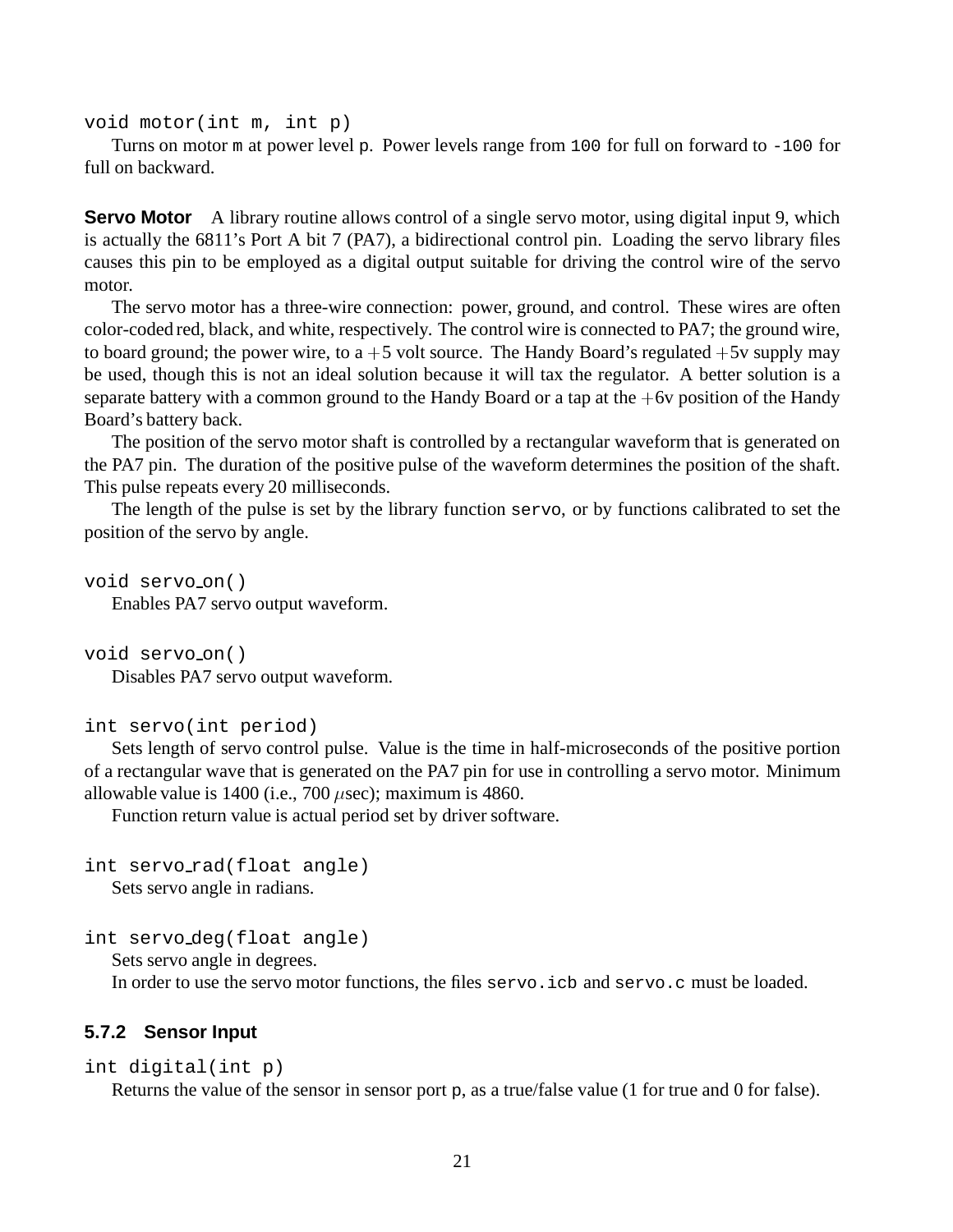```
void motor(int m, int p)
```

Turns on motor `m` at power level `p`. Power levels range from `100` for full on forward to `-100` for full on backward.

**Servo Motor** A library routine allows control of a single servo motor, using digital input 9, which is actually the 6811's Port A bit 7 (PA7), a bidirectional control pin. Loading the servo library files causes this pin to be employed as a digital output suitable for driving the control wire of the servo motor.

The servo motor has a three-wire connection: power, ground, and control. These wires are often color-coded red, black, and white, respectively. The control wire is connected to PA7; the ground wire, to board ground; the power wire, to a $+5$ volt source. The Handy Board's regulated $+5$v supply may be used, though this is not an ideal solution because it will tax the regulator. A better solution is a separate battery with a common ground to the Handy Board or a tap at the $+6$v position of the Handy Board's battery back.

The position of the servo motor shaft is controlled by a rectangular waveform that is generated on the PA7 pin. The duration of the positive pulse of the waveform determines the position of the shaft. This pulse repeats every 20 milliseconds.

The length of the pulse is set by the library function `servo`, or by functions calibrated to set the position of the servo by angle.

```
void servo_on()
```

Enables PA7 servo output waveform.

```
void servo_on()
```

Disables PA7 servo output waveform.

```
int servo(int period)
```

Sets length of servo control pulse. Value is the time in half-microseconds of the positive portion of a rectangular wave that is generated on the PA7 pin for use in controlling a servo motor. Minimum allowable value is 1400 (i.e., 700 $\mu$sec); maximum is 4860.

Function return value is actual period set by driver software.

```
int servo_rad(float angle)
```

Sets servo angle in radians.

```
int servo_deg(float angle)
```

Sets servo angle in degrees.

In order to use the servo motor functions, the files `servo.icb` and `servo.c` must be loaded.

### 5.7.2 Sensor Input

```
int digital(int p)
```

Returns the value of the sensor in sensor port `p`, as a true/false value (1 for true and 0 for false).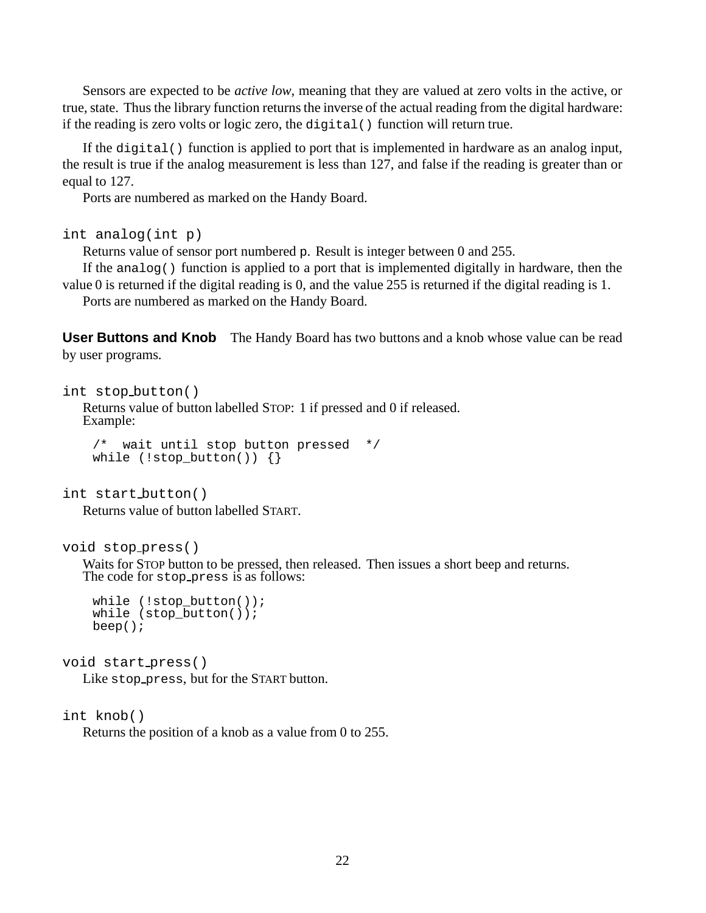Sensors are expected to be *active low*, meaning that they are valued at zero volts in the active, or true, state. Thus the library function returns the inverse of the actual reading from the digital hardware: if the reading is zero volts or logic zero, the `digital()` function will return true.

If the `digital()` function is applied to port that is implemented in hardware as an analog input, the result is true if the analog measurement is less than 127, and false if the reading is greater than or equal to 127.

Ports are numbered as marked on the Handy Board.

`int analog(int p)`

Returns value of sensor port numbered `p`. Result is integer between 0 and 255.

If the `analog()` function is applied to a port that is implemented digitally in hardware, then the value 0 is returned if the digital reading is 0, and the value 255 is returned if the digital reading is 1.

Ports are numbered as marked on the Handy Board.

**User Buttons and Knob** The Handy Board has two buttons and a knob whose value can be read by user programs.

`int stop_button()`

Returns value of button labelled STOP: 1 if pressed and 0 if released.
Example:

```
/*  wait until stop button pressed  */
while (!stop_button()) {}
```

`int start_button()`

Returns value of button labelled START.

`void stop_press()`

Waits for STOP button to be pressed, then released. Then issues a short beep and returns.
The code for `stop_press` is as follows:

```
while (!stop_button());
while (stop_button());
beep();
```

`void start_press()`

Like `stop_press`, but for the START button.

`int knob()`

Returns the position of a knob as a value from 0 to 255.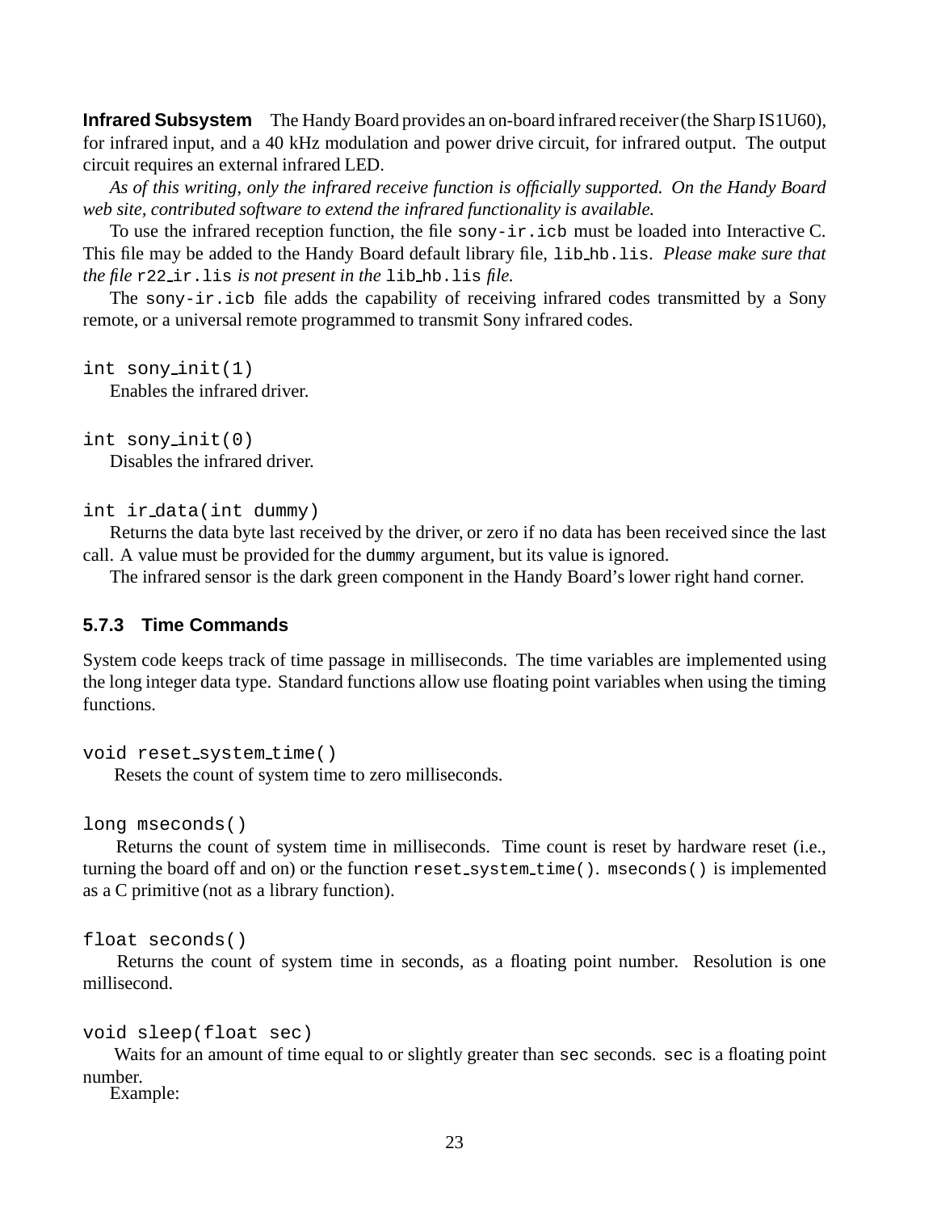**Infrared Subsystem** The Handy Board provides an on-board infrared receiver (the Sharp IS1U60), for infrared input, and a 40 kHz modulation and power drive circuit, for infrared output. The output circuit requires an external infrared LED.

*As of this writing, only the infrared receive function is officially supported. On the Handy Board web site, contributed software to extend the infrared functionality is available.*

To use the infrared reception function, the file `sony-ir.icb` must be loaded into Interactive C. This file may be added to the Handy Board default library file, `lib_hb.lis`. *Please make sure that the file* `r22_ir.lis` *is not present in the* `lib_hb.lis` *file.*

The `sony-ir.icb` file adds the capability of receiving infrared codes transmitted by a Sony remote, or a universal remote programmed to transmit Sony infrared codes.

`int sony_init(1)`

Enables the infrared driver.

`int sony_init(0)`

Disables the infrared driver.

`int ir_data(int dummy)`

Returns the data byte last received by the driver, or zero if no data has been received since the last call. A value must be provided for the `dummy` argument, but its value is ignored.

The infrared sensor is the dark green component in the Handy Board's lower right hand corner.

### 5.7.3 Time Commands

System code keeps track of time passage in milliseconds. The time variables are implemented using the long integer data type. Standard functions allow use floating point variables when using the timing functions.

`void reset_system_time()`

Resets the count of system time to zero milliseconds.

`long mseconds()`

Returns the count of system time in milliseconds. Time count is reset by hardware reset (i.e., turning the board off and on) or the function `reset_system_time()`. `mseconds()` is implemented as a C primitive (not as a library function).

`float seconds()`

Returns the count of system time in seconds, as a floating point number. Resolution is one millisecond.

`void sleep(float sec)`

Waits for an amount of time equal to or slightly greater than `sec` seconds. `sec` is a floating point number.

Example: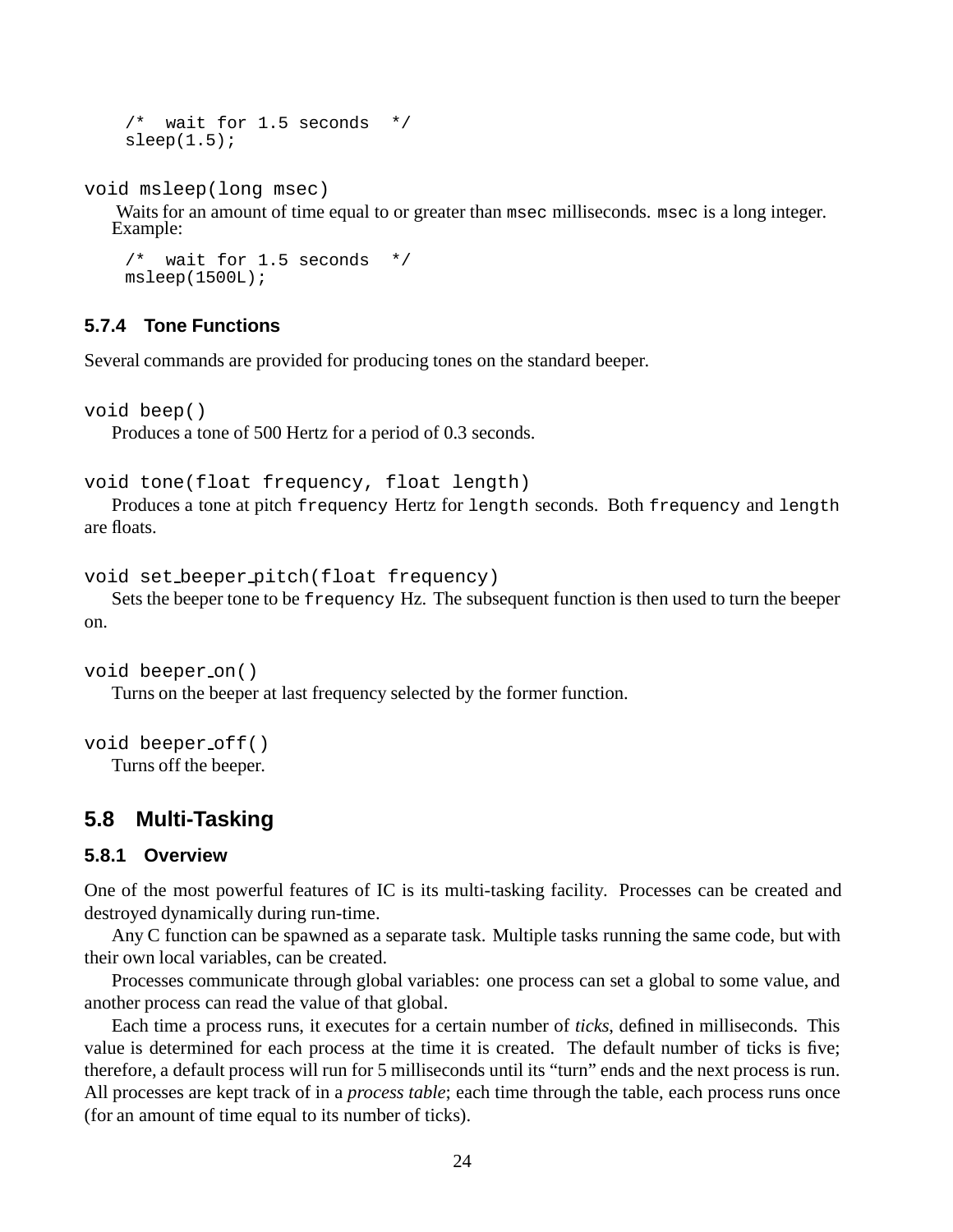```
/*  wait for 1.5 seconds  */
sleep(1.5);
```

`void msleep(long msec)`

Waits for an amount of time equal to or greater than `msec` milliseconds. `msec` is a long integer. Example:

```
/*  wait for 1.5 seconds  */
msleep(1500L);
```

### 5.7.4 Tone Functions

Several commands are provided for producing tones on the standard beeper.

`void beep()`

Produces a tone of 500 Hertz for a period of 0.3 seconds.

`void tone(float frequency, float length)`

Produces a tone at pitch `frequency` Hertz for `length` seconds. Both `frequency` and `length` are floats.

`void set_beeper_pitch(float frequency)`

Sets the beeper tone to be `frequency` Hz. The subsequent function is then used to turn the beeper on.

`void beeper_on()`

Turns on the beeper at last frequency selected by the former function.

`void beeper_off()`

Turns off the beeper.

## 5.8 Multi-Tasking

### 5.8.1 Overview

One of the most powerful features of IC is its multi-tasking facility. Processes can be created and destroyed dynamically during run-time.

Any C function can be spawned as a separate task. Multiple tasks running the same code, but with their own local variables, can be created.

Processes communicate through global variables: one process can set a global to some value, and another process can read the value of that global.

Each time a process runs, it executes for a certain number of *ticks*, defined in milliseconds. This value is determined for each process at the time it is created. The default number of ticks is five; therefore, a default process will run for 5 milliseconds until its "turn" ends and the next process is run. All processes are kept track of in a *process table*; each time through the table, each process runs once (for an amount of time equal to its number of ticks).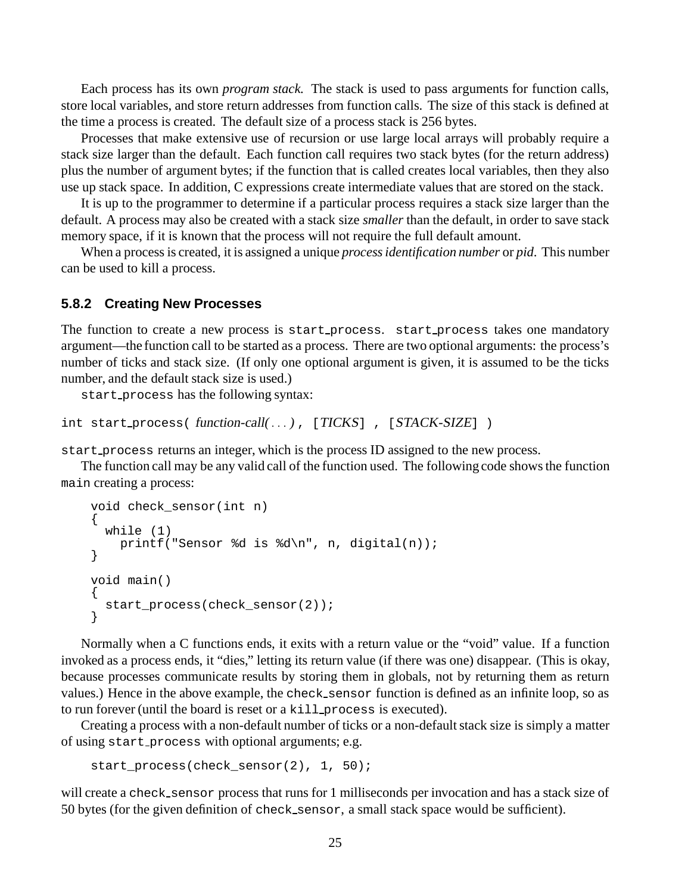Each process has its own *program stack.* The stack is used to pass arguments for function calls, store local variables, and store return addresses from function calls. The size of this stack is defined at the time a process is created. The default size of a process stack is 256 bytes.

Processes that make extensive use of recursion or use large local arrays will probably require a stack size larger than the default. Each function call requires two stack bytes (for the return address) plus the number of argument bytes; if the function that is called creates local variables, then they also use up stack space. In addition, C expressions create intermediate values that are stored on the stack.

It is up to the programmer to determine if a particular process requires a stack size larger than the default. A process may also be created with a stack size *smaller* than the default, in order to save stack memory space, if it is known that the process will not require the full default amount.

When a process is created, it is assigned a unique *process identification number* or *pid*. This number can be used to kill a process.

### 5.8.2 Creating New Processes

The function to create a new process is `start_process`. `start_process` takes one mandatory argument—the function call to be started as a process. There are two optional arguments: the process's number of ticks and stack size. (If only one optional argument is given, it is assumed to be the ticks number, and the default stack size is used.)

`start_process` has the following syntax:

`int start_process(` *function-call(...)*`, [`*TICKS*`] , [`*STACK-SIZE*`] )`

`start_process` returns an integer, which is the process ID assigned to the new process.

The function call may be any valid call of the function used. The following code shows the function `main` creating a process:

```
void check_sensor(int n)
{
  while (1)
    printf("Sensor %d is %d\n", n, digital(n));
}

void main()
{
  start_process(check_sensor(2));
}
```

Normally when a C functions ends, it exits with a return value or the "void" value. If a function invoked as a process ends, it "dies," letting its return value (if there was one) disappear. (This is okay, because processes communicate results by storing them in globals, not by returning them as return values.) Hence in the above example, the `check_sensor` function is defined as an infinite loop, so as to run forever (until the board is reset or a `kill_process` is executed).

Creating a process with a non-default number of ticks or a non-default stack size is simply a matter of using `start_process` with optional arguments; e.g.

```
start_process(check_sensor(2), 1, 50);
```

will create a `check_sensor` process that runs for 1 milliseconds per invocation and has a stack size of 50 bytes (for the given definition of `check_sensor`, a small stack space would be sufficient).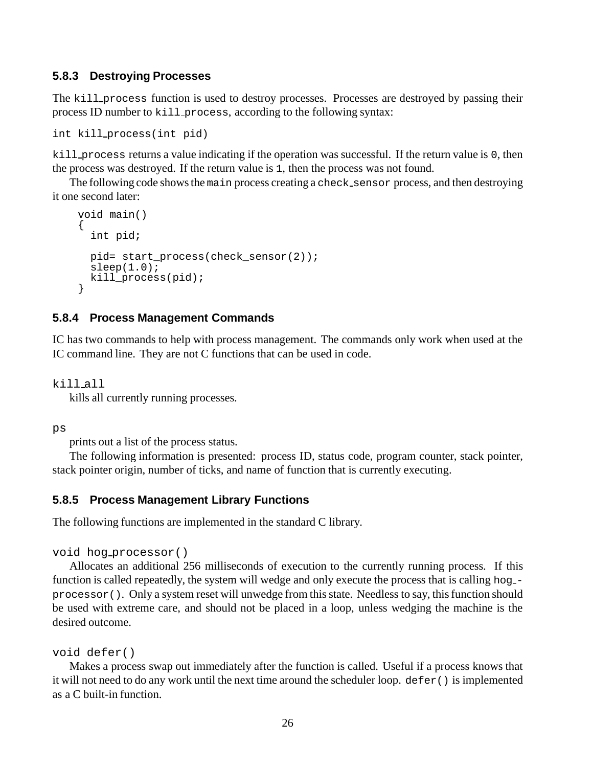### 5.8.3 Destroying Processes

The `kill_process` function is used to destroy processes. Processes are destroyed by passing their process ID number to `kill_process`, according to the following syntax:

`int kill_process(int pid)`

`kill_process` returns a value indicating if the operation was successful. If the return value is `0`, then the process was destroyed. If the return value is `1`, then the process was not found.

The following code shows the `main` process creating a `check_sensor` process, and then destroying it one second later:

```
void main()
{
  int pid;

  pid= start_process(check_sensor(2));
  sleep(1.0);
  kill_process(pid);
}
```

### 5.8.4 Process Management Commands

IC has two commands to help with process management. The commands only work when used at the IC command line. They are not C functions that can be used in code.

`kill_all`
kills all currently running processes.

`ps`
prints out a list of the process status.

The following information is presented: process ID, status code, program counter, stack pointer, stack pointer origin, number of ticks, and name of function that is currently executing.

### 5.8.5 Process Management Library Functions

The following functions are implemented in the standard C library.

`void hog_processor()`
Allocates an additional 256 milliseconds of execution to the currently running process. If this function is called repeatedly, the system will wedge and only execute the process that is calling `hog_processor()`. Only a system reset will unwedge from this state. Needless to say, this function should be used with extreme care, and should not be placed in a loop, unless wedging the machine is the desired outcome.

`void defer()`
Makes a process swap out immediately after the function is called. Useful if a process knows that it will not need to do any work until the next time around the scheduler loop. `defer()` is implemented as a C built-in function.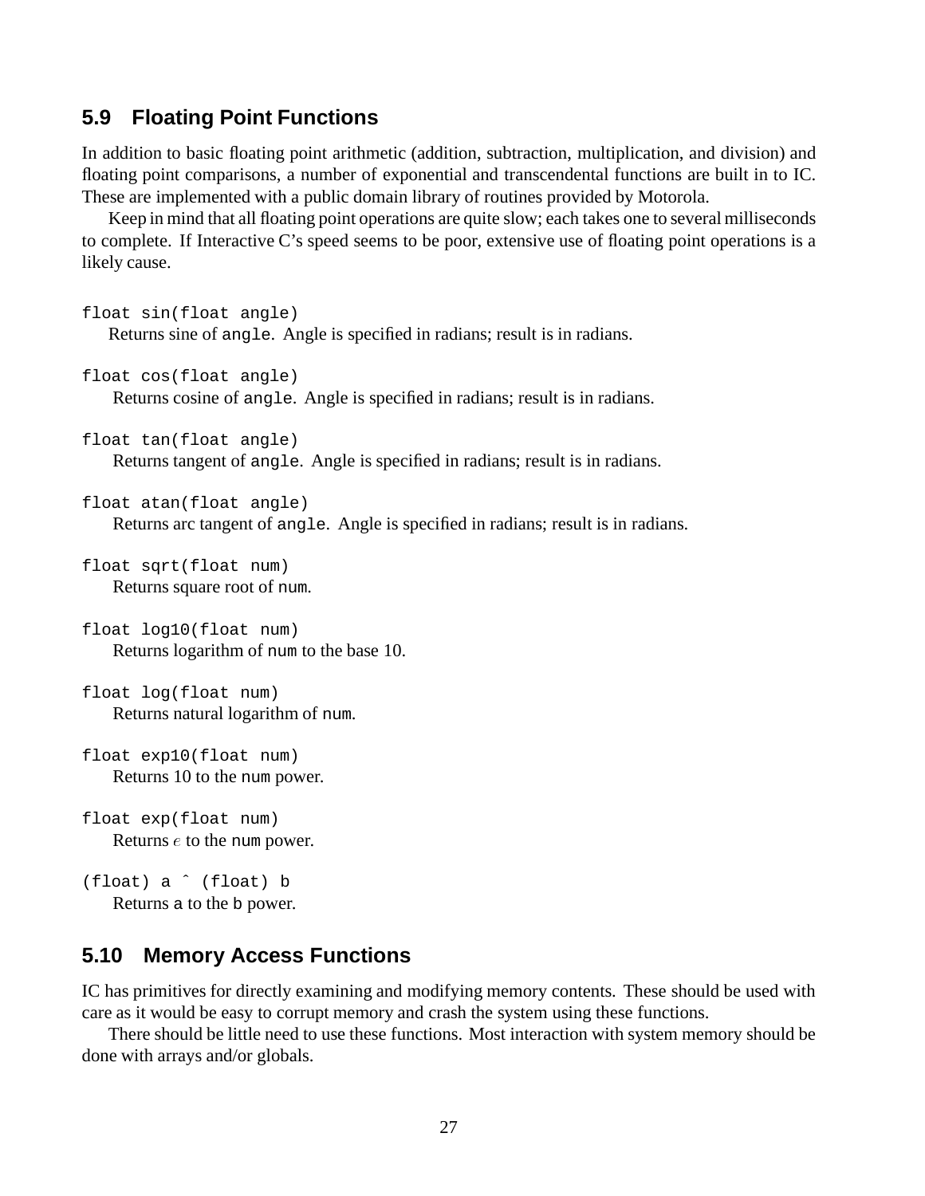## 5.9 Floating Point Functions

In addition to basic floating point arithmetic (addition, subtraction, multiplication, and division) and floating point comparisons, a number of exponential and transcendental functions are built in to IC. These are implemented with a public domain library of routines provided by Motorola.

Keep in mind that all floating point operations are quite slow; each takes one to several milliseconds to complete. If Interactive C's speed seems to be poor, extensive use of floating point operations is a likely cause.

`float sin(float angle)`
Returns sine of `angle`. Angle is specified in radians; result is in radians.

`float cos(float angle)`
Returns cosine of `angle`. Angle is specified in radians; result is in radians.

`float tan(float angle)`
Returns tangent of `angle`. Angle is specified in radians; result is in radians.

`float atan(float angle)`
Returns arc tangent of `angle`. Angle is specified in radians; result is in radians.

`float sqrt(float num)`
Returns square root of `num`.

`float log10(float num)`
Returns logarithm of `num` to the base 10.

`float log(float num)`
Returns natural logarithm of `num`.

`float exp10(float num)`
Returns 10 to the `num` power.

`float exp(float num)`
Returns $e$ to the `num` power.

`(float) a ^ (float) b`
Returns `a` to the `b` power.

## 5.10 Memory Access Functions

IC has primitives for directly examining and modifying memory contents. These should be used with care as it would be easy to corrupt memory and crash the system using these functions.

There should be little need to use these functions. Most interaction with system memory should be done with arrays and/or globals.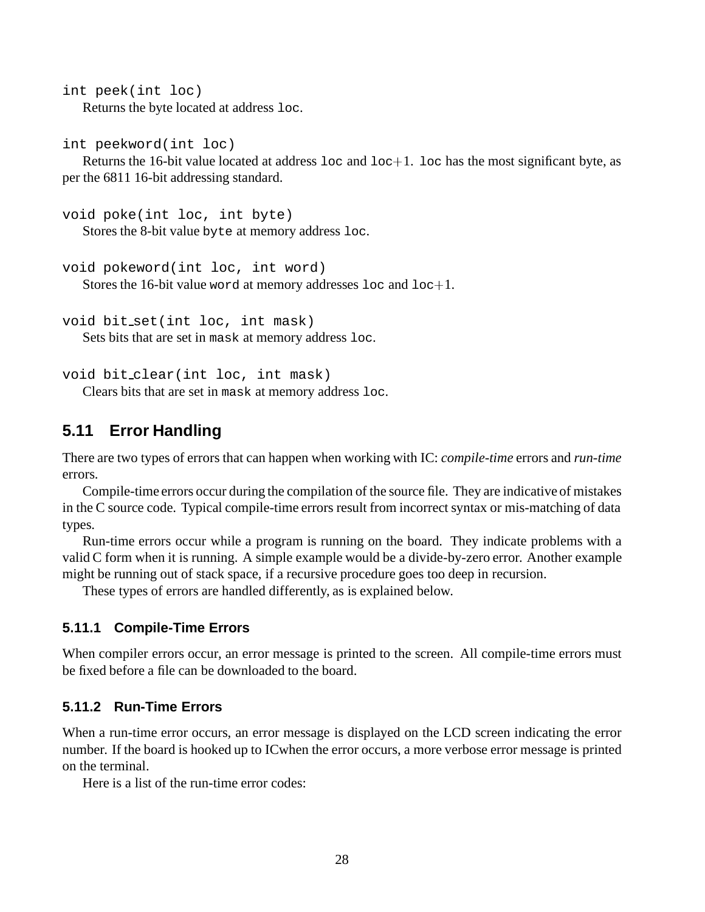`int peek(int loc)`

Returns the byte located at address `loc`.

`int peekword(int loc)`

Returns the 16-bit value located at address `loc` and `loc`+1. `loc` has the most significant byte, as per the 6811 16-bit addressing standard.

`void poke(int loc, int byte)`

Stores the 8-bit value `byte` at memory address `loc`.

`void pokeword(int loc, int word)`

Stores the 16-bit value `word` at memory addresses `loc` and `loc`+1.

`void bit_set(int loc, int mask)`

Sets bits that are set in `mask` at memory address `loc`.

`void bit_clear(int loc, int mask)`

Clears bits that are set in `mask` at memory address `loc`.

## 5.11 Error Handling

There are two types of errors that can happen when working with IC: *compile-time* errors and *run-time* errors.

Compile-time errors occur during the compilation of the source file. They are indicative of mistakes in the C source code. Typical compile-time errors result from incorrect syntax or mis-matching of data types.

Run-time errors occur while a program is running on the board. They indicate problems with a valid C form when it is running. A simple example would be a divide-by-zero error. Another example might be running out of stack space, if a recursive procedure goes too deep in recursion.

These types of errors are handled differently, as is explained below.

### 5.11.1 Compile-Time Errors

When compiler errors occur, an error message is printed to the screen. All compile-time errors must be fixed before a file can be downloaded to the board.

### 5.11.2 Run-Time Errors

When a run-time error occurs, an error message is displayed on the LCD screen indicating the error number. If the board is hooked up to ICwhen the error occurs, a more verbose error message is printed on the terminal.

Here is a list of the run-time error codes: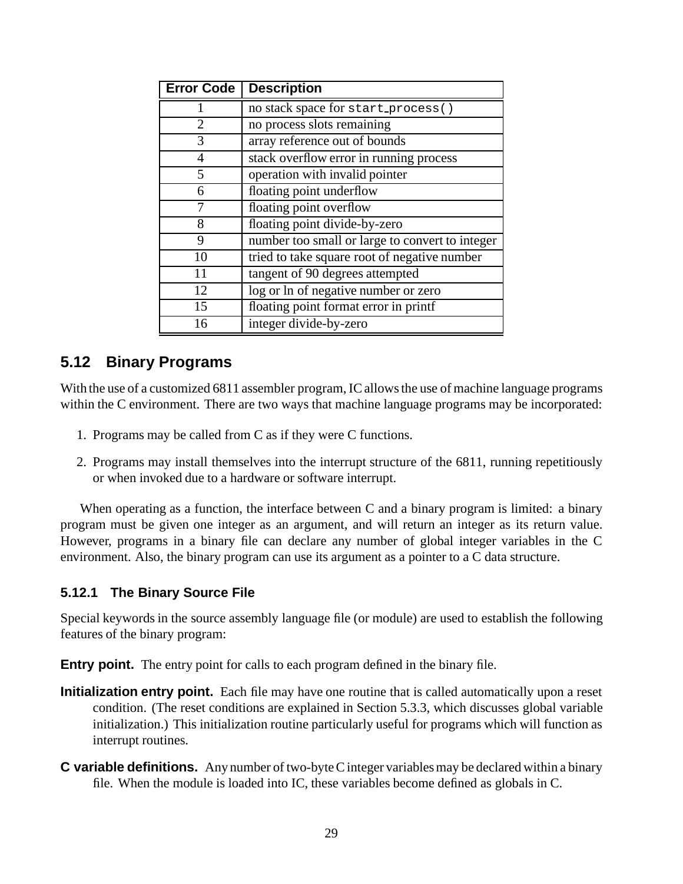| Error Code | Description |
| --- | --- |
| 1 | no stack space for `start_process()` |
| 2 | no process slots remaining |
| 3 | array reference out of bounds |
| 4 | stack overflow error in running process |
| 5 | operation with invalid pointer |
| 6 | floating point underflow |
| 7 | floating point overflow |
| 8 | floating point divide-by-zero |
| 9 | number too small or large to convert to integer |
| 10 | tried to take square root of negative number |
| 11 | tangent of 90 degrees attempted |
| 12 | log or ln of negative number or zero |
| 15 | floating point format error in printf |
| 16 | integer divide-by-zero |

## 5.12 Binary Programs

With the use of a customized 6811 assembler program, IC allows the use of machine language programs within the C environment. There are two ways that machine language programs may be incorporated:

1. Programs may be called from C as if they were C functions.
2. Programs may install themselves into the interrupt structure of the 6811, running repetitiously or when invoked due to a hardware or software interrupt.

When operating as a function, the interface between C and a binary program is limited: a binary program must be given one integer as an argument, and will return an integer as its return value. However, programs in a binary file can declare any number of global integer variables in the C environment. Also, the binary program can use its argument as a pointer to a C data structure.

### 5.12.1 The Binary Source File

Special keywords in the source assembly language file (or module) are used to establish the following features of the binary program:

**Entry point.** The entry point for calls to each program defined in the binary file.

**Initialization entry point.** Each file may have one routine that is called automatically upon a reset condition. (The reset conditions are explained in Section 5.3.3, which discusses global variable initialization.) This initialization routine particularly useful for programs which will function as interrupt routines.

**C variable definitions.** Any number of two-byte C integer variables may be declared within a binary file. When the module is loaded into IC, these variables become defined as globals in C.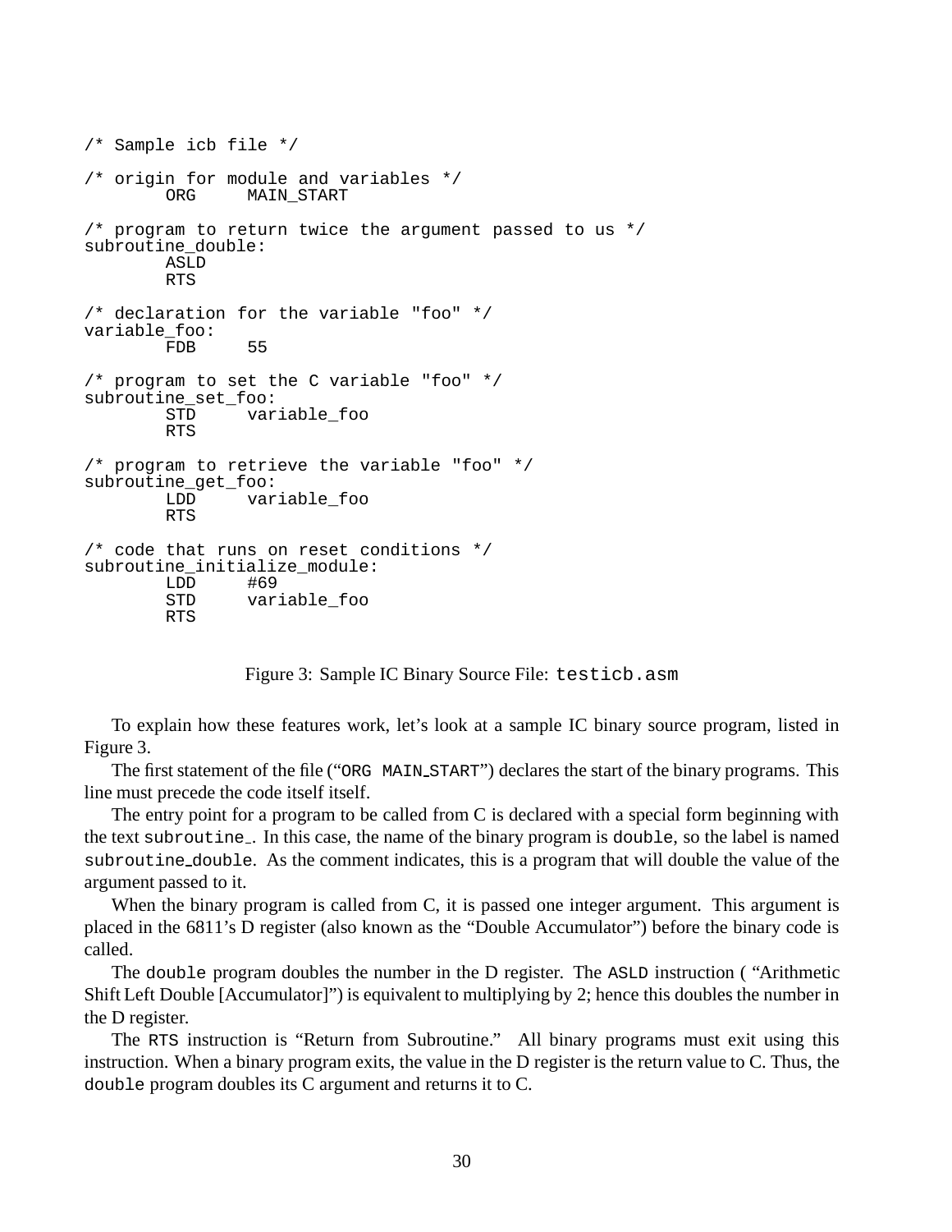```
/* Sample icb file */

/* origin for module and variables */
        ORG     MAIN_START

/* program to return twice the argument passed to us */
subroutine_double:
        ASLD
        RTS

/* declaration for the variable "foo" */
variable_foo:
        FDB     55

/* program to set the C variable "foo" */
subroutine_set_foo:
        STD     variable_foo
        RTS

/* program to retrieve the variable "foo" */
subroutine_get_foo:
        LDD     variable_foo
        RTS

/* code that runs on reset conditions */
subroutine_initialize_module:
        LDD     #69
        STD     variable_foo
        RTS
```

Figure 3: Sample IC Binary Source File: `testicb.asm`

To explain how these features work, let's look at a sample IC binary source program, listed in Figure 3.

The first statement of the file ("`ORG MAIN_START`") declares the start of the binary programs. This line must precede the code itself itself.

The entry point for a program to be called from C is declared with a special form beginning with the text `subroutine_`. In this case, the name of the binary program is `double`, so the label is named `subroutine_double`. As the comment indicates, this is a program that will double the value of the argument passed to it.

When the binary program is called from C, it is passed one integer argument. This argument is placed in the 6811's D register (also known as the "Double Accumulator") before the binary code is called.

The `double` program doubles the number in the D register. The `ASLD` instruction ( "Arithmetic Shift Left Double [Accumulator]") is equivalent to multiplying by 2; hence this doubles the number in the D register.

The `RTS` instruction is "Return from Subroutine." All binary programs must exit using this instruction. When a binary program exits, the value in the D register is the return value to C. Thus, the `double` program doubles its C argument and returns it to C.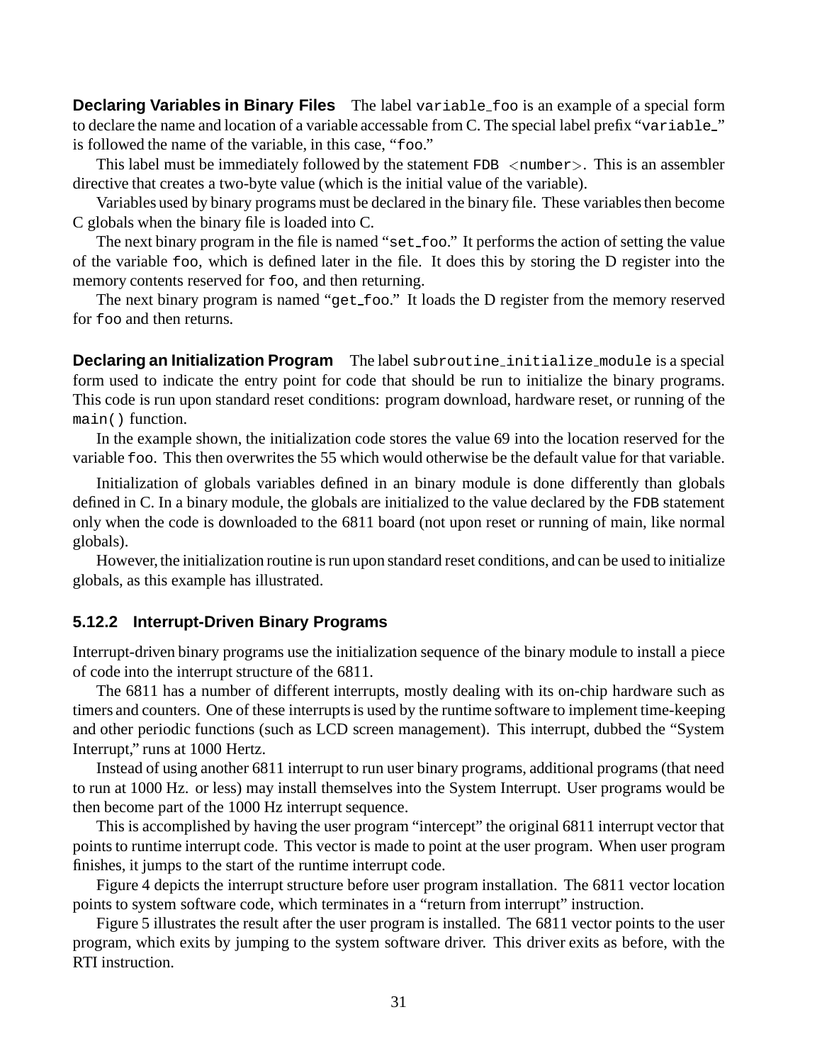**Declaring Variables in Binary Files** The label `variable_foo` is an example of a special form to declare the name and location of a variable accessable from C. The special label prefix "`variable_`" is followed the name of the variable, in this case, "`foo`."

This label must be immediately followed by the statement `FDB <number>`. This is an assembler directive that creates a two-byte value (which is the initial value of the variable).

Variables used by binary programs must be declared in the binary file. These variables then become C globals when the binary file is loaded into C.

The next binary program in the file is named "`set_foo`." It performs the action of setting the value of the variable `foo`, which is defined later in the file. It does this by storing the D register into the memory contents reserved for `foo`, and then returning.

The next binary program is named "`get_foo`." It loads the D register from the memory reserved for `foo` and then returns.

**Declaring an Initialization Program** The label `subroutine_initialize_module` is a special form used to indicate the entry point for code that should be run to initialize the binary programs. This code is run upon standard reset conditions: program download, hardware reset, or running of the `main()` function.

In the example shown, the initialization code stores the value 69 into the location reserved for the variable `foo`. This then overwrites the 55 which would otherwise be the default value for that variable.

Initialization of globals variables defined in an binary module is done differently than globals defined in C. In a binary module, the globals are initialized to the value declared by the `FDB` statement only when the code is downloaded to the 6811 board (not upon reset or running of main, like normal globals).

However, the initialization routine is run upon standard reset conditions, and can be used to initialize globals, as this example has illustrated.

### 5.12.2 Interrupt-Driven Binary Programs

Interrupt-driven binary programs use the initialization sequence of the binary module to install a piece of code into the interrupt structure of the 6811.

The 6811 has a number of different interrupts, mostly dealing with its on-chip hardware such as timers and counters. One of these interrupts is used by the runtime software to implement time-keeping and other periodic functions (such as LCD screen management). This interrupt, dubbed the "System Interrupt," runs at 1000 Hertz.

Instead of using another 6811 interrupt to run user binary programs, additional programs (that need to run at 1000 Hz. or less) may install themselves into the System Interrupt. User programs would be then become part of the 1000 Hz interrupt sequence.

This is accomplished by having the user program "intercept" the original 6811 interrupt vector that points to runtime interrupt code. This vector is made to point at the user program. When user program finishes, it jumps to the start of the runtime interrupt code.

Figure 4 depicts the interrupt structure before user program installation. The 6811 vector location points to system software code, which terminates in a "return from interrupt" instruction.

Figure 5 illustrates the result after the user program is installed. The 6811 vector points to the user program, which exits by jumping to the system software driver. This driver exits as before, with the RTI instruction.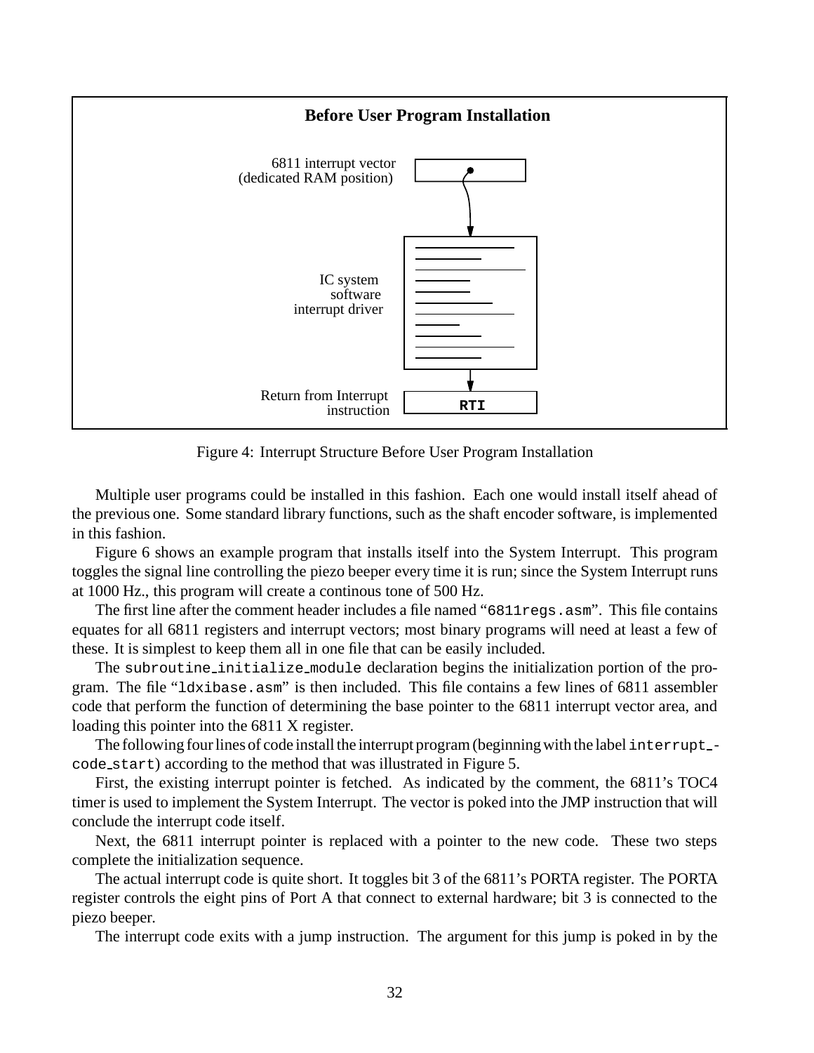**Before User Program Installation**

6811 interrupt vector (dedicated RAM position)

IC system software interrupt driver

Return from Interrupt instruction

RTI

Figure 4: Interrupt Structure Before User Program Installation

Multiple user programs could be installed in this fashion. Each one would install itself ahead of the previous one. Some standard library functions, such as the shaft encoder software, is implemented in this fashion.

Figure 6 shows an example program that installs itself into the System Interrupt. This program toggles the signal line controlling the piezo beeper every time it is run; since the System Interrupt runs at 1000 Hz., this program will create a continous tone of 500 Hz.

The first line after the comment header includes a file named "`6811regs.asm`". This file contains equates for all 6811 registers and interrupt vectors; most binary programs will need at least a few of these. It is simplest to keep them all in one file that can be easily included.

The `subroutine_initialize_module` declaration begins the initialization portion of the program. The file "`ldxibase.asm`" is then included. This file contains a few lines of 6811 assembler code that perform the function of determining the base pointer to the 6811 interrupt vector area, and loading this pointer into the 6811 X register.

The following four lines of code install the interrupt program (beginning with the label `interrupt_code_start`) according to the method that was illustrated in Figure 5.

First, the existing interrupt pointer is fetched. As indicated by the comment, the 6811's TOC4 timer is used to implement the System Interrupt. The vector is poked into the JMP instruction that will conclude the interrupt code itself.

Next, the 6811 interrupt pointer is replaced with a pointer to the new code. These two steps complete the initialization sequence.

The actual interrupt code is quite short. It toggles bit 3 of the 6811's PORTA register. The PORTA register controls the eight pins of Port A that connect to external hardware; bit 3 is connected to the piezo beeper.

The interrupt code exits with a jump instruction. The argument for this jump is poked in by the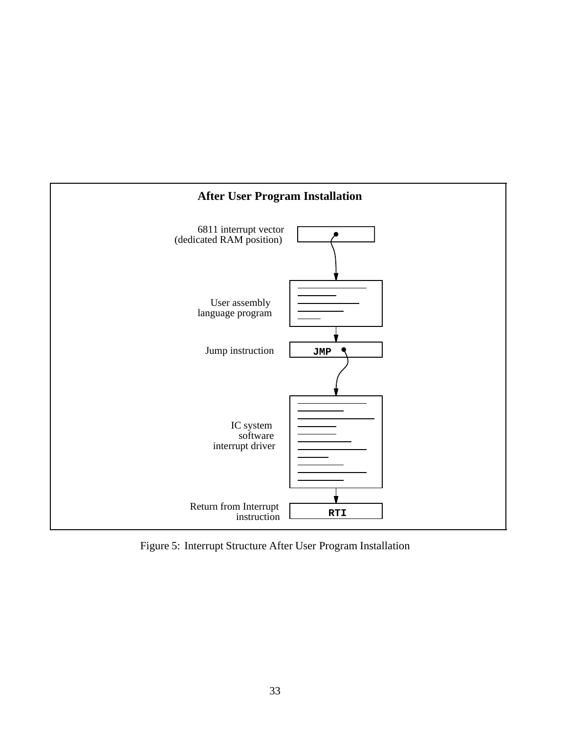**After User Program Installation**

6811 interrupt vector
(dedicated RAM position)

User assembly
language program

Jump instruction

```
JMP
```

IC system
software
interrupt driver

Return from Interrupt
instruction

```
RTI
```

Figure 5: Interrupt Structure After User Program Installation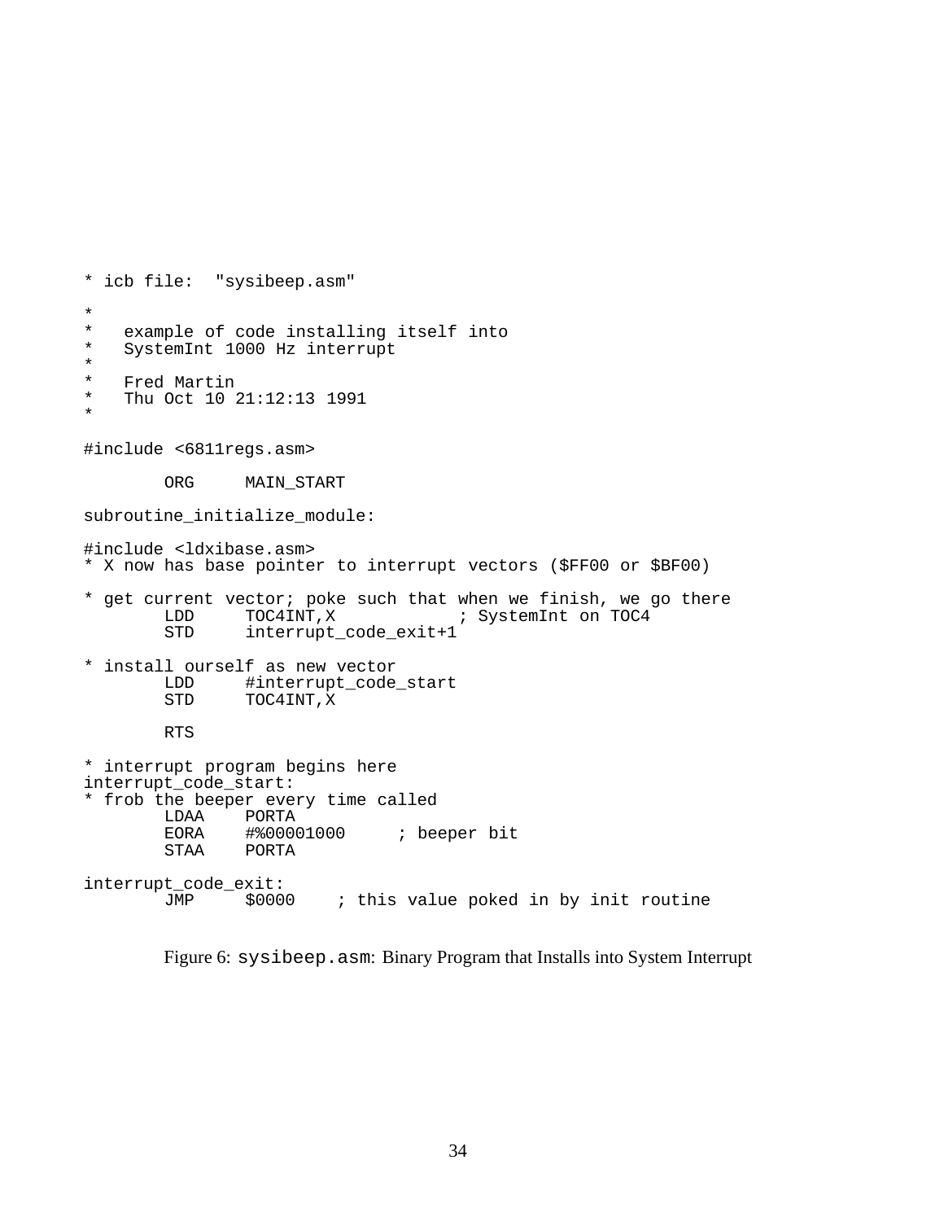```
* icb file:  "sysibeep.asm"
*
*   example of code installing itself into
*   SystemInt 1000 Hz interrupt
*
*   Fred Martin
*   Thu Oct 10 21:12:13 1991
*

#include <6811regs.asm>

        ORG     MAIN_START

subroutine_initialize_module:

#include <ldxibase.asm>
* X now has base pointer to interrupt vectors ($FF00 or $BF00)

* get current vector; poke such that when we finish, we go there
        LDD     TOC4INT,X           ; SystemInt on TOC4
        STD     interrupt_code_exit+1

* install ourself as new vector
        LDD     #interrupt_code_start
        STD     TOC4INT,X

        RTS

* interrupt program begins here
interrupt_code_start:
* frob the beeper every time called
        LDAA    PORTA
        EORA    #%00001000     ; beeper bit
        STAA    PORTA

interrupt_code_exit:
        JMP     $0000    ; this value poked in by init routine
```

Figure 6: `sysibeep.asm`: Binary Program that Installs into System Interrupt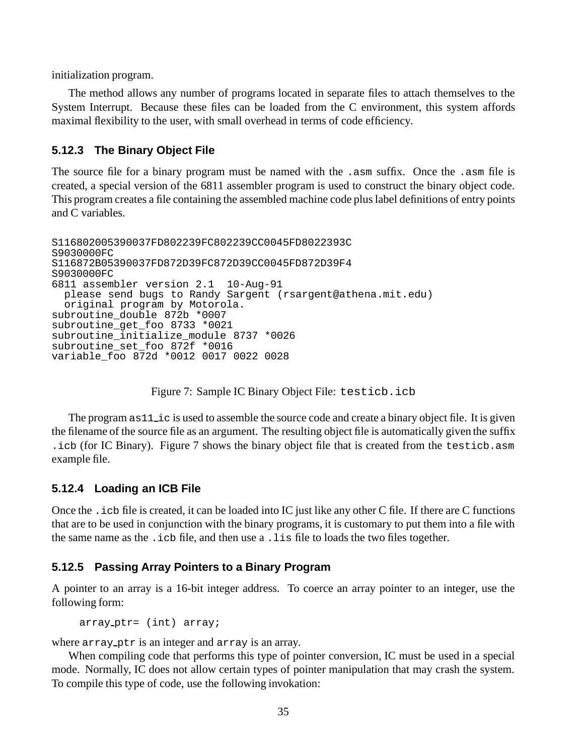initialization program.

The method allows any number of programs located in separate files to attach themselves to the System Interrupt. Because these files can be loaded from the C environment, this system affords maximal flexibility to the user, with small overhead in terms of code efficiency.

### 5.12.3 The Binary Object File

The source file for a binary program must be named with the `.asm` suffix. Once the `.asm` file is created, a special version of the 6811 assembler program is used to construct the binary object code. This program creates a file containing the assembled machine code plus label definitions of entry points and C variables.

```
S116802005390037FD802239FC802239CC0045FD8022393C
S9030000FC
S116872B05390037FD872D39FC872D39CC0045FD872D39F4
S9030000FC
6811 assembler version 2.1  10-Aug-91
  please send bugs to Randy Sargent (rsargent@athena.mit.edu)
  original program by Motorola.
subroutine_double 872b *0007
subroutine_get_foo 8733 *0021
subroutine_initialize_module 8737 *0026
subroutine_set_foo 872f *0016
variable_foo 872d *0012 0017 0022 0028
```

Figure 7: Sample IC Binary Object File: `testicb.icb`

The program `as11_ic` is used to assemble the source code and create a binary object file. It is given the filename of the source file as an argument. The resulting object file is automatically given the suffix `.icb` (for IC Binary). Figure 7 shows the binary object file that is created from the `testicb.asm` example file.

### 5.12.4 Loading an ICB File

Once the `.icb` file is created, it can be loaded into IC just like any other C file. If there are C functions that are to be used in conjunction with the binary programs, it is customary to put them into a file with the same name as the `.icb` file, and then use a `.lis` file to loads the two files together.

### 5.12.5 Passing Array Pointers to a Binary Program

A pointer to an array is a 16-bit integer address. To coerce an array pointer to an integer, use the following form:

```
array_ptr= (int) array;
```

where `array_ptr` is an integer and `array` is an array.

When compiling code that performs this type of pointer conversion, IC must be used in a special mode. Normally, IC does not allow certain types of pointer manipulation that may crash the system. To compile this type of code, use the following invokation: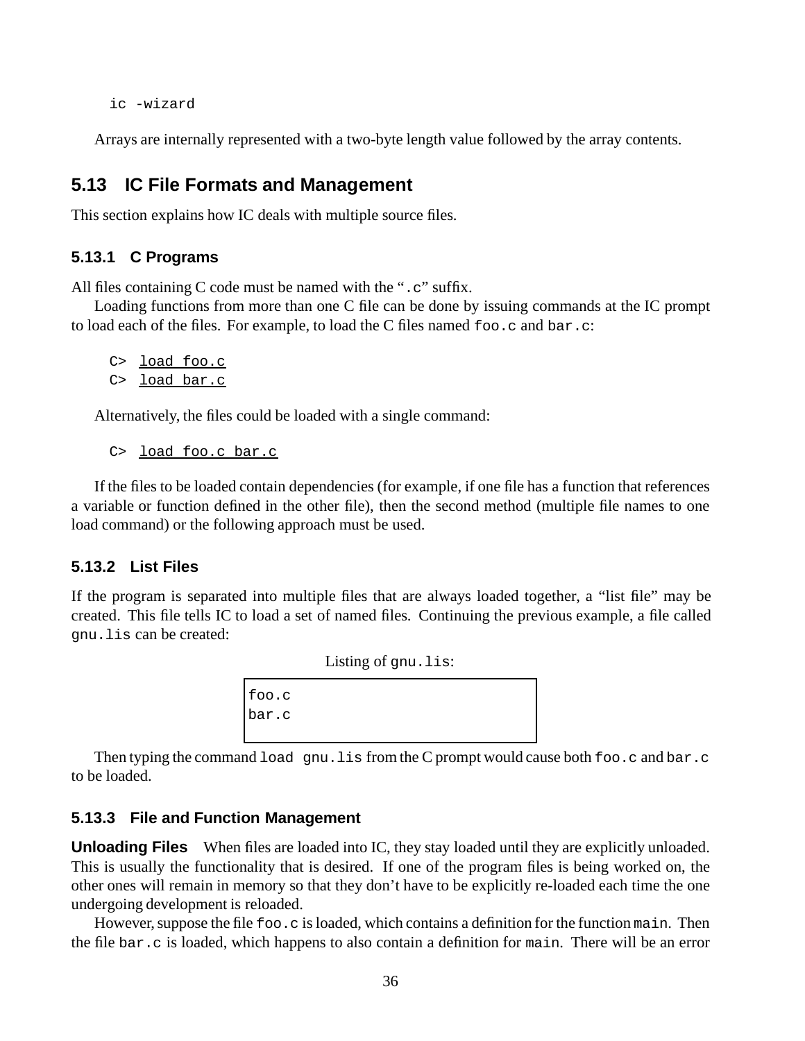```
ic -wizard
```

Arrays are internally represented with a two-byte length value followed by the array contents.

## 5.13 IC File Formats and Management

This section explains how IC deals with multiple source files.

### 5.13.1 C Programs

All files containing C code must be named with the "`.c`" suffix.

Loading functions from more than one C file can be done by issuing commands at the IC prompt to load each of the files. For example, to load the C files named `foo.c` and `bar.c`:

```
C> load foo.c
C> load bar.c
```

Alternatively, the files could be loaded with a single command:

```
C> load foo.c bar.c
```

If the files to be loaded contain dependencies (for example, if one file has a function that references a variable or function defined in the other file), then the second method (multiple file names to one load command) or the following approach must be used.

### 5.13.2 List Files

If the program is separated into multiple files that are always loaded together, a "list file" may be created. This file tells IC to load a set of named files. Continuing the previous example, a file called `gnu.lis` can be created:

Listing of `gnu.lis`:

```
foo.c
bar.c
```

Then typing the command `load gnu.lis` from the C prompt would cause both `foo.c` and `bar.c` to be loaded.

### 5.13.3 File and Function Management

**Unloading Files** When files are loaded into IC, they stay loaded until they are explicitly unloaded. This is usually the functionality that is desired. If one of the program files is being worked on, the other ones will remain in memory so that they don't have to be explicitly re-loaded each time the one undergoing development is reloaded.

However, suppose the file `foo.c` is loaded, which contains a definition for the function `main`. Then the file `bar.c` is loaded, which happens to also contain a definition for `main`. There will be an error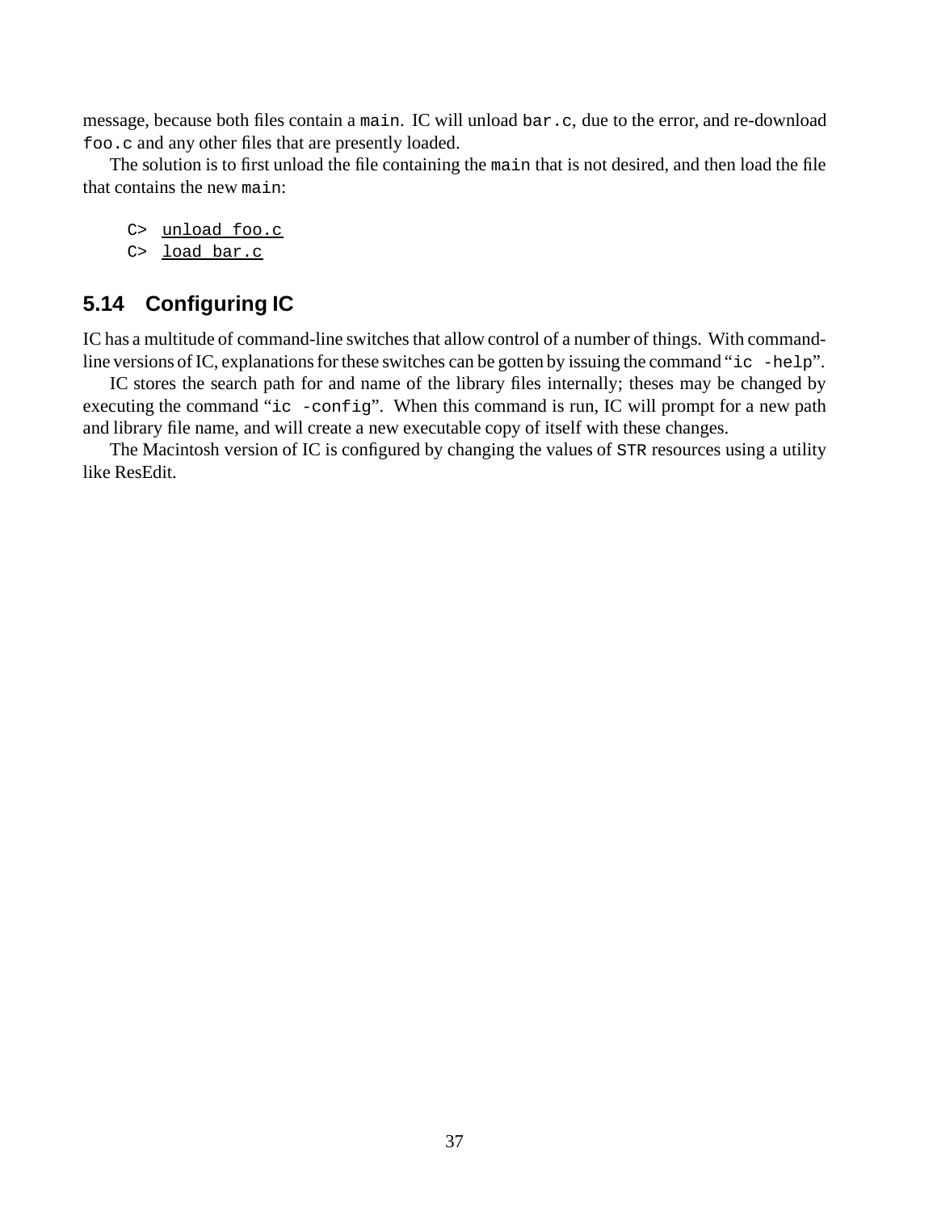message, because both files contain a `main`. IC will unload `bar.c`, due to the error, and re-download `foo.c` and any other files that are presently loaded.

The solution is to first unload the file containing the `main` that is not desired, and then load the file that contains the new `main`:

```
C> unload foo.c
C> load bar.c
```

## 5.14 Configuring IC

IC has a multitude of command-line switches that allow control of a number of things. With command-line versions of IC, explanations for these switches can be gotten by issuing the command “`ic -help`”.

IC stores the search path for and name of the library files internally; theses may be changed by executing the command “`ic -config`”. When this command is run, IC will prompt for a new path and library file name, and will create a new executable copy of itself with these changes.

The Macintosh version of IC is configured by changing the values of `STR` resources using a utility like ResEdit.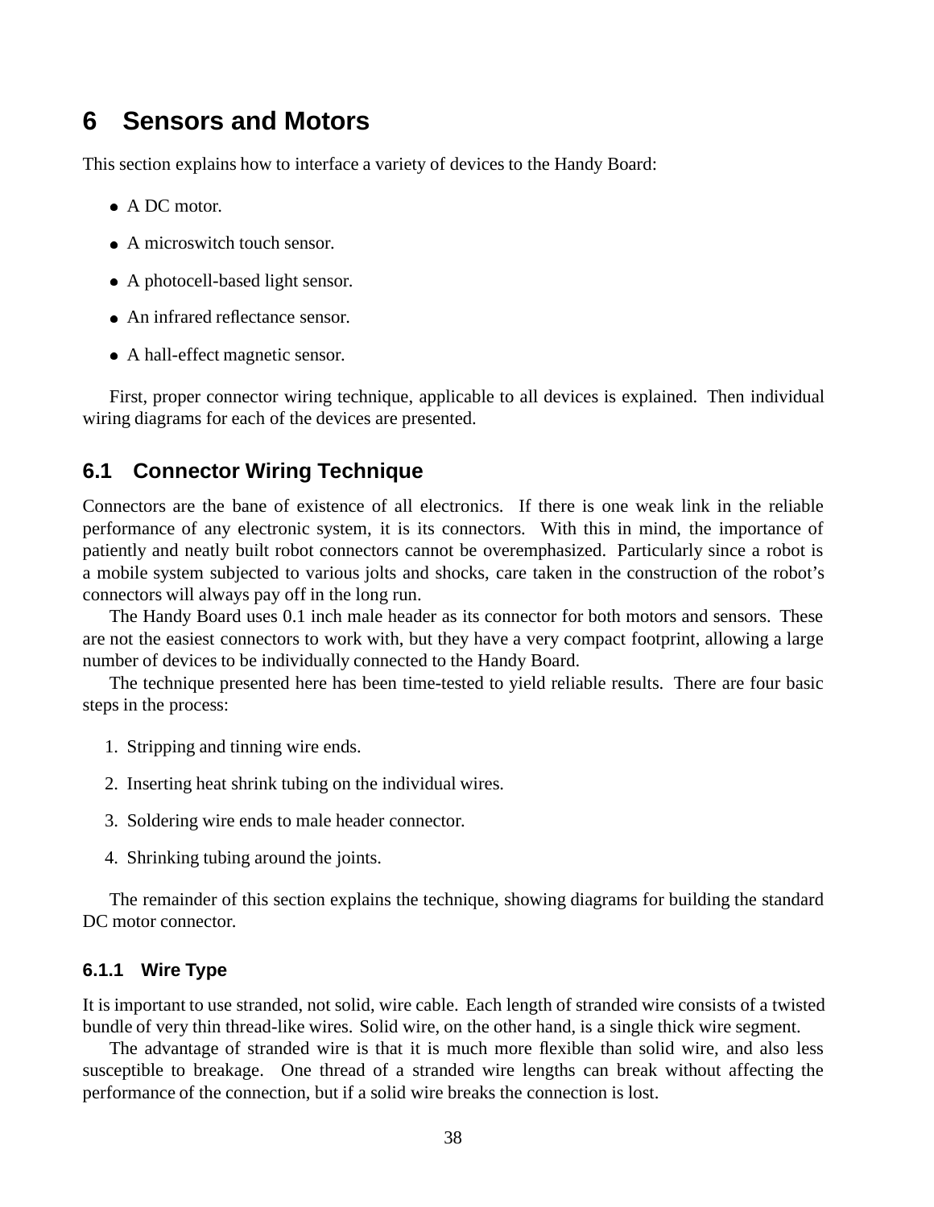# 6 Sensors and Motors

This section explains how to interface a variety of devices to the Handy Board:

- A DC motor.
- A microswitch touch sensor.
- A photocell-based light sensor.
- An infrared reflectance sensor.
- A hall-effect magnetic sensor.

First, proper connector wiring technique, applicable to all devices is explained. Then individual wiring diagrams for each of the devices are presented.

## 6.1 Connector Wiring Technique

Connectors are the bane of existence of all electronics. If there is one weak link in the reliable performance of any electronic system, it is its connectors. With this in mind, the importance of patiently and neatly built robot connectors cannot be overemphasized. Particularly since a robot is a mobile system subjected to various jolts and shocks, care taken in the construction of the robot's connectors will always pay off in the long run.

The Handy Board uses 0.1 inch male header as its connector for both motors and sensors. These are not the easiest connectors to work with, but they have a very compact footprint, allowing a large number of devices to be individually connected to the Handy Board.

The technique presented here has been time-tested to yield reliable results. There are four basic steps in the process:

1. Stripping and tinning wire ends.
2. Inserting heat shrink tubing on the individual wires.
3. Soldering wire ends to male header connector.
4. Shrinking tubing around the joints.

The remainder of this section explains the technique, showing diagrams for building the standard DC motor connector.

### 6.1.1 Wire Type

It is important to use stranded, not solid, wire cable. Each length of stranded wire consists of a twisted bundle of very thin thread-like wires. Solid wire, on the other hand, is a single thick wire segment.

The advantage of stranded wire is that it is much more flexible than solid wire, and also less susceptible to breakage. One thread of a stranded wire lengths can break without affecting the performance of the connection, but if a solid wire breaks the connection is lost.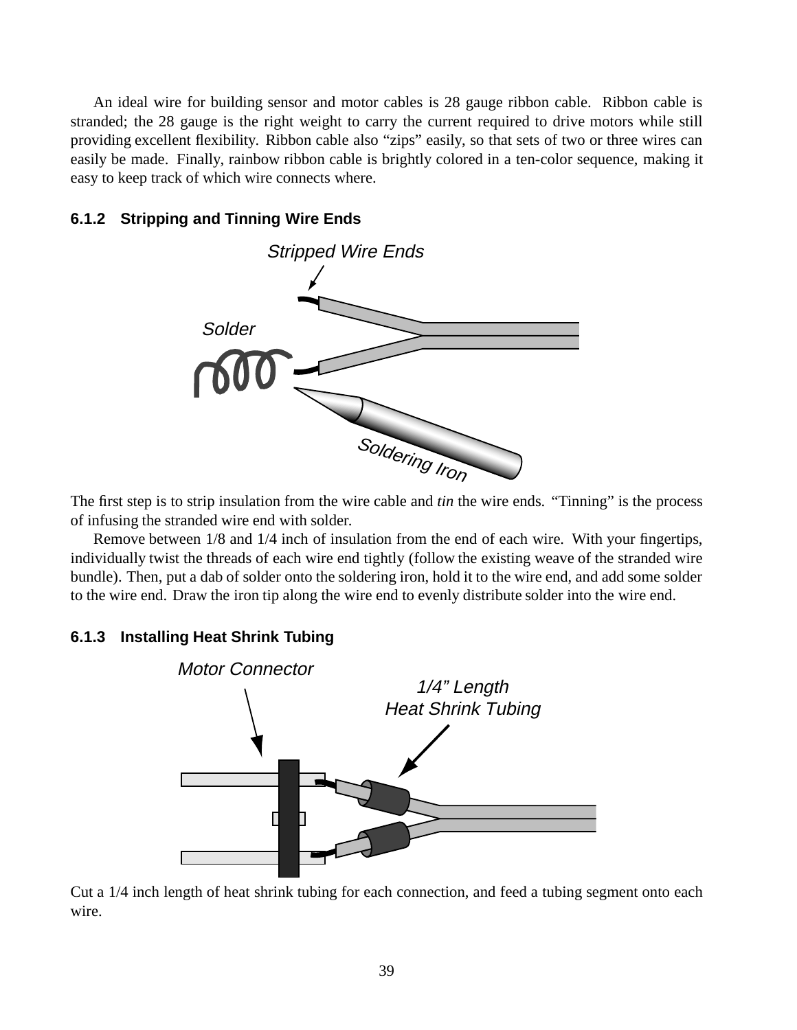An ideal wire for building sensor and motor cables is 28 gauge ribbon cable. Ribbon cable is stranded; the 28 gauge is the right weight to carry the current required to drive motors while still providing excellent flexibility. Ribbon cable also “zips” easily, so that sets of two or three wires can easily be made. Finally, rainbow ribbon cable is brightly colored in a ten-color sequence, making it easy to keep track of which wire connects where.

### 6.1.2 Stripping and Tinning Wire Ends

The first step is to strip insulation from the wire cable and *tin* the wire ends. “Tinning” is the process of infusing the stranded wire end with solder.

Remove between 1/8 and 1/4 inch of insulation from the end of each wire. With your fingertips, individually twist the threads of each wire end tightly (follow the existing weave of the stranded wire bundle). Then, put a dab of solder onto the soldering iron, hold it to the wire end, and add some solder to the wire end. Draw the iron tip along the wire end to evenly distribute solder into the wire end.

### 6.1.3 Installing Heat Shrink Tubing

Cut a 1/4 inch length of heat shrink tubing for each connection, and feed a tubing segment onto each wire.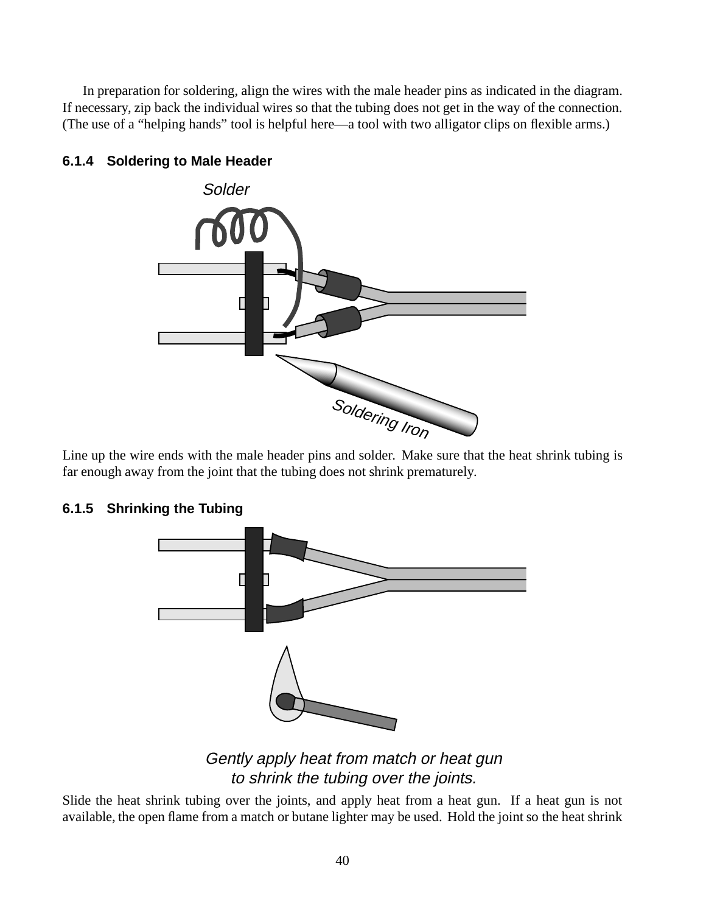In preparation for soldering, align the wires with the male header pins as indicated in the diagram. If necessary, zip back the individual wires so that the tubing does not get in the way of the connection. (The use of a "helping hands" tool is helpful here—a tool with two alligator clips on flexible arms.)

### 6.1.4 Soldering to Male Header

Line up the wire ends with the male header pins and solder. Make sure that the heat shrink tubing is far enough away from the joint that the tubing does not shrink prematurely.

### 6.1.5 Shrinking the Tubing

*Gently apply heat from match or heat gun to shrink the tubing over the joints.*

Slide the heat shrink tubing over the joints, and apply heat from a heat gun. If a heat gun is not available, the open flame from a match or butane lighter may be used. Hold the joint so the heat shrink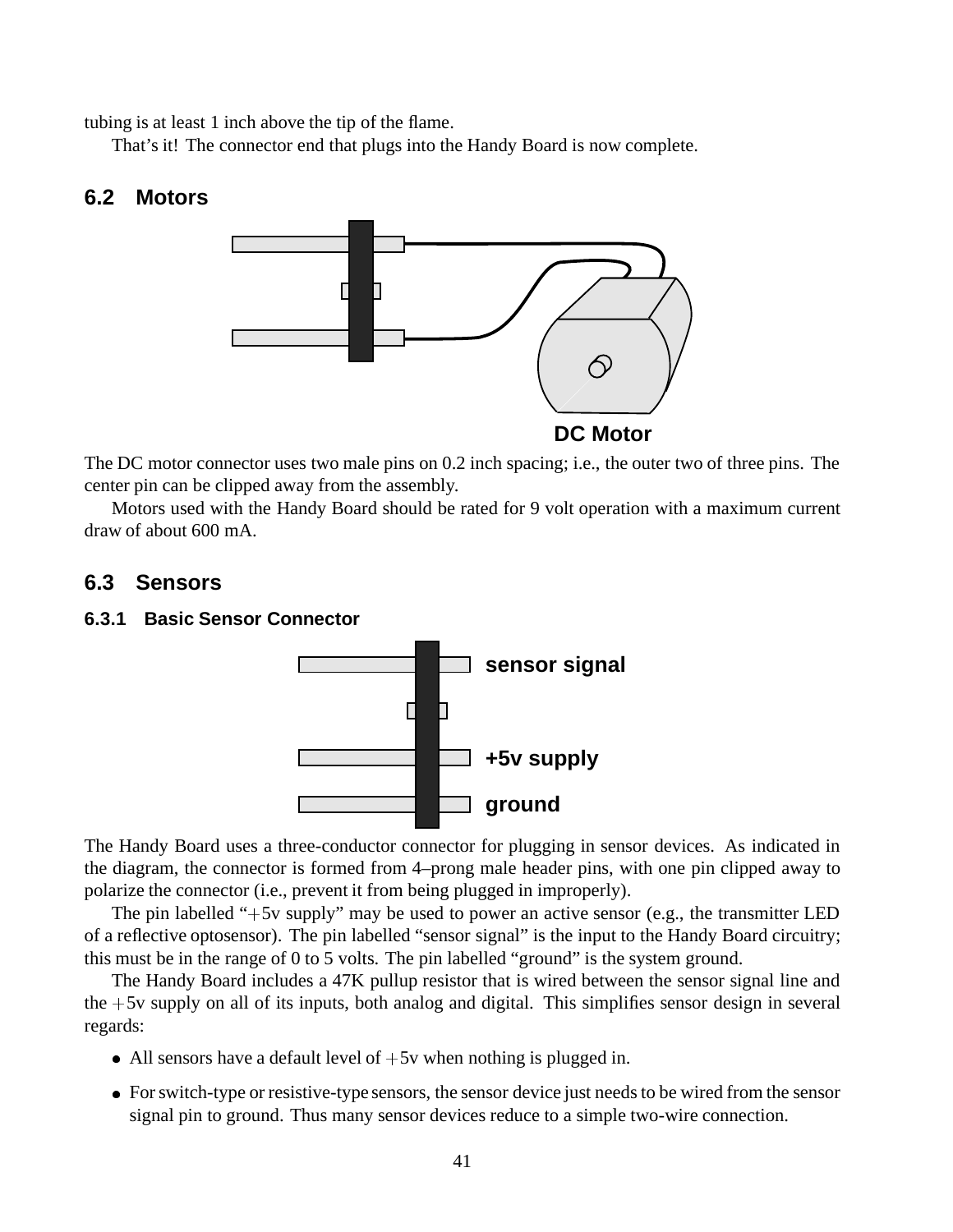tubing is at least 1 inch above the tip of the flame.

That's it! The connector end that plugs into the Handy Board is now complete.

## 6.2 Motors

DC Motor

The DC motor connector uses two male pins on 0.2 inch spacing; i.e., the outer two of three pins. The center pin can be clipped away from the assembly.

Motors used with the Handy Board should be rated for 9 volt operation with a maximum current draw of about 600 mA.

## 6.3 Sensors

### 6.3.1 Basic Sensor Connector

sensor signal

+5v supply

ground

The Handy Board uses a three-conductor connector for plugging in sensor devices. As indicated in the diagram, the connector is formed from 4–prong male header pins, with one pin clipped away to polarize the connector (i.e., prevent it from being plugged in improperly).

The pin labelled "+5v supply" may be used to power an active sensor (e.g., the transmitter LED of a reflective optosensor). The pin labelled "sensor signal" is the input to the Handy Board circuitry; this must be in the range of 0 to 5 volts. The pin labelled "ground" is the system ground.

The Handy Board includes a 47K pullup resistor that is wired between the sensor signal line and the +5v supply on all of its inputs, both analog and digital. This simplifies sensor design in several regards:

- All sensors have a default level of +5v when nothing is plugged in.
- For switch-type or resistive-type sensors, the sensor device just needs to be wired from the sensor signal pin to ground. Thus many sensor devices reduce to a simple two-wire connection.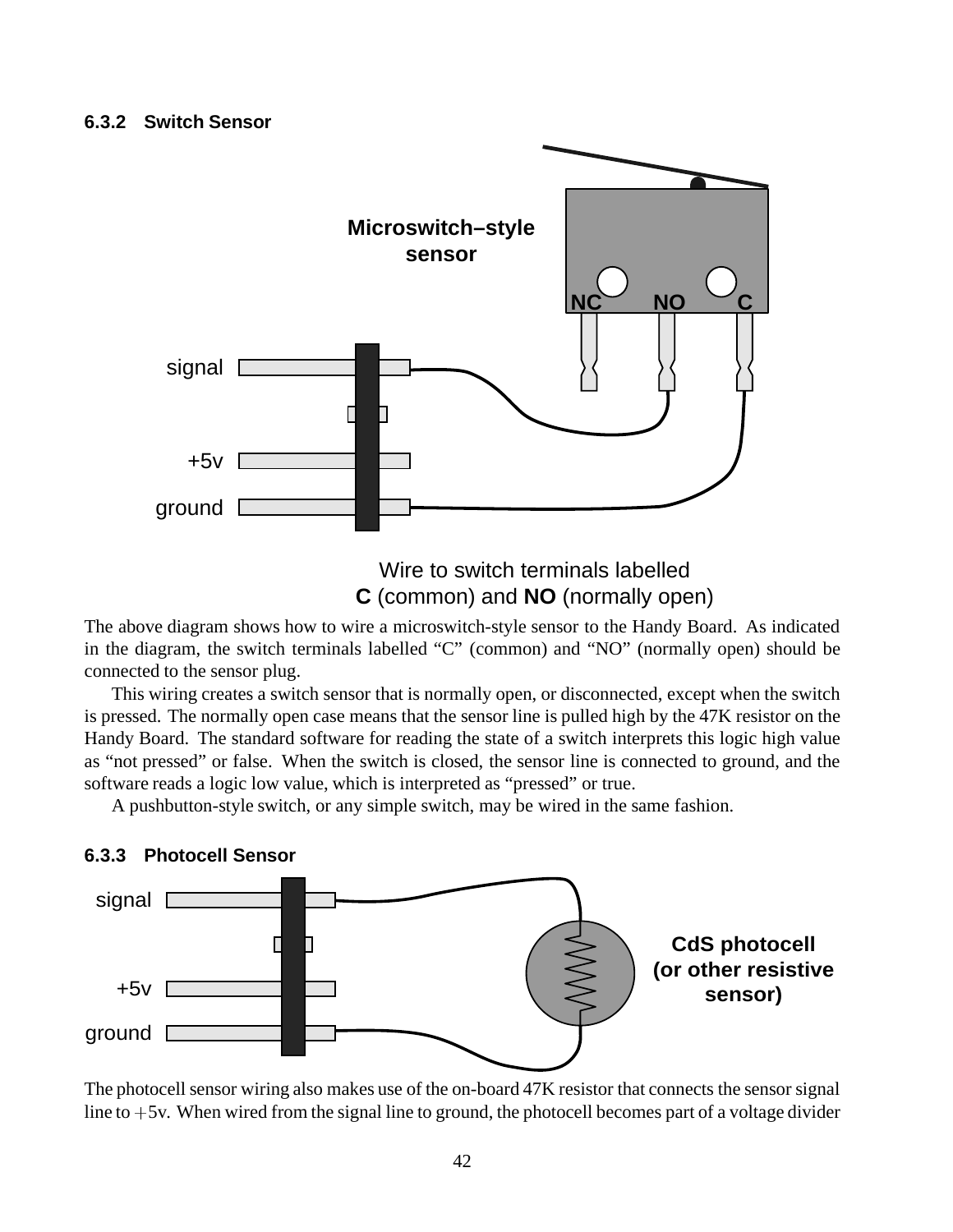### 6.3.2 Switch Sensor

Wire to switch terminals labelled **C** (common) and **NO** (normally open)

The above diagram shows how to wire a microswitch-style sensor to the Handy Board. As indicated in the diagram, the switch terminals labelled “C” (common) and “NO” (normally open) should be connected to the sensor plug.

This wiring creates a switch sensor that is normally open, or disconnected, except when the switch is pressed. The normally open case means that the sensor line is pulled high by the 47K resistor on the Handy Board. The standard software for reading the state of a switch interprets this logic high value as “not pressed” or false. When the switch is closed, the sensor line is connected to ground, and the software reads a logic low value, which is interpreted as “pressed” or true.

A pushbutton-style switch, or any simple switch, may be wired in the same fashion.

### 6.3.3 Photocell Sensor

The photocell sensor wiring also makes use of the on-board 47K resistor that connects the sensor signal line to $+5$v. When wired from the signal line to ground, the photocell becomes part of a voltage divider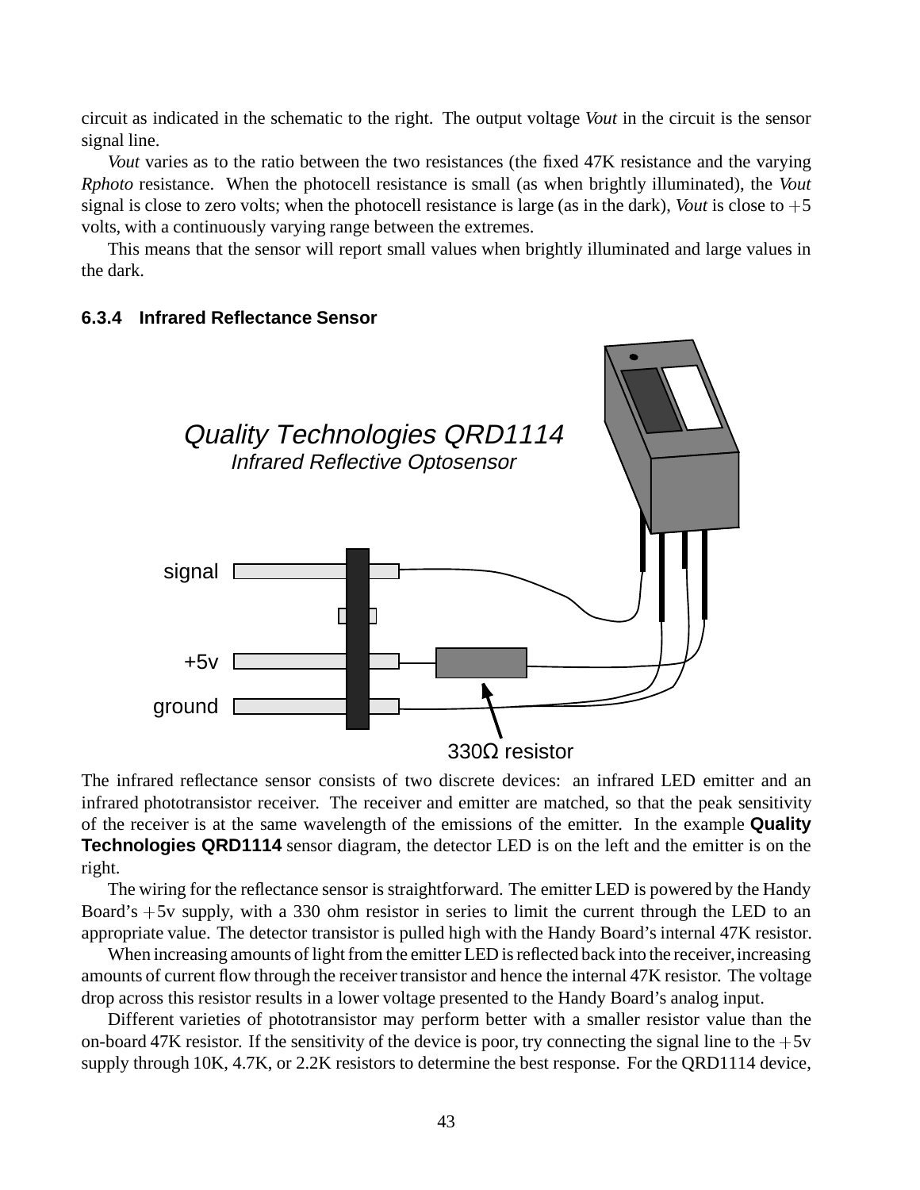circuit as indicated in the schematic to the right. The output voltage *Vout* in the circuit is the sensor signal line.

*Vout* varies as to the ratio between the two resistances (the fixed 47K resistance and the varying *Rphoto* resistance. When the photocell resistance is small (as when brightly illuminated), the *Vout* signal is close to zero volts; when the photocell resistance is large (as in the dark), *Vout* is close to $+5$ volts, with a continuously varying range between the extremes.

This means that the sensor will report small values when brightly illuminated and large values in the dark.

### 6.3.4 Infrared Reflectance Sensor

Quality Technologies QRD1114
Infrared Reflective Optosensor

signal

+5v

ground

330Ω resistor

The infrared reflectance sensor consists of two discrete devices: an infrared LED emitter and an infrared phototransistor receiver. The receiver and emitter are matched, so that the peak sensitivity of the receiver is at the same wavelength of the emissions of the emitter. In the example **Quality Technologies QRD1114** sensor diagram, the detector LED is on the left and the emitter is on the right.

The wiring for the reflectance sensor is straightforward. The emitter LED is powered by the Handy Board's $+5$v supply, with a 330 ohm resistor in series to limit the current through the LED to an appropriate value. The detector transistor is pulled high with the Handy Board's internal 47K resistor.

When increasing amounts of light from the emitter LED is reflected back into the receiver, increasing amounts of current flow through the receiver transistor and hence the internal 47K resistor. The voltage drop across this resistor results in a lower voltage presented to the Handy Board's analog input.

Different varieties of phototransistor may perform better with a smaller resistor value than the on-board 47K resistor. If the sensitivity of the device is poor, try connecting the signal line to the $+5$v supply through 10K, 4.7K, or 2.2K resistors to determine the best response. For the QRD1114 device,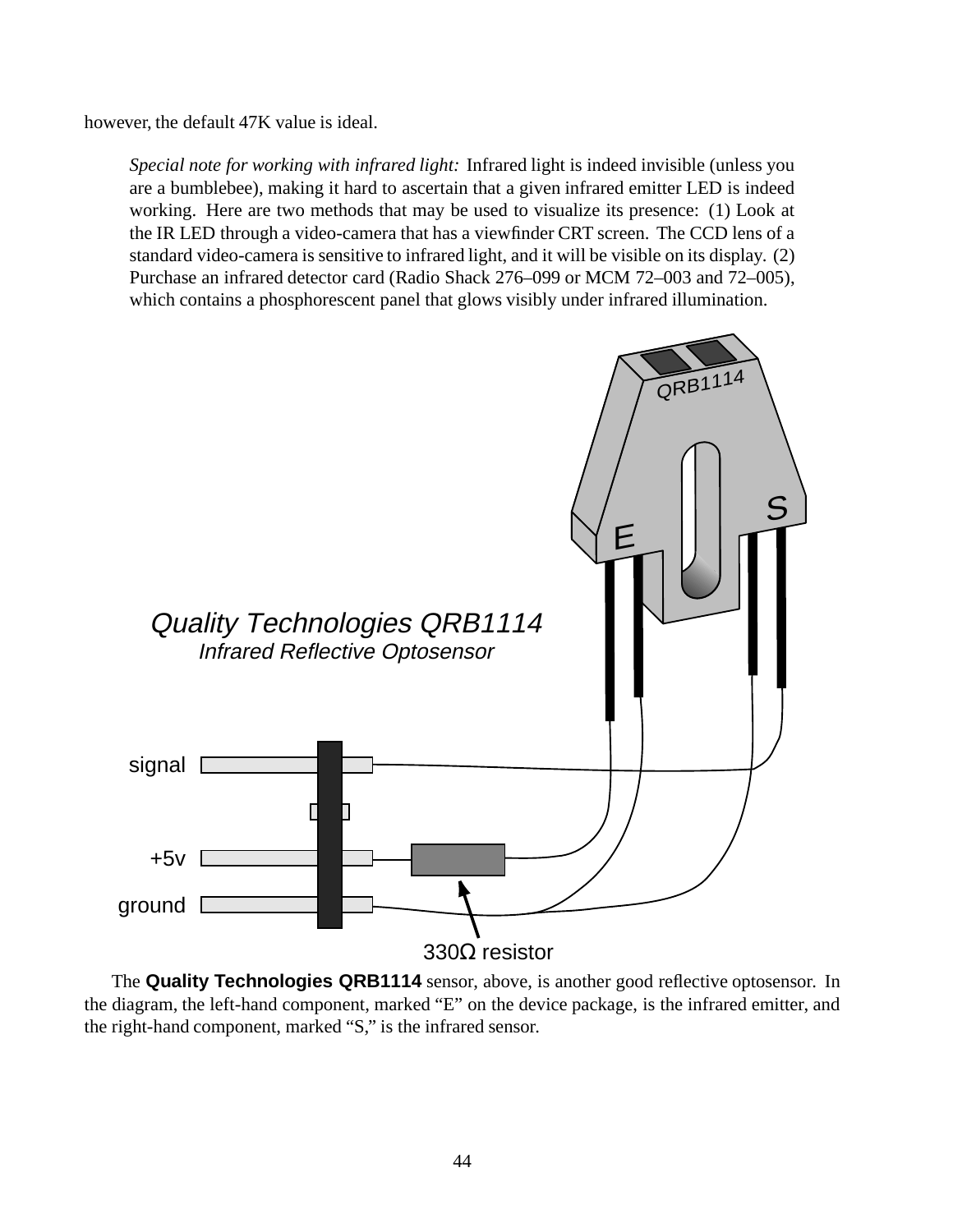however, the default 47K value is ideal.

> *Special note for working with infrared light:* Infrared light is indeed invisible (unless you are a bumblebee), making it hard to ascertain that a given infrared emitter LED is indeed working. Here are two methods that may be used to visualize its presence: (1) Look at the IR LED through a video-camera that has a viewfinder CRT screen. The CCD lens of a standard video-camera is sensitive to infrared light, and it will be visible on its display. (2) Purchase an infrared detector card (Radio Shack 276–099 or MCM 72–003 and 72–005), which contains a phosphorescent panel that glows visibly under infrared illumination.

*Quality Technologies QRB1114*
*Infrared Reflective Optosensor*

QRB1114

E S

signal

+5v

ground

330Ω resistor

The **Quality Technologies QRB1114** sensor, above, is another good reflective optosensor. In the diagram, the left-hand component, marked "E" on the device package, is the infrared emitter, and the right-hand component, marked "S," is the infrared sensor.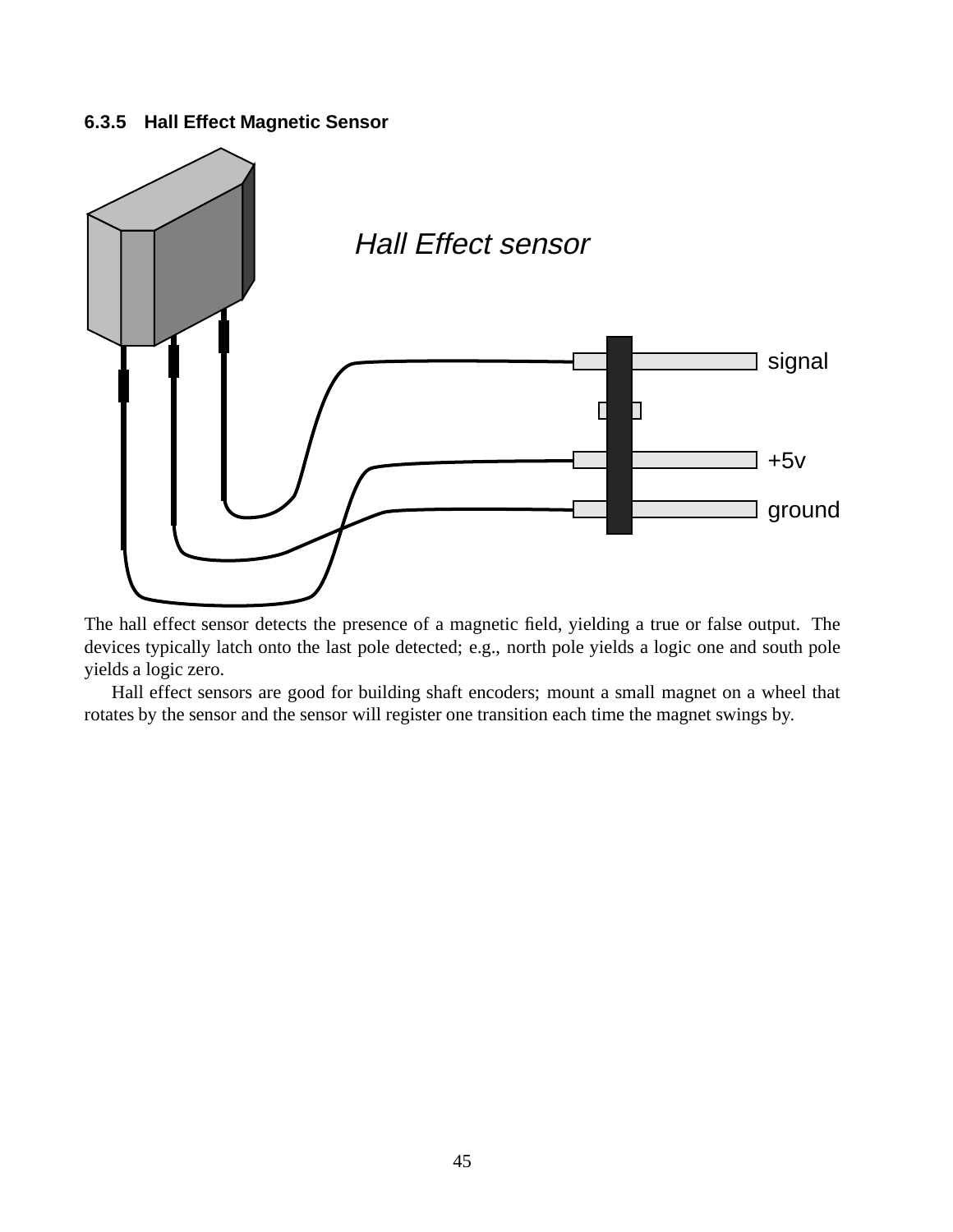### 6.3.5 Hall Effect Magnetic Sensor

The hall effect sensor detects the presence of a magnetic field, yielding a true or false output. The devices typically latch onto the last pole detected; e.g., north pole yields a logic one and south pole yields a logic zero.

Hall effect sensors are good for building shaft encoders; mount a small magnet on a wheel that rotates by the sensor and the sensor will register one transition each time the magnet swings by.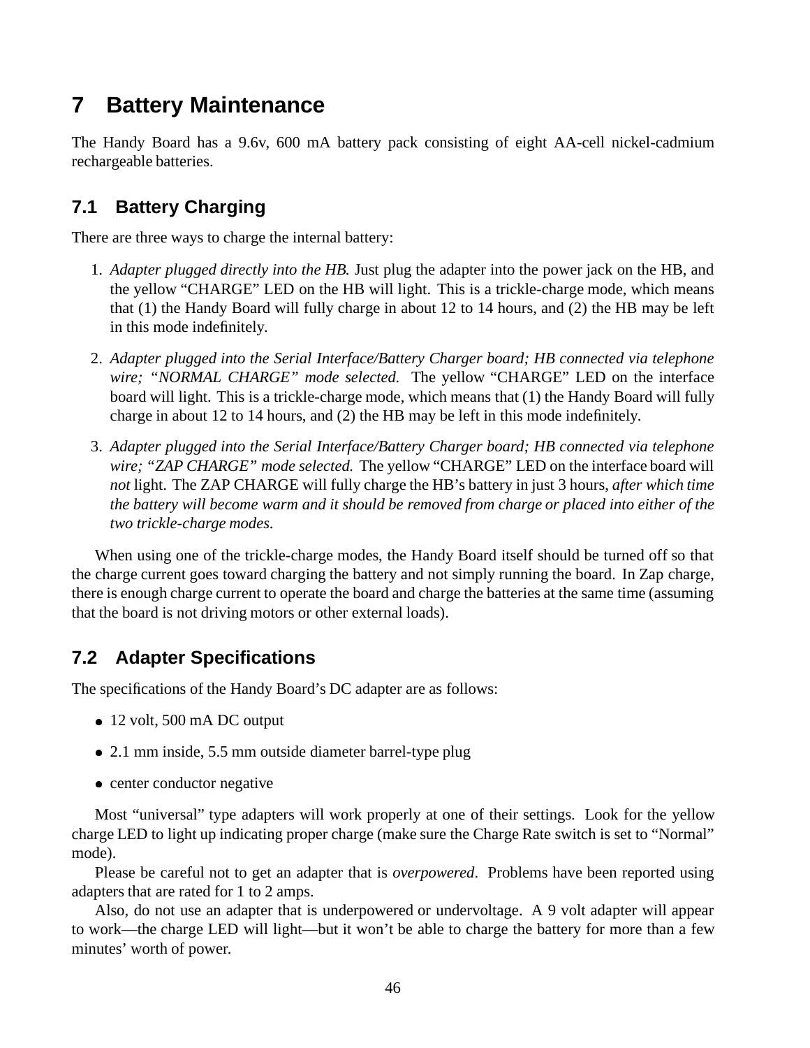# 7 Battery Maintenance

The Handy Board has a 9.6v, 600 mA battery pack consisting of eight AA-cell nickel-cadmium rechargeable batteries.

## 7.1 Battery Charging

There are three ways to charge the internal battery:

1. *Adapter plugged directly into the HB.* Just plug the adapter into the power jack on the HB, and the yellow "CHARGE" LED on the HB will light. This is a trickle-charge mode, which means that (1) the Handy Board will fully charge in about 12 to 14 hours, and (2) the HB may be left in this mode indefinitely.
2. *Adapter plugged into the Serial Interface/Battery Charger board; HB connected via telephone wire; "NORMAL CHARGE" mode selected.* The yellow "CHARGE" LED on the interface board will light. This is a trickle-charge mode, which means that (1) the Handy Board will fully charge in about 12 to 14 hours, and (2) the HB may be left in this mode indefinitely.
3. *Adapter plugged into the Serial Interface/Battery Charger board; HB connected via telephone wire; "ZAP CHARGE" mode selected.* The yellow "CHARGE" LED on the interface board will *not* light. The ZAP CHARGE will fully charge the HB's battery in just 3 hours, *after which time the battery will become warm and it should be removed from charge or placed into either of the two trickle-charge modes.*

When using one of the trickle-charge modes, the Handy Board itself should be turned off so that the charge current goes toward charging the battery and not simply running the board. In Zap charge, there is enough charge current to operate the board and charge the batteries at the same time (assuming that the board is not driving motors or other external loads).

## 7.2 Adapter Specifications

The specifications of the Handy Board's DC adapter are as follows:

- 12 volt, 500 mA DC output
- 2.1 mm inside, 5.5 mm outside diameter barrel-type plug
- center conductor negative

Most "universal" type adapters will work properly at one of their settings. Look for the yellow charge LED to light up indicating proper charge (make sure the Charge Rate switch is set to "Normal" mode).

Please be careful not to get an adapter that is *overpowered*. Problems have been reported using adapters that are rated for 1 to 2 amps.

Also, do not use an adapter that is underpowered or undervoltage. A 9 volt adapter will appear to work—the charge LED will light—but it won't be able to charge the battery for more than a few minutes' worth of power.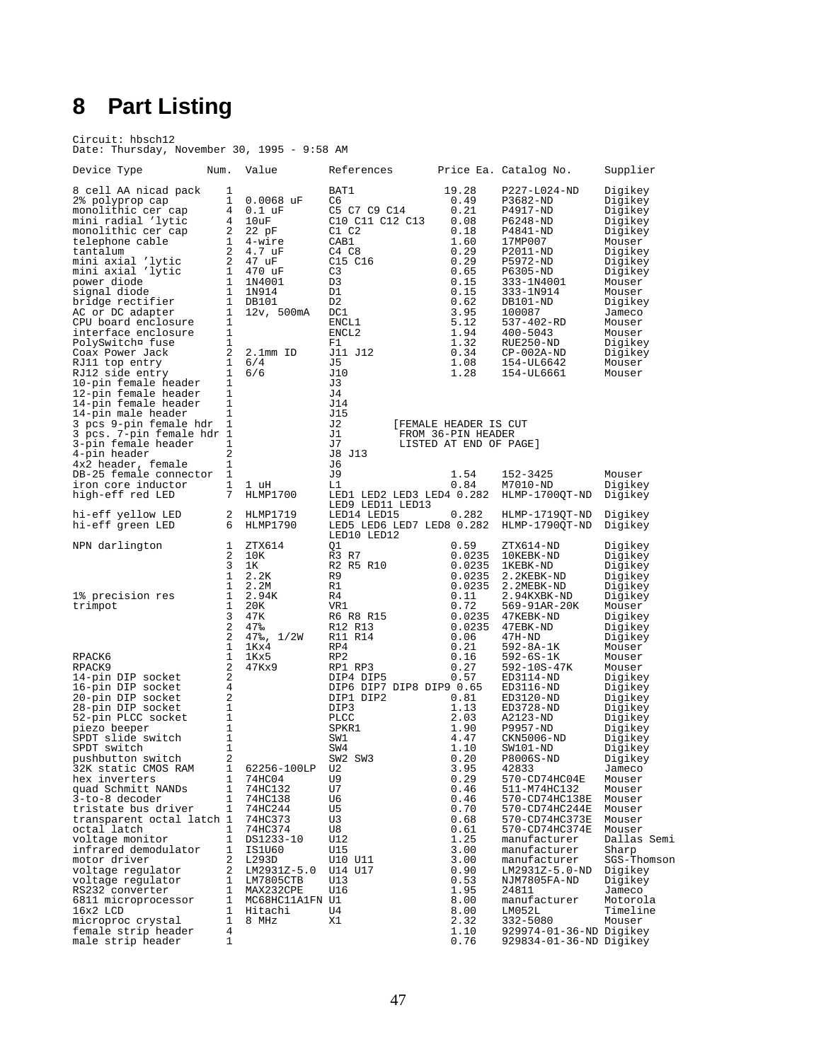# 8 Part Listing

Circuit: hbsch12
Date: Thursday, November 30, 1995 - 9:58 AM

| Device Type | Num. | Value | References | Price Ea. | Catalog No. | Supplier |
|---|---|---|---|---|---|---|
| 8 cell AA nicad pack | 1 | | BAT1 | 19.28 | P227-L024-ND | Digikey |
| 2% polyprop cap | 1 | 0.0068 uF | C6 | 0.49 | P3682-ND | Digikey |
| monolithic cer cap | 4 | 0.1 uF | C5 C7 C9 C14 | 0.21 | P4917-ND | Digikey |
| mini radial 'lytic | 4 | 10uF | C10 C11 C12 C13 | 0.08 | P6248-ND | Digikey |
| monolithic cer cap | 2 | 22 pF | C1 C2 | 0.18 | P4841-ND | Digikey |
| telephone cable | 1 | 4-wire | CAB1 | 1.60 | 17MP007 | Mouser |
| tantalum | 2 | 4.7 uF | C4 C8 | 0.29 | P2011-ND | Digikey |
| mini axial 'lytic | 2 | 47 uF | C15 C16 | 0.29 | P5972-ND | Digikey |
| mini axial 'lytic | 1 | 470 uF | C3 | 0.65 | P6305-ND | Digikey |
| power diode | 1 | 1N4001 | D3 | 0.15 | 333-1N4001 | Mouser |
| signal diode | 1 | 1N914 | D1 | 0.15 | 333-1N914 | Mouser |
| bridge rectifier | 1 | DB101 | D2 | 0.62 | DB101-ND | Digikey |
| AC or DC adapter | 1 | 12v, 500mA | DC1 | 3.95 | 100087 | Jameco |
| CPU board enclosure | 1 | | ENCL1 | 5.12 | 537-402-RD | Mouser |
| interface enclosure | 1 | | ENCL2 | 1.94 | 400-5043 | Mouser |
| PolySwitch¤ fuse | 1 | | F1 | 1.32 | RUE250-ND | Digikey |
| Coax Power Jack | 2 | 2.1mm ID | J11 J12 | 0.34 | CP-002A-ND | Digikey |
| RJ11 top entry | 1 | 6/4 | J5 | 1.08 | 154-UL6642 | Mouser |
| RJ12 side entry | 1 | 6/6 | J10 | 1.28 | 154-UL6661 | Mouser |
| 10-pin female header | 1 | | J3 | | | |
| 12-pin female header | 1 | | J4 | | | |
| 14-pin female header | 1 | | J14 | | | |
| 14-pin male header | 1 | | J15 | | | |
| 3 pcs 9-pin female hdr | 1 | | J2 | [FEMALE HEADER IS CUT | | |
| 3 pcs. 7-pin female hdr | 1 | | J1 | FROM 36-PIN HEADER | | |
| 3-pin female header | 1 | | J7 | LISTED AT END OF PAGE] | | |
| 4-pin header | 2 | | J8 J13 | | | |
| 4x2 header, female | 1 | | J6 | | | |
| DB-25 female connector | 1 | | J9 | 1.54 | 152-3425 | Mouser |
| iron core inductor | 1 | 1 uH | L1 | 0.84 | M7010-ND | Digikey |
| high-eff red LED | 7 | HLMP1700 | LED1 LED2 LED3 LED4 LED9 LED11 LED13 | 0.282 | HLMP-1700QT-ND | Digikey |
| hi-eff yellow LED | 2 | HLMP1719 | LED14 LED15 | 0.282 | HLMP-1719QT-ND | Digikey |
| hi-eff green LED | 6 | HLMP1790 | LED5 LED6 LED7 LED8 LED10 LED12 | 0.282 | HLMP-1790QT-ND | Digikey |
| NPN darlington | 1 | ZTX614 | Q1 | 0.59 | ZTX614-ND | Digikey |
| | 2 | 10K | R3 R7 | 0.0235 | 10KEBK-ND | Digikey |
| | 3 | 1K | R2 R5 R10 | 0.0235 | 1KEBK-ND | Digikey |
| | 1 | 2.2K | R9 | 0.0235 | 2.2KEBK-ND | Digikey |
| | 1 | 2.2M | R1 | 0.0235 | 2.2MEBK-ND | Digikey |
| 1% precision res | 1 | 2.94K | R4 | 0.11 | 2.94KXBK-ND | Digikey |
| trimpot | 1 | 20K | VR1 | 0.72 | 569-91AR-20K | Mouser |
| | 3 | 47K | R6 R8 R15 | 0.0235 | 47KEBK-ND | Digikey |
| | 2 | 47‰ | R12 R13 | 0.0235 | 47EBK-ND | Digikey |
| | 2 | 47‰, 1/2W | R11 R14 | 0.06 | 47H-ND | Digikey |
| | 1 | 1Kx4 | RP4 | 0.21 | 592-8A-1K | Mouser |
| RPACK6 | 1 | 1Kx5 | RP2 | 0.16 | 592-6S-1K | Mouser |
| RPACK9 | 2 | 47Kx9 | RP1 RP3 | 0.27 | 592-10S-47K | Mouser |
| 14-pin DIP socket | 2 | | DIP4 DIP5 | 0.57 | ED3114-ND | Digikey |
| 16-pin DIP socket | 4 | | DIP6 DIP7 DIP8 DIP9 | 0.65 | ED3116-ND | Digikey |
| 20-pin DIP socket | 2 | | DIP1 DIP2 | 0.81 | ED3120-ND | Digikey |
| 28-pin DIP socket | 1 | | DIP3 | 1.13 | ED3728-ND | Digikey |
| 52-pin PLCC socket | 1 | | PLCC | 2.03 | A2123-ND | Digikey |
| piezo beeper | 1 | | SPKR1 | 1.90 | P9957-ND | Digikey |
| SPDT slide switch | 1 | | SW1 | 4.47 | CKN5006-ND | Digikey |
| SPDT switch | 1 | | SW4 | 1.10 | SW101-ND | Digikey |
| pushbutton switch | 2 | | SW2 SW3 | 0.20 | P8006S-ND | Digikey |
| 32K static CMOS RAM | 1 | 62256-100LP | U2 | 3.95 | 42833 | Jameco |
| hex inverters | 1 | 74HC04 | U9 | 0.29 | 570-CD74HC04E | Mouser |
| quad Schmitt NANDs | 1 | 74HC132 | U7 | 0.46 | 511-M74HC132 | Mouser |
| 3-to-8 decoder | 1 | 74HC138 | U6 | 0.46 | 570-CD74HC138E | Mouser |
| tristate bus driver | 1 | 74HC244 | U5 | 0.70 | 570-CD74HC244E | Mouser |
| transparent octal latch | 1 | 74HC373 | U3 | 0.68 | 570-CD74HC373E | Mouser |
| octal latch | 1 | 74HC374 | U8 | 0.61 | 570-CD74HC374E | Mouser |
| voltage monitor | 1 | DS1233-10 | U12 | 1.25 | manufacturer | Dallas Semi |
| infrared demodulator | 1 | IS1U60 | U15 | 3.00 | manufacturer | Sharp |
| motor driver | 2 | L293D | U10 U11 | 3.00 | manufacturer | SGS-Thomson |
| voltage regulator | 2 | LM2931Z-5.0 | U14 U17 | 0.90 | LM2931Z-5.0-ND | Digikey |
| voltage regulator | 1 | LM7805CTB | U13 | 0.53 | NJM7805FA-ND | Digikey |
| RS232 converter | 1 | MAX232CPE | U16 | 1.95 | 24811 | Jameco |
| 6811 microprocessor | 1 | MC68HC11A1FN | U1 | 8.00 | manufacturer | Motorola |
| 16x2 LCD | 1 | Hitachi | U4 | 8.00 | LM052L | Timeline |
| microproc crystal | 1 | 8 MHz | X1 | 2.32 | 332-5080 | Mouser |
| female strip header | 4 | | | 1.10 | 929974-01-36-ND | Digikey |
| male strip header | 1 | | | 0.76 | 929834-01-36-ND | Digikey |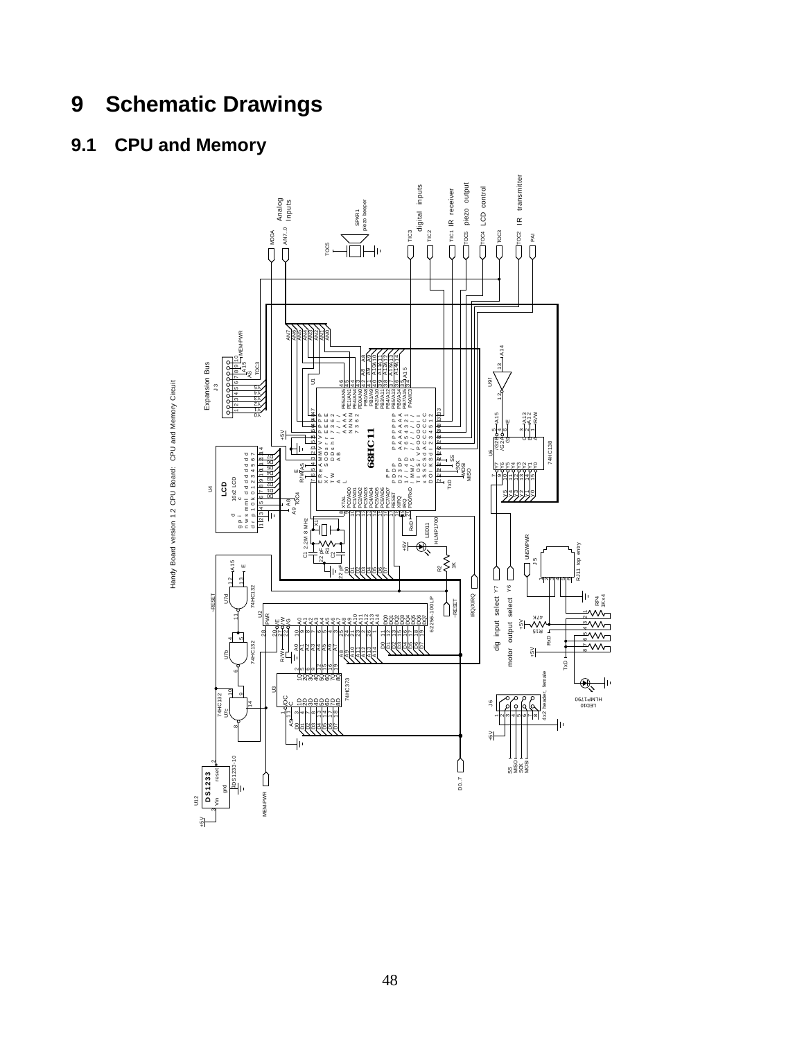# 9 Schematic Drawings

## 9.1 CPU and Memory

Handy Board version 1.2 CPU Board: CPU and Memory Circuit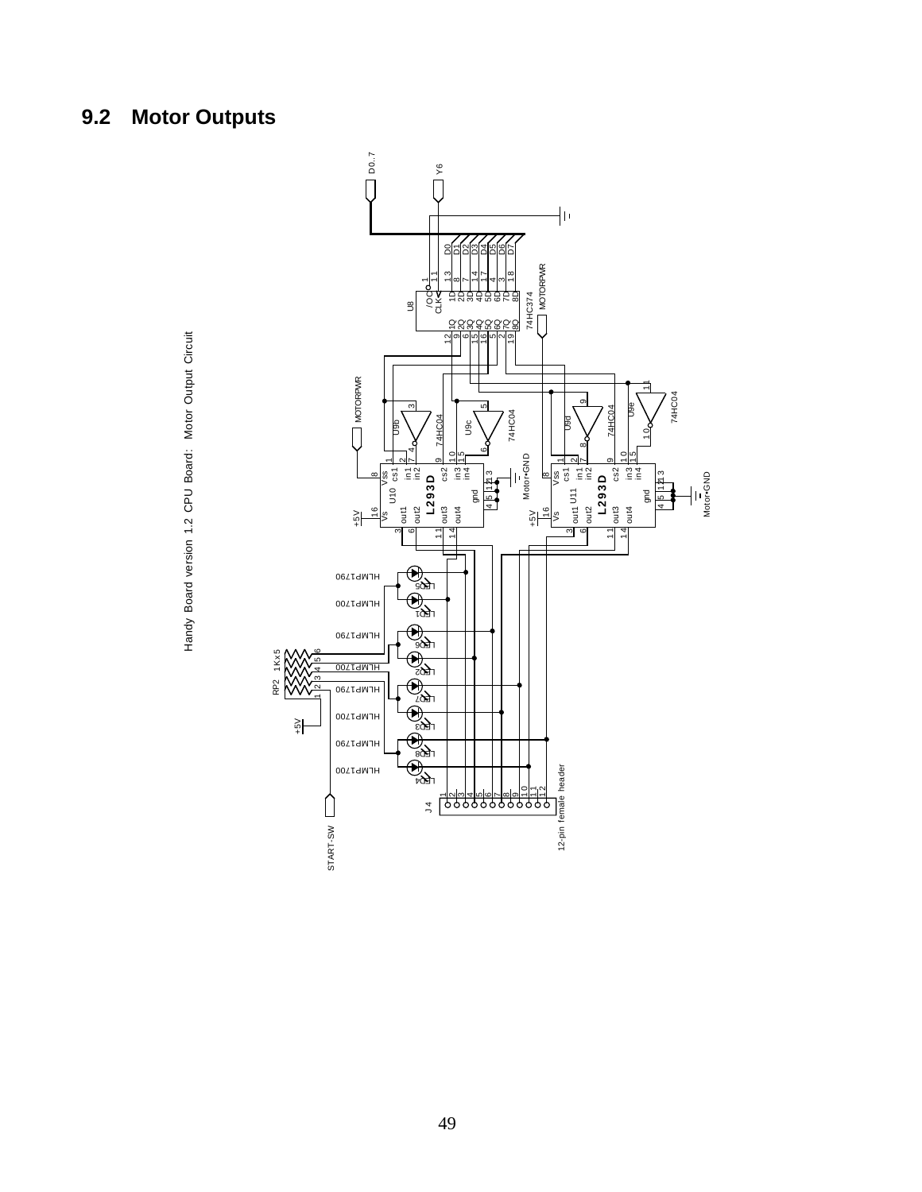## 9.2 Motor Outputs

Handy Board version 1.2 CPU Board: Motor Output Circuit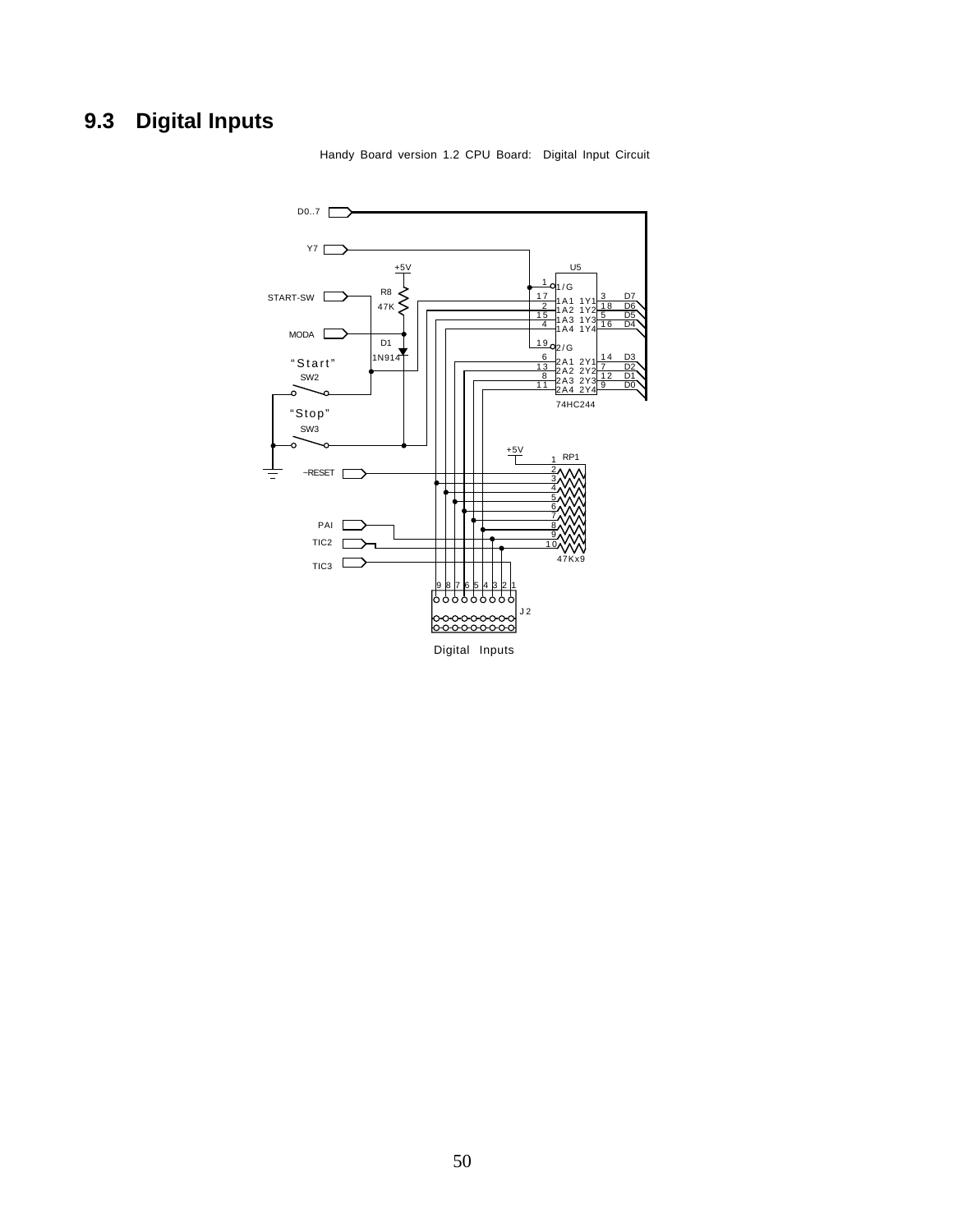## 9.3 Digital Inputs

Handy Board version 1.2 CPU Board: Digital Input Circuit

D0..7

Y7

+5V

U5

START-SW

R8

47K

MODA

D1

1N914

"Start"

SW2

"Stop"

SW3

1 1/G
17 1A1 1Y1 3 D7
2 1A2 1Y2 18 D6
15 1A3 1Y3 5 D5
4 1A4 1Y4 16 D4
19 2/G
6 2A1 2Y1 14 D3
13 2A2 2Y2 7 D2
8 2A3 2Y3 12 D1
11 2A4 2Y4 9 D0

74HC244

+5V

RP1

~RESET

PAI

TIC2

TIC3

47Kx9

9 8 7 6 5 4 3 2 1

J2

Digital Inputs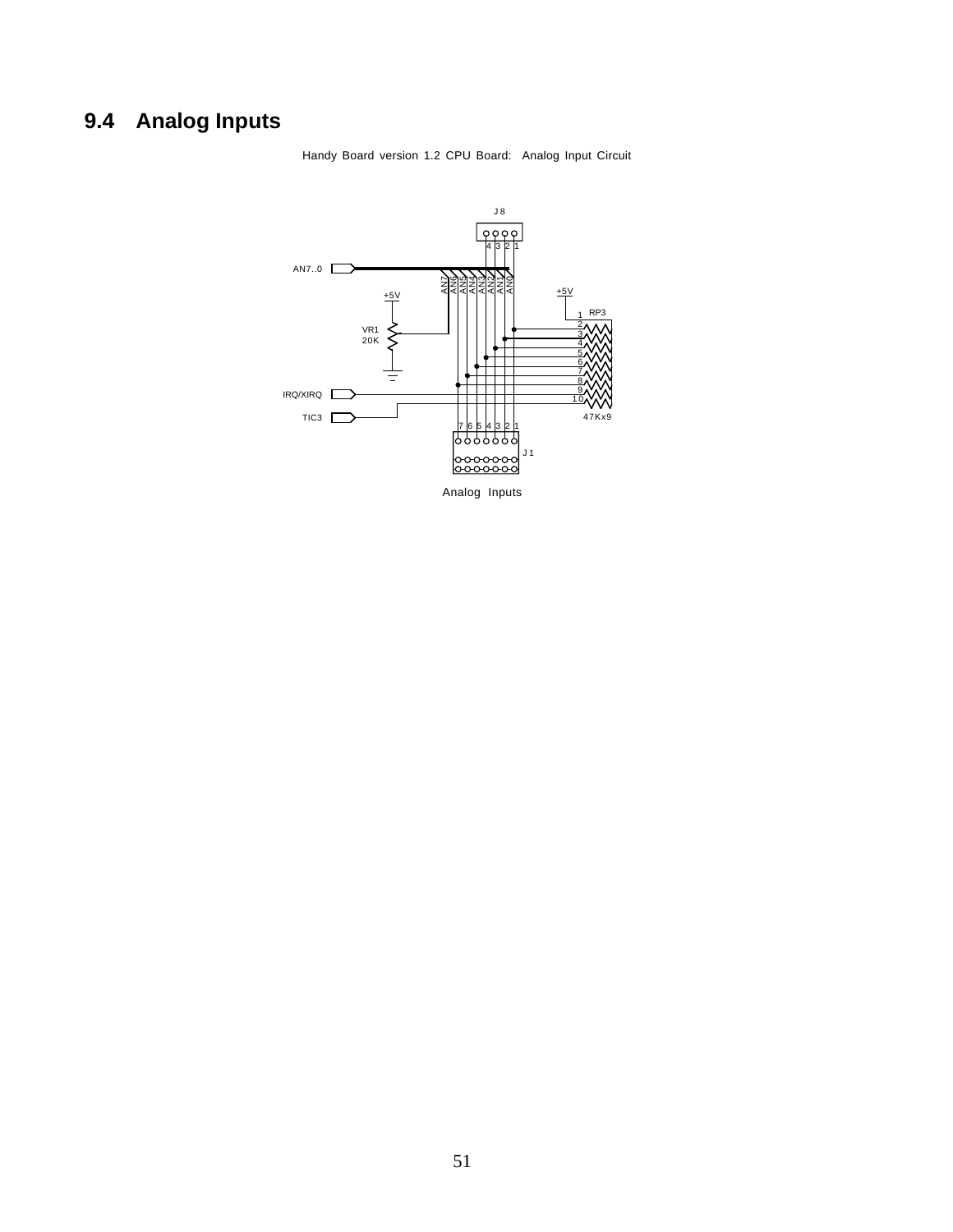## 9.4 Analog Inputs

Handy Board version 1.2 CPU Board: Analog Input Circuit

J8

4 3 2 1

AN7..0

AN7 AN6 AN5 AN4 AN3 AN2 AN1 AN0

+5V

+5V

RP3

1 2 3 4 5 6 7 8 9 10

VR1
20K

IRQ/XIRQ

TIC3

47Kx9

7 6 5 4 3 2 1

J1

Analog Inputs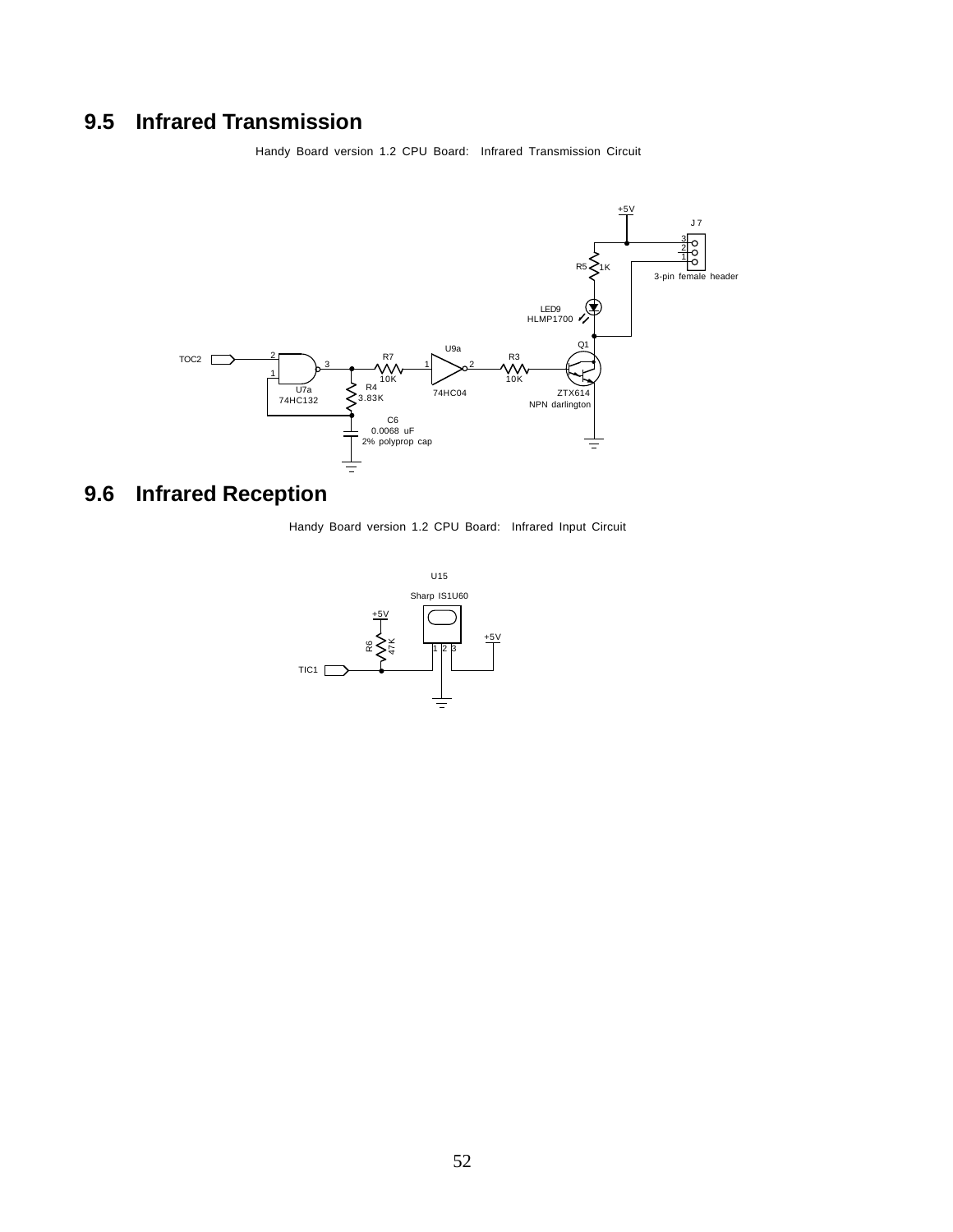## 9.5 Infrared Transmission

Handy Board version 1.2 CPU Board: Infrared Transmission Circuit

+5V

J7

3
2
1

3-pin female header

R5 1K

LED9
HLMP1700

Q1

TOC2

2
3
1

U7a
74HC132

R7
10K

R4
3.83K

U9a

1
2

74HC04

R3
10K

ZTX614
NPN darlington

C6
0.0068 uF
2% polyprop cap

## 9.6 Infrared Reception

Handy Board version 1.2 CPU Board: Infrared Input Circuit

U15

Sharp IS1U60

+5V

R6
47K

1 2 3

+5V

TIC1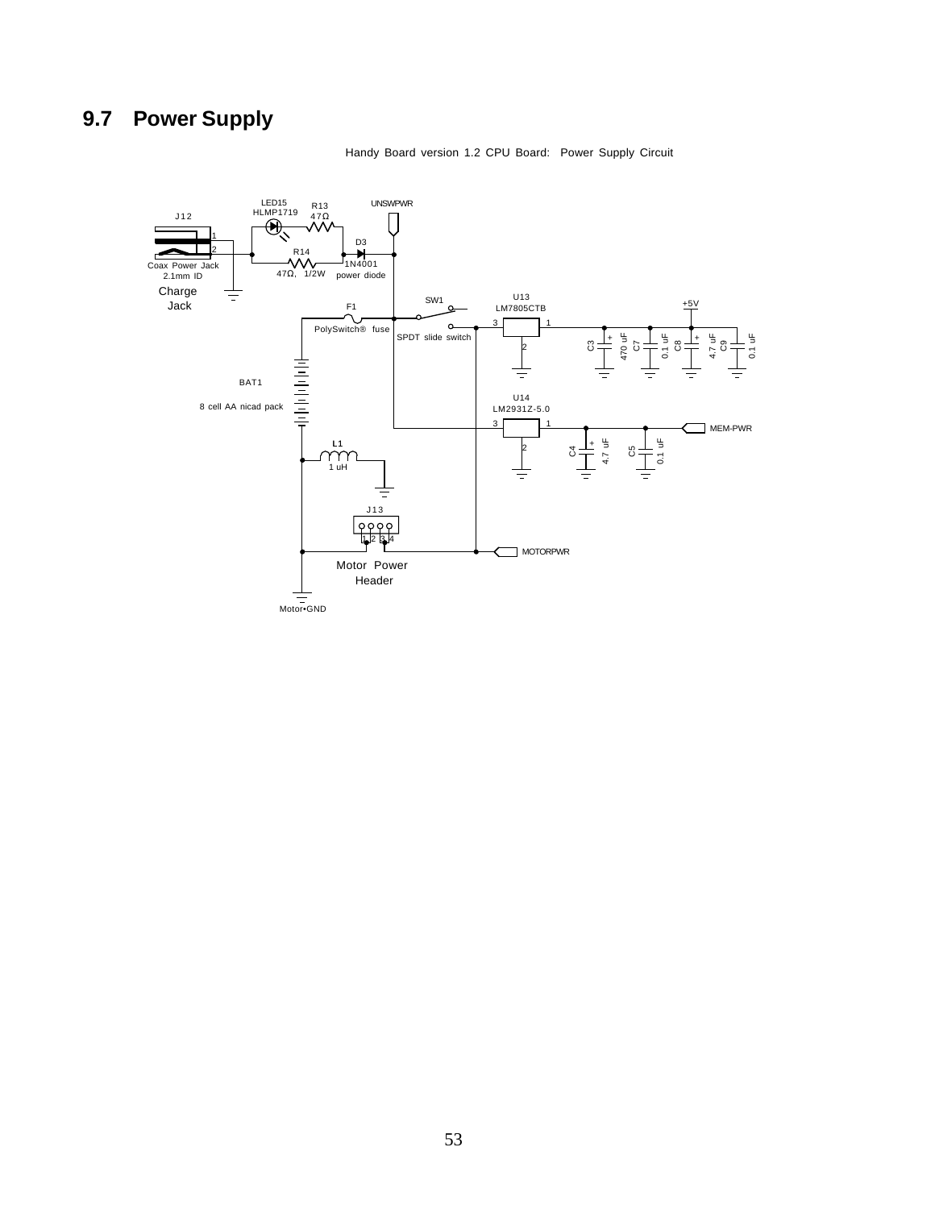## 9.7 Power Supply

Handy Board version 1.2 CPU Board: Power Supply Circuit

J12

1

2

Coax Power Jack
2.1mm ID

Charge
Jack

LED15
HLMP1719

R13
47Ω

R14
47Ω, 1/2W

D3
1N4001
power diode

UNSWPWR

F1
PolySwitch® fuse

SW1
SPDT slide switch

U13
LM7805CTB

3 1

2

+5V

C3 470 uF

C7 0.1 uF

C8 4.7 uF

C9 0.1 uF

BAT1

8 cell AA nicad pack

U14
LM2931Z-5.0

3 1

2

C4 4.7 uF

C5 0.1 uF

MEM-PWR

L1
1 uH

J13

1 2 3 4

Motor Power
Header

MOTORPWR

Motor•GND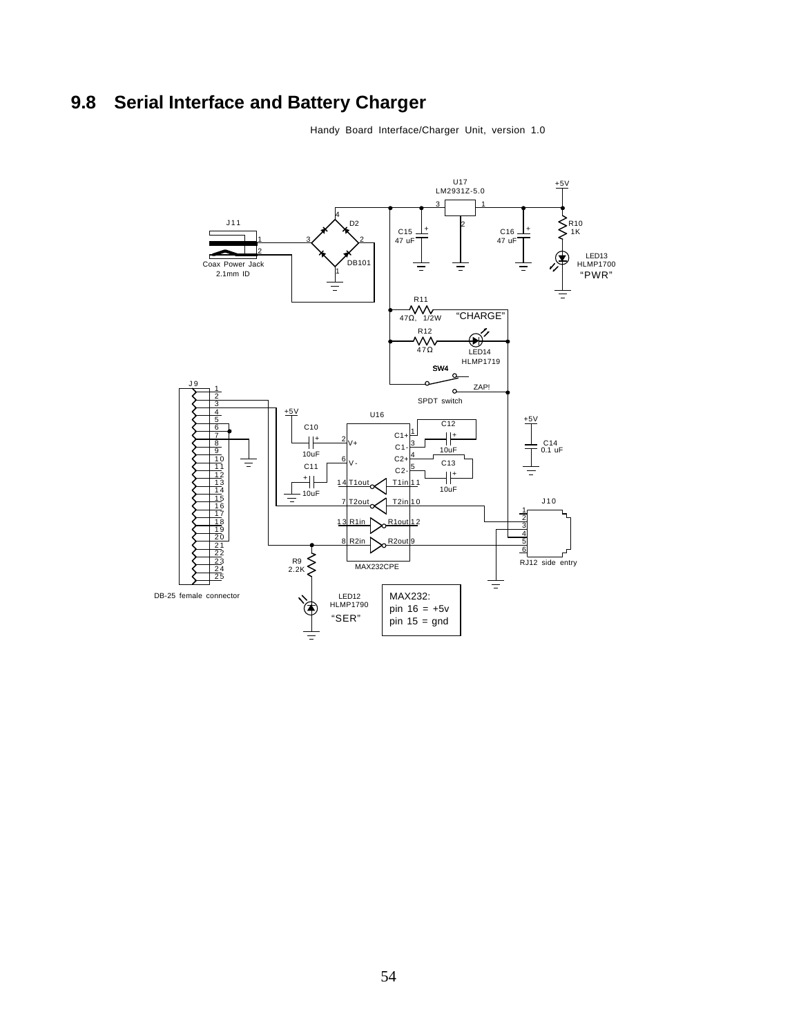## 9.8 Serial Interface and Battery Charger

Handy Board Interface/Charger Unit, version 1.0

U17
LM2931Z-5.0

+5V

J11

D2

C15
47 uF

C16
47 uF

R10
1K

LED13
HLMP1700
"PWR"

Coax Power Jack
2.1mm ID

DB101

R11
47Ω, 1/2W

"CHARGE"

R12
47Ω

LED14
HLMP1719

SW4

ZAP!

SPDT switch

J9

+5V

U16

C10
10uF

C11
10uF

C12
10uF

C13
10uF

+5V

C14
0.1 uF

J10

RJ12 side entry

R9
2.2K

MAX232CPE

DB-25 female connector

LED12
HLMP1790
"SER"

MAX232:
pin 16 = +5v
pin 15 = gnd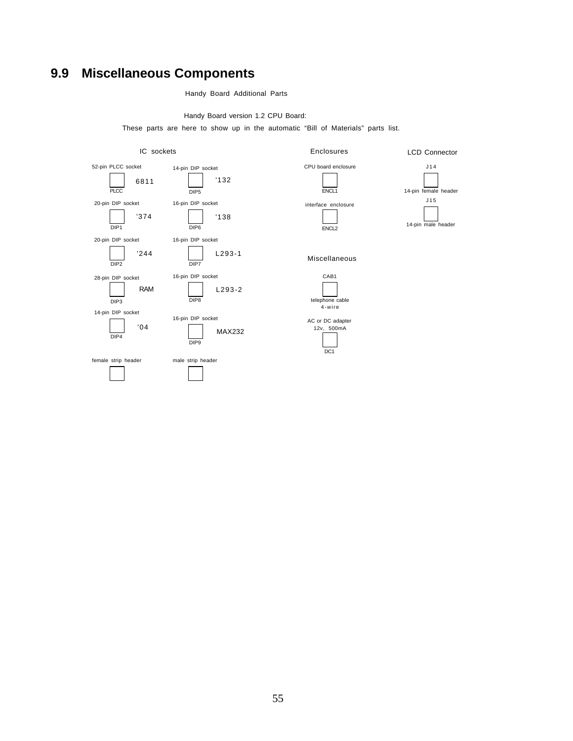## 9.9 Miscellaneous Components

Handy Board Additional Parts

Handy Board version 1.2 CPU Board:

These parts are here to show up in the automatic “Bill of Materials” parts list.

**IC sockets**

- 52-pin PLCC socket — PLCC — 6811
- 20-pin DIP socket — DIP1 — '374
- 20-pin DIP socket — DIP2 — '244
- 28-pin DIP socket — DIP3 — RAM
- 14-pin DIP socket — DIP4 — '04
- 14-pin DIP socket — DIP5 — '132
- 16-pin DIP socket — DIP6 — '138
- 16-pin DIP socket — DIP7 — L293-1
- 16-pin DIP socket — DIP8 — L293-2
- 16-pin DIP socket — DIP9 — MAX232
- female strip header
- male strip header

**Enclosures**

- CPU board enclosure — ENCL1
- interface enclosure — ENCL2

**Miscellaneous**

- CAB1 — telephone cable 4-wire
- AC or DC adapter 12v, 500mA — DC1

**LCD Connector**

- J14 — 14-pin female header
- J15 — 14-pin male header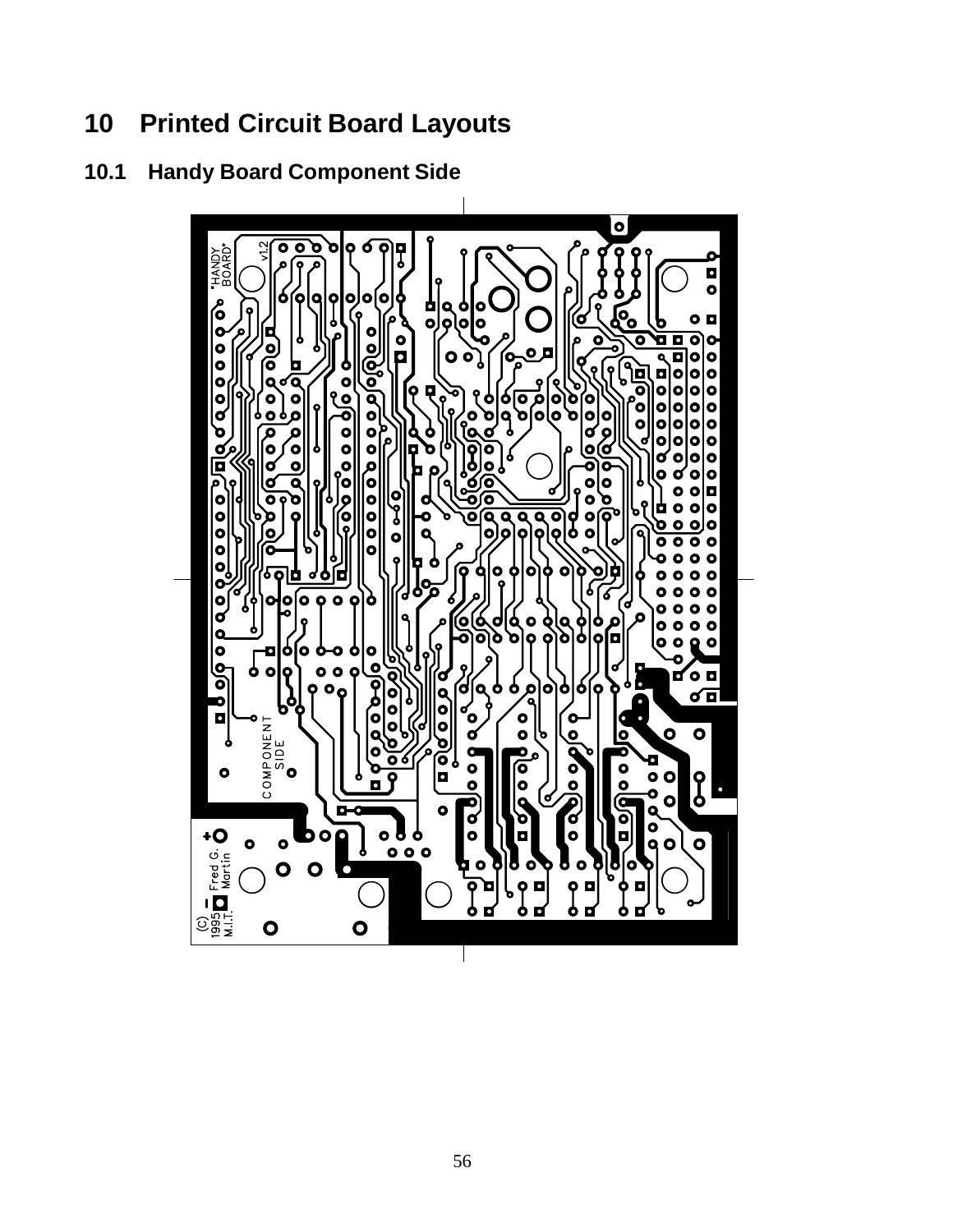# 10 Printed Circuit Board Layouts

## 10.1 Handy Board Component Side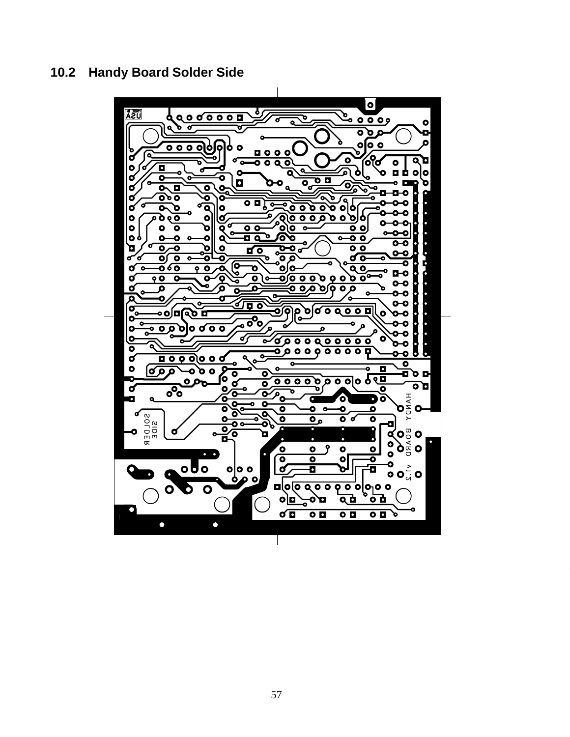## 10.2 Handy Board Solder Side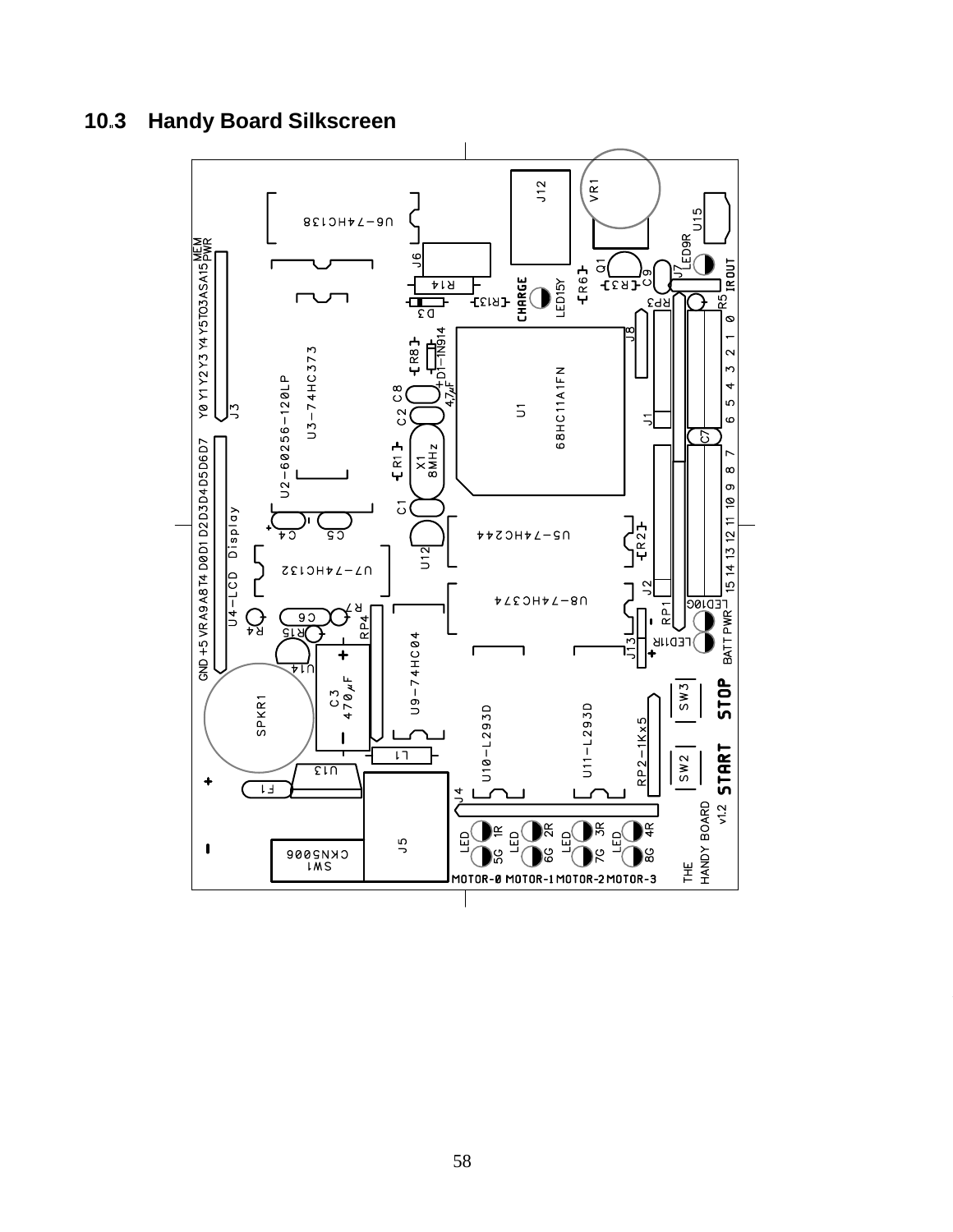## 10.3 Handy Board Silkscreen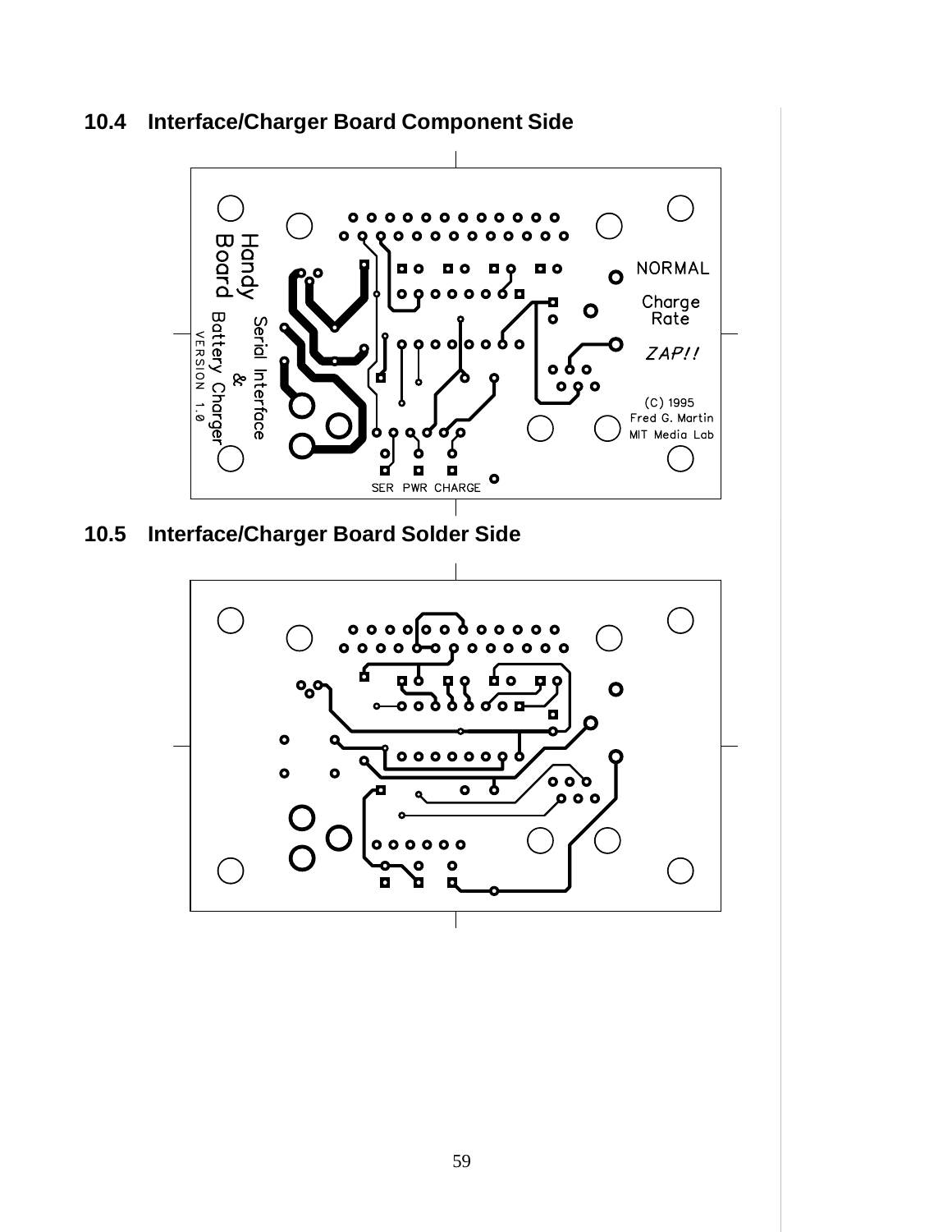## 10.4 Interface/Charger Board Component Side

Handy Board

Serial Interface & Battery Charger

VERSION 1.0

NORMAL

Charge Rate

ZAP!!

(C) 1995
Fred G. Martin
MIT Media Lab

SER PWR CHARGE

## 10.5 Interface/Charger Board Solder Side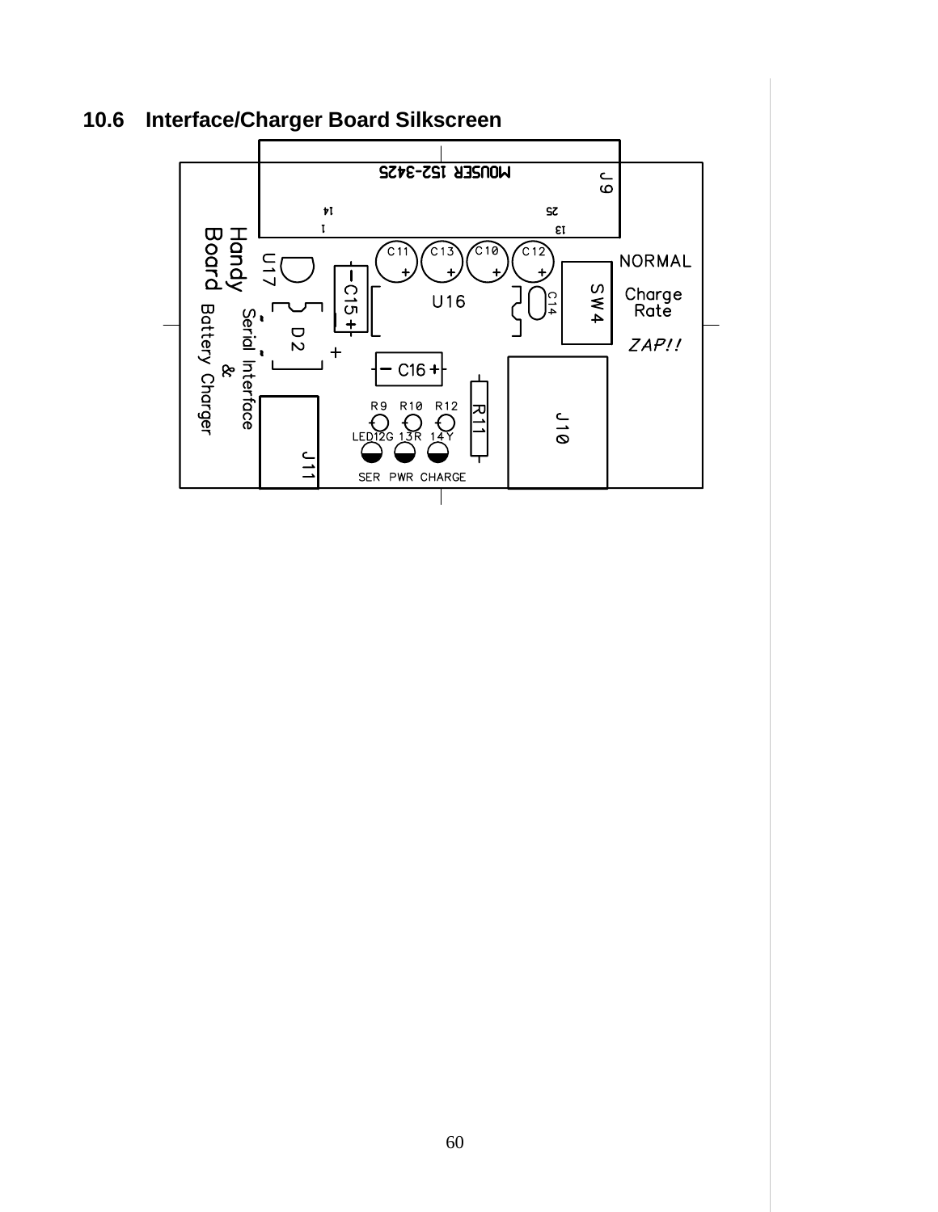## 10.6 Interface/Charger Board Silkscreen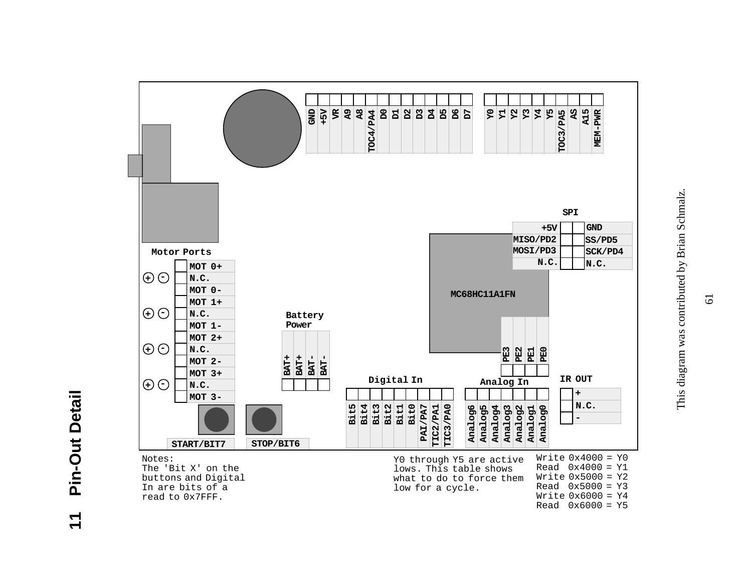# 11 Pin-Out Detail

| GND | +5V | VR | A9 | A8 | TOC4/PA4 | D0 | D1 | D2 | D3 | D4 | D5 | D6 | D7 |
|---|---|---|---|---|---|---|---|---|---|---|---|---|---|

| Y0 | Y1 | Y2 | Y3 | Y4 | Y5 | TOC3/PA5 | AS | A15 | MEM-PWR |
|---|---|---|---|---|---|---|---|---|---|

**SPI**

| | | |
|---|---|---|
| +5V | | GND |
| MISO/PD2 | | SS/PD5 |
| MOSI/PD3 | | SCK/PD4 |
| N.C. | | N.C. |

MC68HC11A1FN

| PE3 | PE2 | PE1 | PE0 |
|---|---|---|---|

**Motor Ports**

| | |
|---|---|
| + - | MOT 0+ |
| | N.C. |
| | MOT 0- |
| + - | MOT 1+ |
| | N.C. |
| | MOT 1- |
| + - | MOT 2+ |
| | N.C. |
| | MOT 2- |
| + - | MOT 3+ |
| | N.C. |
| | MOT 3- |

**Battery Power**

| BAT+ | BAT+ | BAT- | BAT- |
|---|---|---|---|

**Digital In**

| Bit5 | Bit4 | Bit3 | Bit2 | Bit1 | Bit0 | PAI/PA7 | TIC2/PA1 | TIC3/PA0 |
|---|---|---|---|---|---|---|---|---|

**Analog In**

| Analog6 | Analog5 | Analog4 | Analog3 | Analog2 | Analog1 | Analog0 |
|---|---|---|---|---|---|---|

**IR OUT**

| |
|---|
| + |
| N.C. |
| - |

START/BIT7

STOP/BIT6

Notes:
The 'Bit X' on the buttons and Digital In are bits of a read to 0x7FFF.

Y0 through Y5 are active lows. This table shows what to do to force them low for a cycle.

```
Write 0x4000 = Y0
Read  0x4000 = Y1
Write 0x5000 = Y2
Read  0x5000 = Y3
Write 0x6000 = Y4
Read  0x6000 = Y5
```

This diagram was contributed by Brian Schmalz.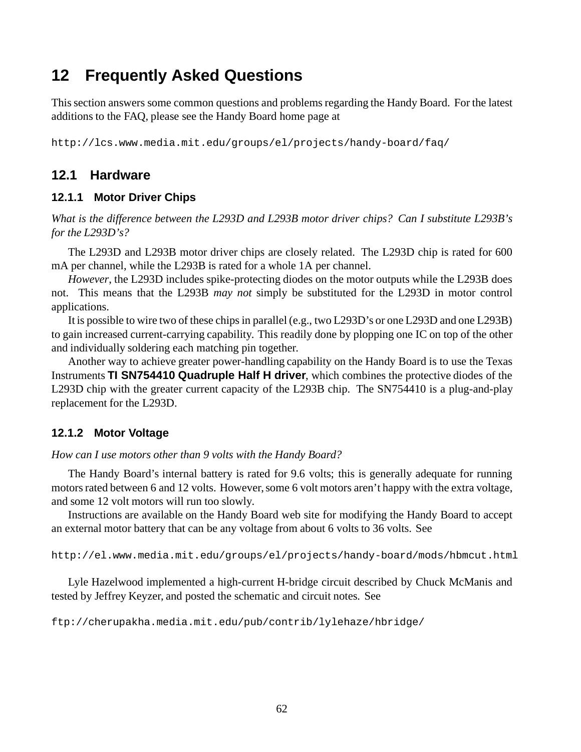# 12 Frequently Asked Questions

This section answers some common questions and problems regarding the Handy Board. For the latest additions to the FAQ, please see the Handy Board home page at

```
http://lcs.www.media.mit.edu/groups/el/projects/handy-board/faq/
```

## 12.1 Hardware

### 12.1.1 Motor Driver Chips

*What is the difference between the L293D and L293B motor driver chips? Can I substitute L293B's for the L293D's?*

The L293D and L293B motor driver chips are closely related. The L293D chip is rated for 600 mA per channel, while the L293B is rated for a whole 1A per channel.

*However*, the L293D includes spike-protecting diodes on the motor outputs while the L293B does not. This means that the L293B *may not* simply be substituted for the L293D in motor control applications.

It is possible to wire two of these chips in parallel (e.g., two L293D's or one L293D and one L293B) to gain increased current-carrying capability. This readily done by plopping one IC on top of the other and individually soldering each matching pin together.

Another way to achieve greater power-handling capability on the Handy Board is to use the Texas Instruments **TI SN754410 Quadruple Half H driver**, which combines the protective diodes of the L293D chip with the greater current capacity of the L293B chip. The SN754410 is a plug-and-play replacement for the L293D.

### 12.1.2 Motor Voltage

*How can I use motors other than 9 volts with the Handy Board?*

The Handy Board's internal battery is rated for 9.6 volts; this is generally adequate for running motors rated between 6 and 12 volts. However, some 6 volt motors aren't happy with the extra voltage, and some 12 volt motors will run too slowly.

Instructions are available on the Handy Board web site for modifying the Handy Board to accept an external motor battery that can be any voltage from about 6 volts to 36 volts. See

```
http://el.www.media.mit.edu/groups/el/projects/handy-board/mods/hbmcut.html
```

Lyle Hazelwood implemented a high-current H-bridge circuit described by Chuck McManis and tested by Jeffrey Keyzer, and posted the schematic and circuit notes. See

```
ftp://cherupakha.media.mit.edu/pub/contrib/lylehaze/hbridge/
```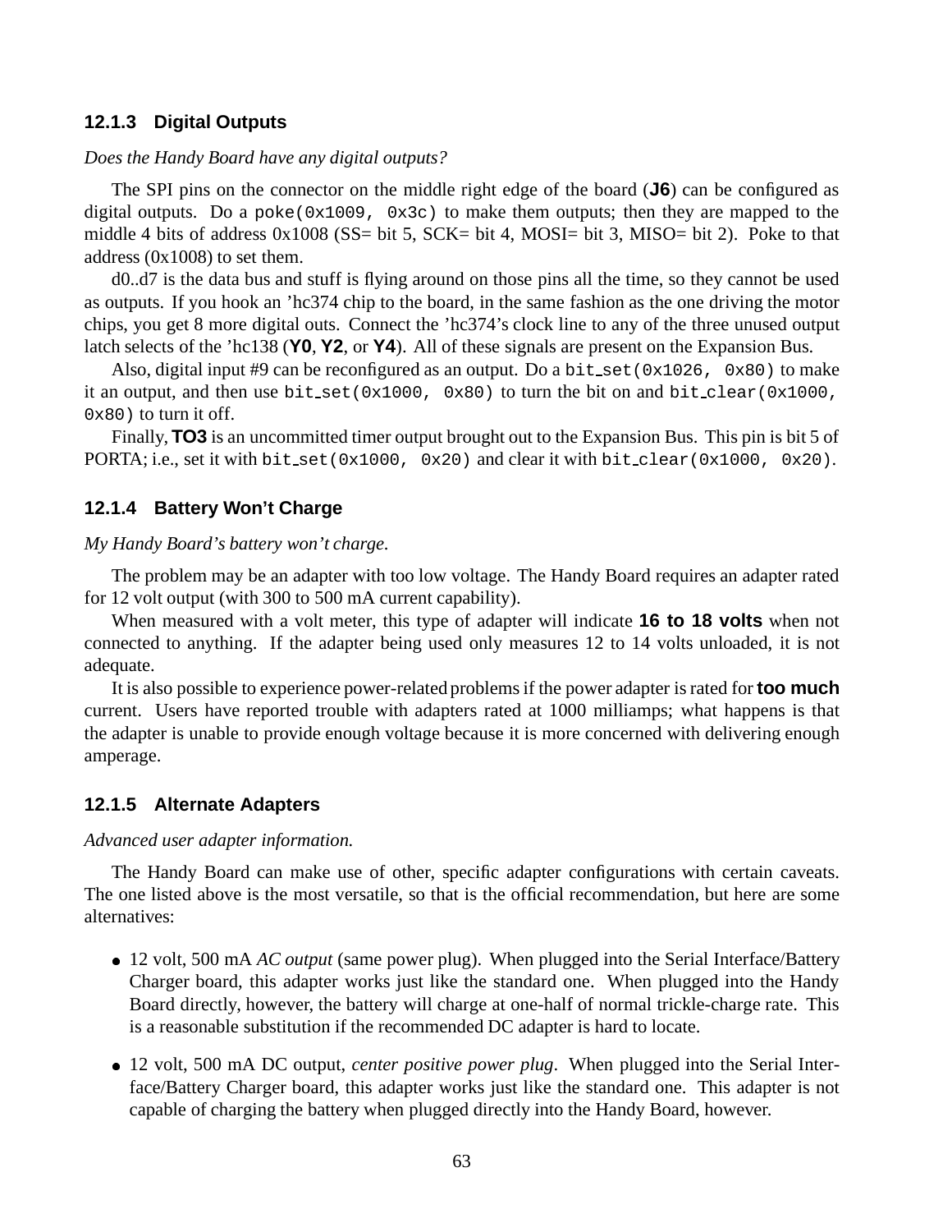### 12.1.3 Digital Outputs

*Does the Handy Board have any digital outputs?*

The SPI pins on the connector on the middle right edge of the board (**J6**) can be configured as digital outputs. Do a `poke(0x1009, 0x3c)` to make them outputs; then they are mapped to the middle 4 bits of address 0x1008 (SS= bit 5, SCK= bit 4, MOSI= bit 3, MISO= bit 2). Poke to that address (0x1008) to set them.

d0..d7 is the data bus and stuff is flying around on those pins all the time, so they cannot be used as outputs. If you hook an 'hc374 chip to the board, in the same fashion as the one driving the motor chips, you get 8 more digital outs. Connect the 'hc374's clock line to any of the three unused output latch selects of the 'hc138 (**Y0**, **Y2**, or **Y4**). All of these signals are present on the Expansion Bus.

Also, digital input #9 can be reconfigured as an output. Do a `bit_set(0x1026, 0x80)` to make it an output, and then use `bit_set(0x1000, 0x80)` to turn the bit on and `bit_clear(0x1000, 0x80)` to turn it off.

Finally, **TO3** is an uncommitted timer output brought out to the Expansion Bus. This pin is bit 5 of PORTA; i.e., set it with `bit_set(0x1000, 0x20)` and clear it with `bit_clear(0x1000, 0x20)`.

### 12.1.4 Battery Won't Charge

*My Handy Board's battery won't charge.*

The problem may be an adapter with too low voltage. The Handy Board requires an adapter rated for 12 volt output (with 300 to 500 mA current capability).

When measured with a volt meter, this type of adapter will indicate **16 to 18 volts** when not connected to anything. If the adapter being used only measures 12 to 14 volts unloaded, it is not adequate.

It is also possible to experience power-related problems if the power adapter is rated for **too much** current. Users have reported trouble with adapters rated at 1000 milliamps; what happens is that the adapter is unable to provide enough voltage because it is more concerned with delivering enough amperage.

### 12.1.5 Alternate Adapters

*Advanced user adapter information.*

The Handy Board can make use of other, specific adapter configurations with certain caveats. The one listed above is the most versatile, so that is the official recommendation, but here are some alternatives:

- 12 volt, 500 mA *AC output* (same power plug). When plugged into the Serial Interface/Battery Charger board, this adapter works just like the standard one. When plugged into the Handy Board directly, however, the battery will charge at one-half of normal trickle-charge rate. This is a reasonable substitution if the recommended DC adapter is hard to locate.

- 12 volt, 500 mA DC output, *center positive power plug*. When plugged into the Serial Interface/Battery Charger board, this adapter works just like the standard one. This adapter is not capable of charging the battery when plugged directly into the Handy Board, however.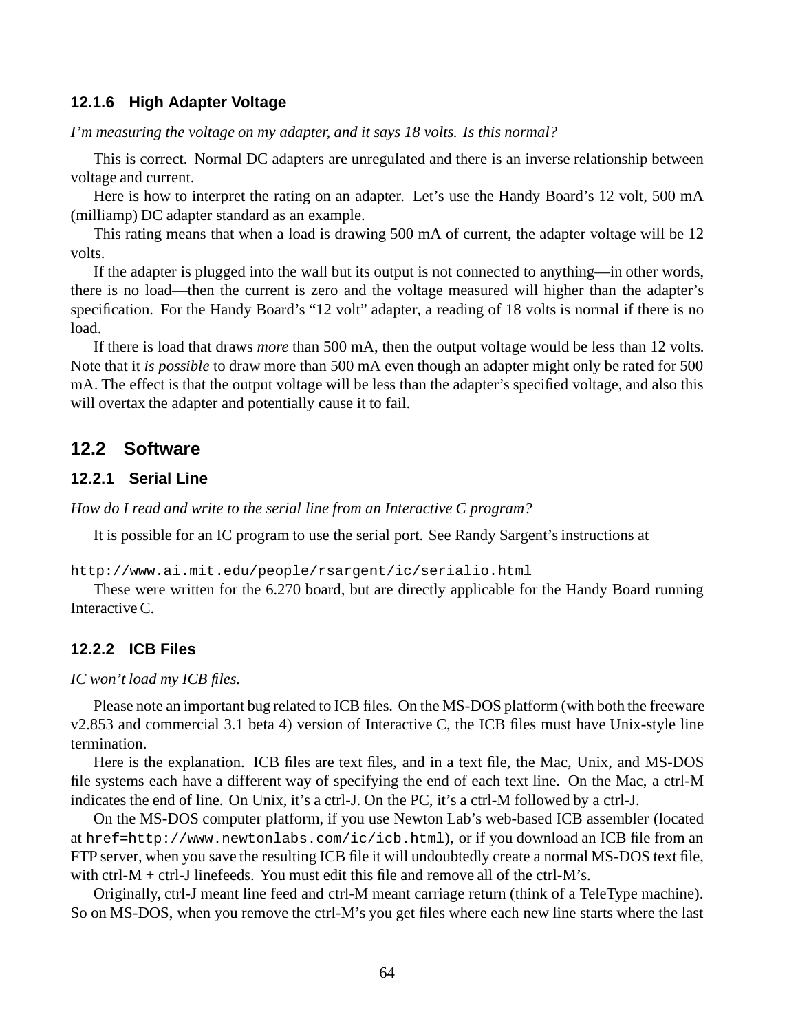#### 12.1.6 High Adapter Voltage

*I'm measuring the voltage on my adapter, and it says 18 volts. Is this normal?*

This is correct. Normal DC adapters are unregulated and there is an inverse relationship between voltage and current.

Here is how to interpret the rating on an adapter. Let's use the Handy Board's 12 volt, 500 mA (milliamp) DC adapter standard as an example.

This rating means that when a load is drawing 500 mA of current, the adapter voltage will be 12 volts.

If the adapter is plugged into the wall but its output is not connected to anything—in other words, there is no load—then the current is zero and the voltage measured will higher than the adapter's specification. For the Handy Board's "12 volt" adapter, a reading of 18 volts is normal if there is no load.

If there is load that draws *more* than 500 mA, then the output voltage would be less than 12 volts. Note that it *is possible* to draw more than 500 mA even though an adapter might only be rated for 500 mA. The effect is that the output voltage will be less than the adapter's specified voltage, and also this will overtax the adapter and potentially cause it to fail.

## 12.2 Software

#### 12.2.1 Serial Line

*How do I read and write to the serial line from an Interactive C program?*

It is possible for an IC program to use the serial port. See Randy Sargent's instructions at

`http://www.ai.mit.edu/people/rsargent/ic/serialio.html`

These were written for the 6.270 board, but are directly applicable for the Handy Board running Interactive C.

#### 12.2.2 ICB Files

*IC won't load my ICB files.*

Please note an important bug related to ICB files. On the MS-DOS platform (with both the freeware v2.853 and commercial 3.1 beta 4) version of Interactive C, the ICB files must have Unix-style line termination.

Here is the explanation. ICB files are text files, and in a text file, the Mac, Unix, and MS-DOS file systems each have a different way of specifying the end of each text line. On the Mac, a ctrl-M indicates the end of line. On Unix, it's a ctrl-J. On the PC, it's a ctrl-M followed by a ctrl-J.

On the MS-DOS computer platform, if you use Newton Lab's web-based ICB assembler (located at `href=http://www.newtonlabs.com/ic/icb.html`), or if you download an ICB file from an FTP server, when you save the resulting ICB file it will undoubtedly create a normal MS-DOS text file, with ctrl-M + ctrl-J linefeeds. You must edit this file and remove all of the ctrl-M's.

Originally, ctrl-J meant line feed and ctrl-M meant carriage return (think of a TeleType machine). So on MS-DOS, when you remove the ctrl-M's you get files where each new line starts where the last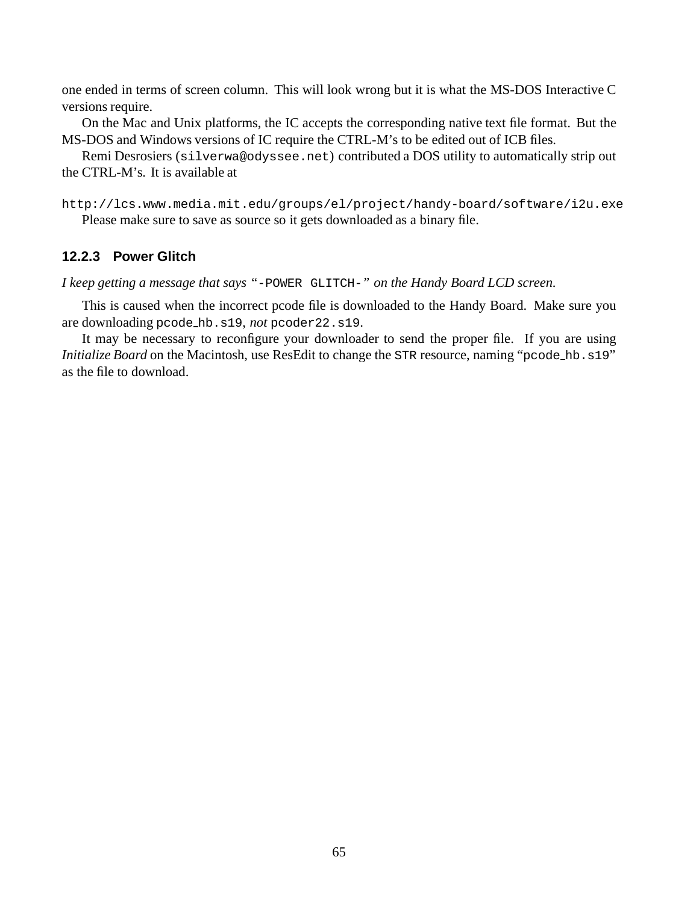one ended in terms of screen column. This will look wrong but it is what the MS-DOS Interactive C versions require.

On the Mac and Unix platforms, the IC accepts the corresponding native text file format. But the MS-DOS and Windows versions of IC require the CTRL-M's to be edited out of ICB files.

Remi Desrosiers (`silverwa@odyssee.net`) contributed a DOS utility to automatically strip out the CTRL-M's. It is available at

`http://lcs.www.media.mit.edu/groups/el/project/handy-board/software/i2u.exe`

Please make sure to save as source so it gets downloaded as a binary file.

### 12.2.3 Power Glitch

*I keep getting a message that says "*`-POWER GLITCH-`*" on the Handy Board LCD screen.*

This is caused when the incorrect pcode file is downloaded to the Handy Board. Make sure you are downloading `pcode_hb.s19`, *not* `pcoder22.s19`.

It may be necessary to reconfigure your downloader to send the proper file. If you are using *Initialize Board* on the Macintosh, use ResEdit to change the `STR` resource, naming "`pcode_hb.s19`" as the file to download.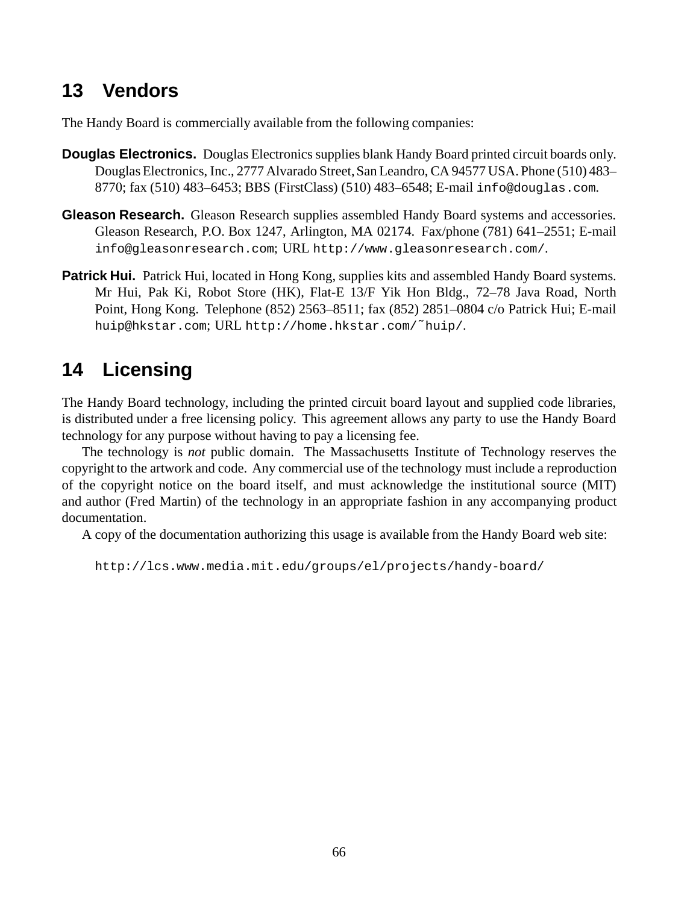## 13 Vendors

The Handy Board is commercially available from the following companies:

**Douglas Electronics.** Douglas Electronics supplies blank Handy Board printed circuit boards only. Douglas Electronics, Inc., 2777 Alvarado Street, San Leandro, CA 94577 USA. Phone (510) 483–8770; fax (510) 483–6453; BBS (FirstClass) (510) 483–6548; E-mail `info@douglas.com`.

**Gleason Research.** Gleason Research supplies assembled Handy Board systems and accessories. Gleason Research, P.O. Box 1247, Arlington, MA 02174. Fax/phone (781) 641–2551; E-mail `info@gleasonresearch.com`; URL `http://www.gleasonresearch.com/`.

**Patrick Hui.** Patrick Hui, located in Hong Kong, supplies kits and assembled Handy Board systems. Mr Hui, Pak Ki, Robot Store (HK), Flat-E 13/F Yik Hon Bldg., 72–78 Java Road, North Point, Hong Kong. Telephone (852) 2563–8511; fax (852) 2851–0804 c/o Patrick Hui; E-mail `huip@hkstar.com`; URL `http://home.hkstar.com/~huip/`.

## 14 Licensing

The Handy Board technology, including the printed circuit board layout and supplied code libraries, is distributed under a free licensing policy. This agreement allows any party to use the Handy Board technology for any purpose without having to pay a licensing fee.

The technology is *not* public domain. The Massachusetts Institute of Technology reserves the copyright to the artwork and code. Any commercial use of the technology must include a reproduction of the copyright notice on the board itself, and must acknowledge the institutional source (MIT) and author (Fred Martin) of the technology in an appropriate fashion in any accompanying product documentation.

A copy of the documentation authorizing this usage is available from the Handy Board web site:

```
http://lcs.www.media.mit.edu/groups/el/projects/handy-board/
```